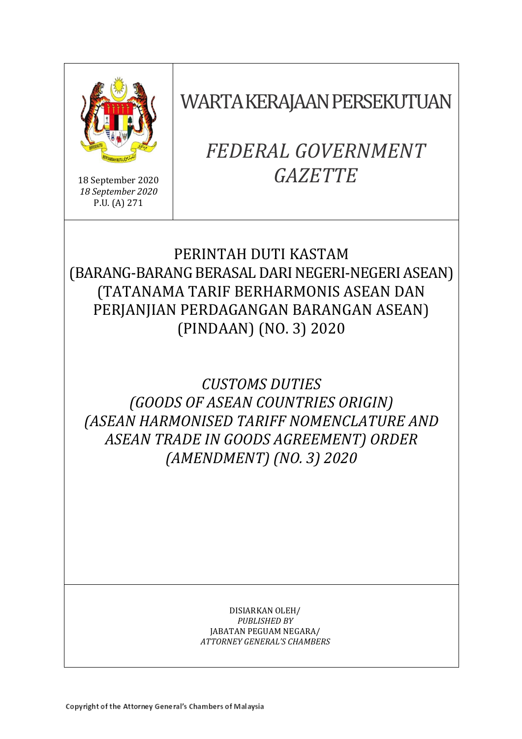18 September 2020
*18 September 2020*
P.U. (A) 271

# WARTA KERAJAAN PERSEKUTUAN

# *FEDERAL GOVERNMENT GAZETTE*

## PERINTAH DUTI KASTAM (BARANG-BARANG BERASAL DARI NEGERI-NEGERI ASEAN) (TATANAMA TARIF BERHARMONIS ASEAN DAN PERJANJIAN PERDAGANGAN BARANGAN ASEAN) (PINDAAN) (NO. 3) 2020

## *CUSTOMS DUTIES (GOODS OF ASEAN COUNTRIES ORIGIN) (ASEAN HARMONISED TARIFF NOMENCLATURE AND ASEAN TRADE IN GOODS AGREEMENT) ORDER (AMENDMENT) (NO. 3) 2020*

DISIARKAN OLEH/
*PUBLISHED BY*
JABATAN PEGUAM NEGARA/
*ATTORNEY GENERAL'S CHAMBERS*

Copyright of the Attorney General's Chambers of Malaysia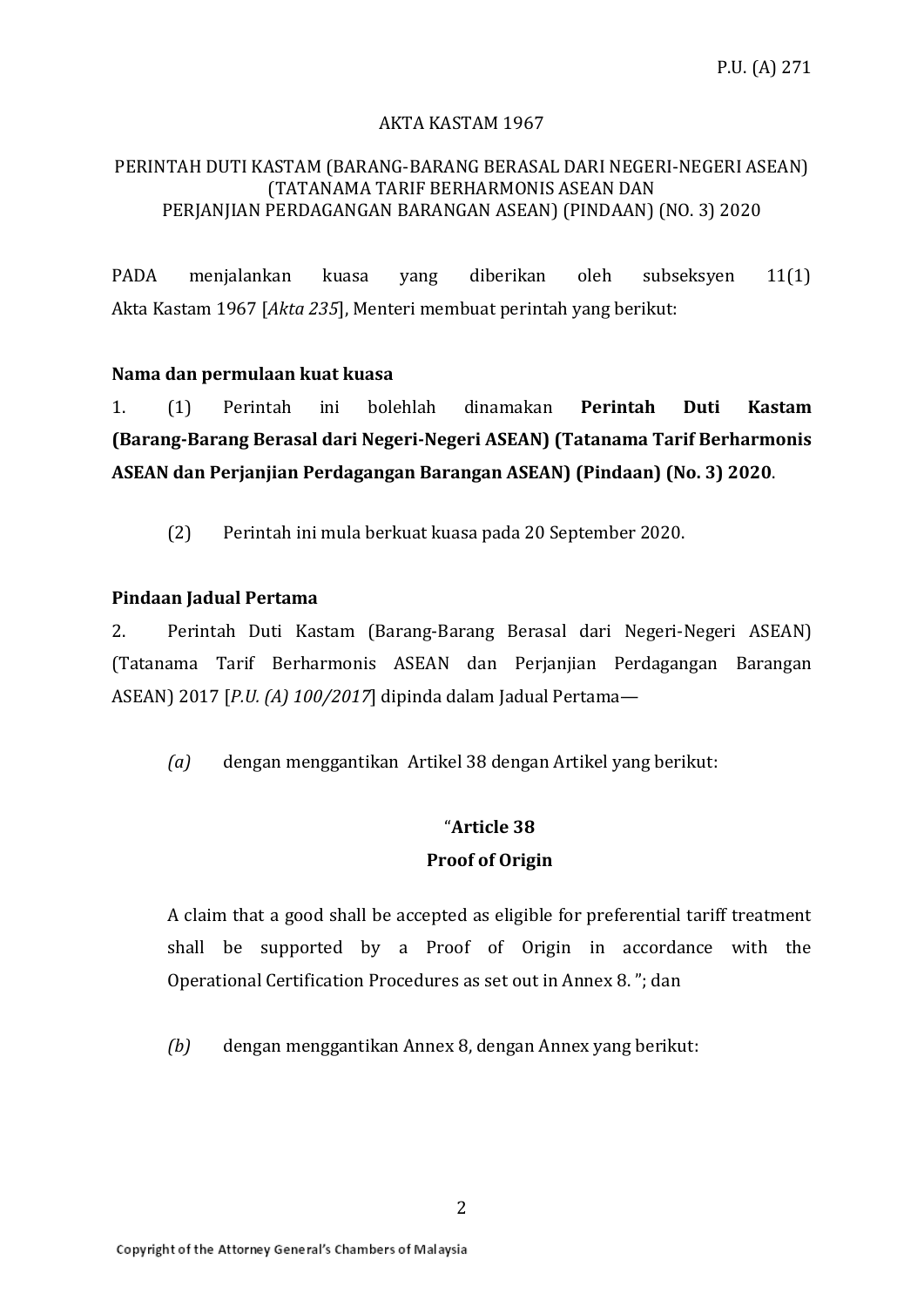AKTA KASTAM 1967

PERINTAH DUTI KASTAM (BARANG-BARANG BERASAL DARI NEGERI-NEGERI ASEAN) (TATANAMA TARIF BERHARMONIS ASEAN DAN PERJANJIAN PERDAGANGAN BARANGAN ASEAN) (PINDAAN) (NO. 3) 2020

PADA menjalankan kuasa yang diberikan oleh subseksyen 11(1) Akta Kastam 1967 [*Akta 235*], Menteri membuat perintah yang berikut:

**Nama dan permulaan kuat kuasa**

1. (1) Perintah ini bolehlah dinamakan **Perintah Duti Kastam (Barang-Barang Berasal dari Negeri-Negeri ASEAN) (Tatanama Tarif Berharmonis ASEAN dan Perjanjian Perdagangan Barangan ASEAN) (Pindaan) (No. 3) 2020**.

(2) Perintah ini mula berkuat kuasa pada 20 September 2020.

**Pindaan Jadual Pertama**

2. Perintah Duti Kastam (Barang-Barang Berasal dari Negeri-Negeri ASEAN) (Tatanama Tarif Berharmonis ASEAN dan Perjanjian Perdagangan Barangan ASEAN) 2017 [*P.U. (A) 100/2017*] dipinda dalam Jadual Pertama—

*(a)* dengan menggantikan Artikel 38 dengan Artikel yang berikut:

"**Article 38**

**Proof of Origin**

A claim that a good shall be accepted as eligible for preferential tariff treatment shall be supported by a Proof of Origin in accordance with the Operational Certification Procedures as set out in Annex 8. "; dan

*(b)* dengan menggantikan Annex 8, dengan Annex yang berikut: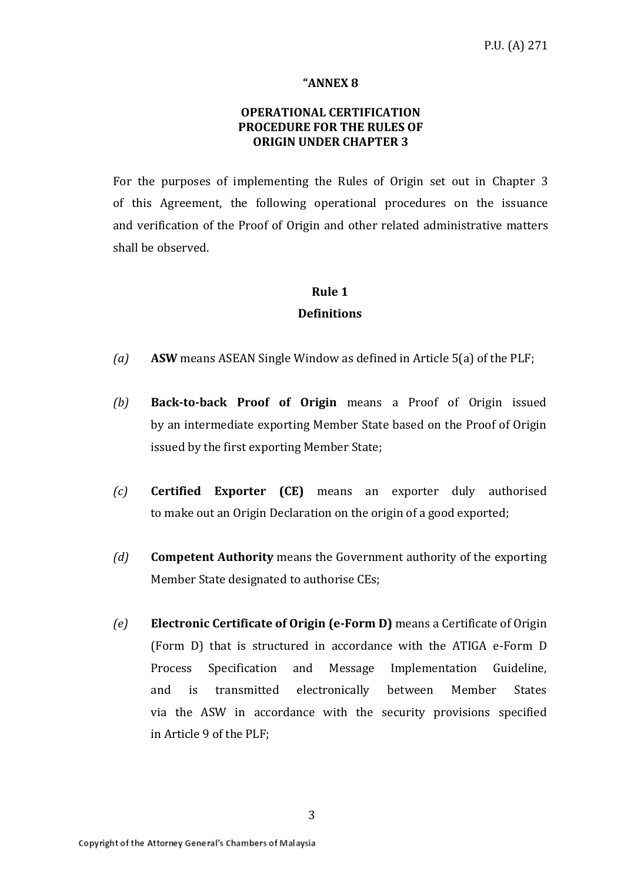"ANNEX 8

## OPERATIONAL CERTIFICATION PROCEDURE FOR THE RULES OF ORIGIN UNDER CHAPTER 3

For the purposes of implementing the Rules of Origin set out in Chapter 3 of this Agreement, the following operational procedures on the issuance and verification of the Proof of Origin and other related administrative matters shall be observed.

### Rule 1
### Definitions

*(a)* **ASW** means ASEAN Single Window as defined in Article 5(a) of the PLF;

*(b)* **Back-to-back Proof of Origin** means a Proof of Origin issued by an intermediate exporting Member State based on the Proof of Origin issued by the first exporting Member State;

*(c)* **Certified Exporter (CE)** means an exporter duly authorised to make out an Origin Declaration on the origin of a good exported;

*(d)* **Competent Authority** means the Government authority of the exporting Member State designated to authorise CEs;

*(e)* **Electronic Certificate of Origin (e-Form D)** means a Certificate of Origin (Form D) that is structured in accordance with the ATIGA e-Form D Process Specification and Message Implementation Guideline, and is transmitted electronically between Member States via the ASW in accordance with the security provisions specified in Article 9 of the PLF;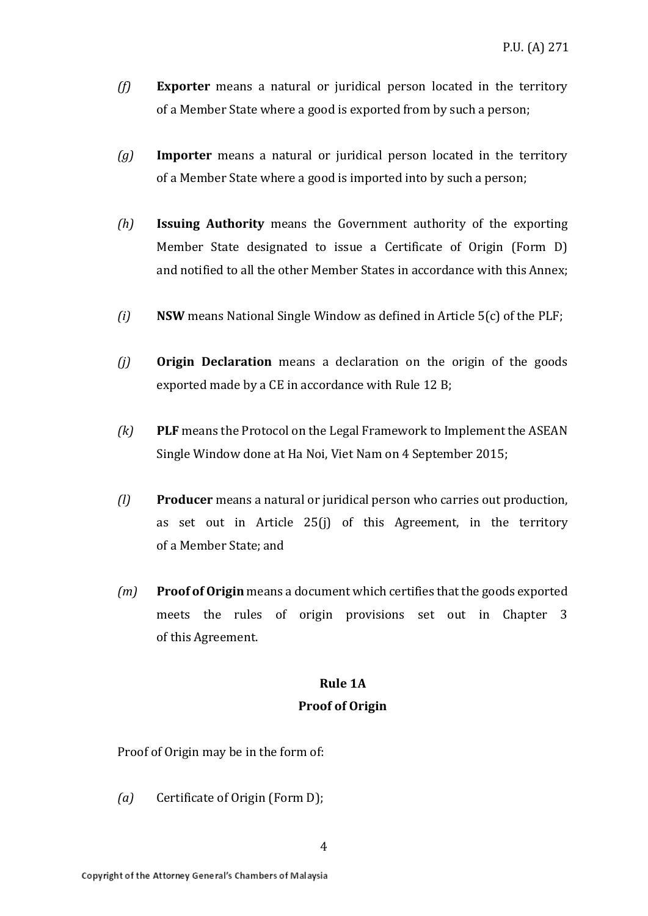*(f)* **Exporter** means a natural or juridical person located in the territory of a Member State where a good is exported from by such a person;

*(g)* **Importer** means a natural or juridical person located in the territory of a Member State where a good is imported into by such a person;

*(h)* **Issuing Authority** means the Government authority of the exporting Member State designated to issue a Certificate of Origin (Form D) and notified to all the other Member States in accordance with this Annex;

*(i)* **NSW** means National Single Window as defined in Article 5(c) of the PLF;

*(j)* **Origin Declaration** means a declaration on the origin of the goods exported made by a CE in accordance with Rule 12 B;

*(k)* **PLF** means the Protocol on the Legal Framework to Implement the ASEAN Single Window done at Ha Noi, Viet Nam on 4 September 2015;

*(l)* **Producer** means a natural or juridical person who carries out production, as set out in Article 25(j) of this Agreement, in the territory of a Member State; and

*(m)* **Proof of Origin** means a document which certifies that the goods exported meets the rules of origin provisions set out in Chapter 3 of this Agreement.

## Rule 1A
## Proof of Origin

Proof of Origin may be in the form of:

*(a)* Certificate of Origin (Form D);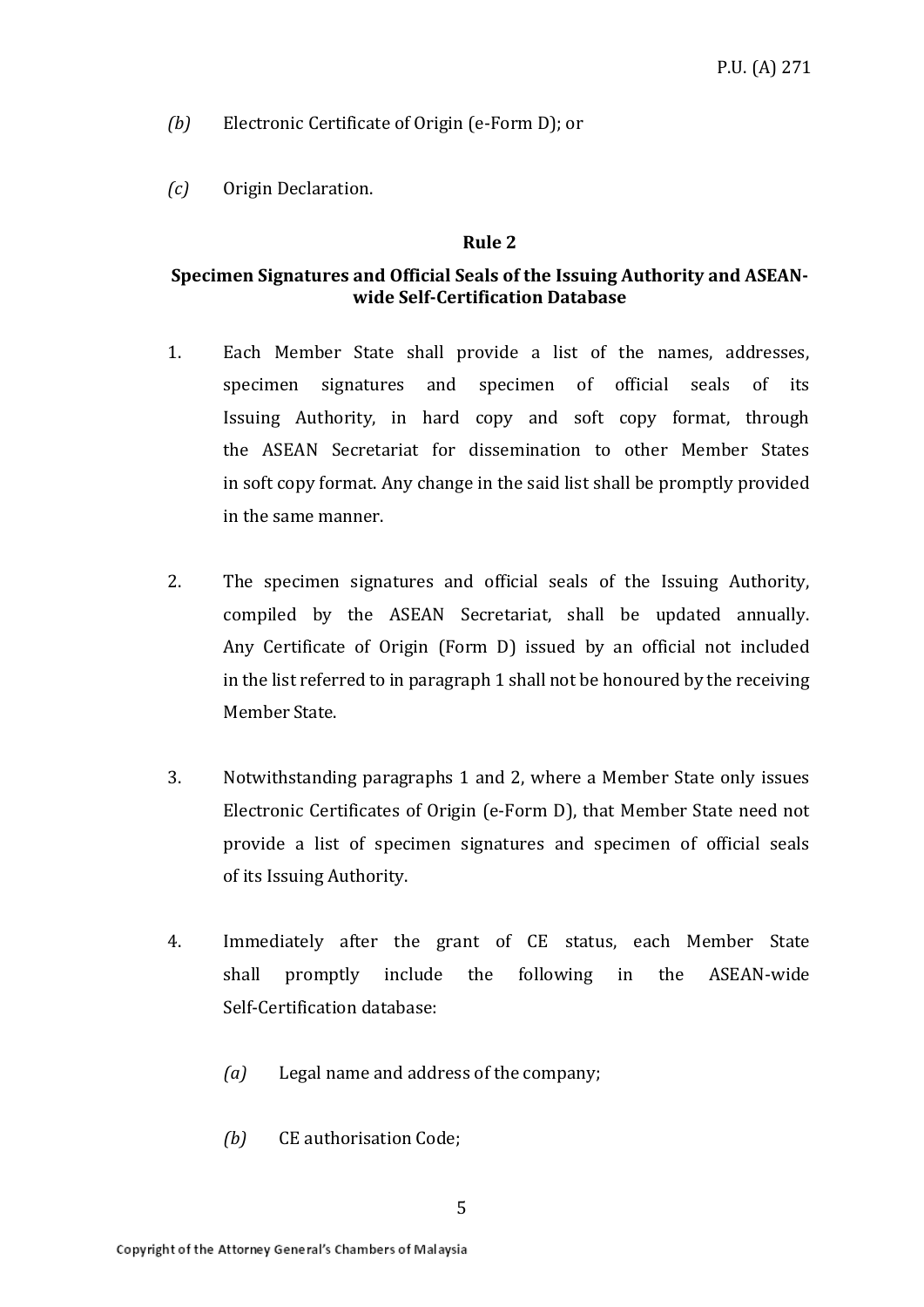*(b)* Electronic Certificate of Origin (e-Form D); or

*(c)* Origin Declaration.

**Rule 2**

**Specimen Signatures and Official Seals of the Issuing Authority and ASEAN-wide Self-Certification Database**

1. Each Member State shall provide a list of the names, addresses, specimen signatures and specimen of official seals of its Issuing Authority, in hard copy and soft copy format, through the ASEAN Secretariat for dissemination to other Member States in soft copy format. Any change in the said list shall be promptly provided in the same manner.

2. The specimen signatures and official seals of the Issuing Authority, compiled by the ASEAN Secretariat, shall be updated annually. Any Certificate of Origin (Form D) issued by an official not included in the list referred to in paragraph 1 shall not be honoured by the receiving Member State.

3. Notwithstanding paragraphs 1 and 2, where a Member State only issues Electronic Certificates of Origin (e-Form D), that Member State need not provide a list of specimen signatures and specimen of official seals of its Issuing Authority.

4. Immediately after the grant of CE status, each Member State shall promptly include the following in the ASEAN-wide Self-Certification database:

    *(a)* Legal name and address of the company;

    *(b)* CE authorisation Code;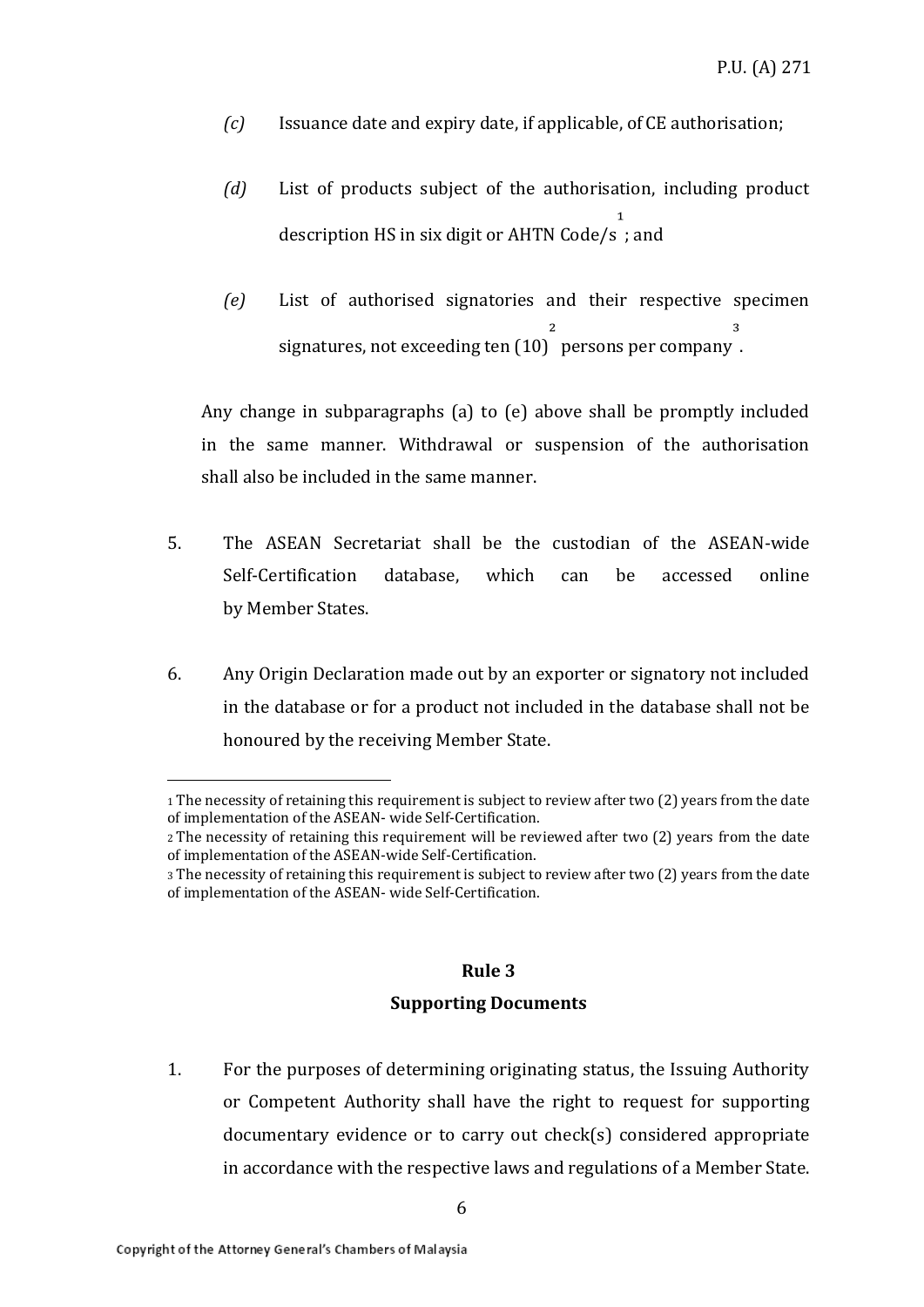*(c)* Issuance date and expiry date, if applicable, of CE authorisation;

*(d)* List of products subject of the authorisation, including product description HS in six digit or AHTN Code/s[1]; and

*(e)* List of authorised signatories and their respective specimen signatures, not exceeding ten (10)[2] persons per company[3].

Any change in subparagraphs (a) to (e) above shall be promptly included in the same manner. Withdrawal or suspension of the authorisation shall also be included in the same manner.

5. The ASEAN Secretariat shall be the custodian of the ASEAN-wide Self-Certification database, which can be accessed online by Member States.

6. Any Origin Declaration made out by an exporter or signatory not included in the database or for a product not included in the database shall not be honoured by the receiving Member State.

---

[1] The necessity of retaining this requirement is subject to review after two (2) years from the date of implementation of the ASEAN- wide Self-Certification.

[2] The necessity of retaining this requirement will be reviewed after two (2) years from the date of implementation of the ASEAN-wide Self-Certification.

[3] The necessity of retaining this requirement is subject to review after two (2) years from the date of implementation of the ASEAN- wide Self-Certification.

## Rule 3

## Supporting Documents

1. For the purposes of determining originating status, the Issuing Authority or Competent Authority shall have the right to request for supporting documentary evidence or to carry out check(s) considered appropriate in accordance with the respective laws and regulations of a Member State.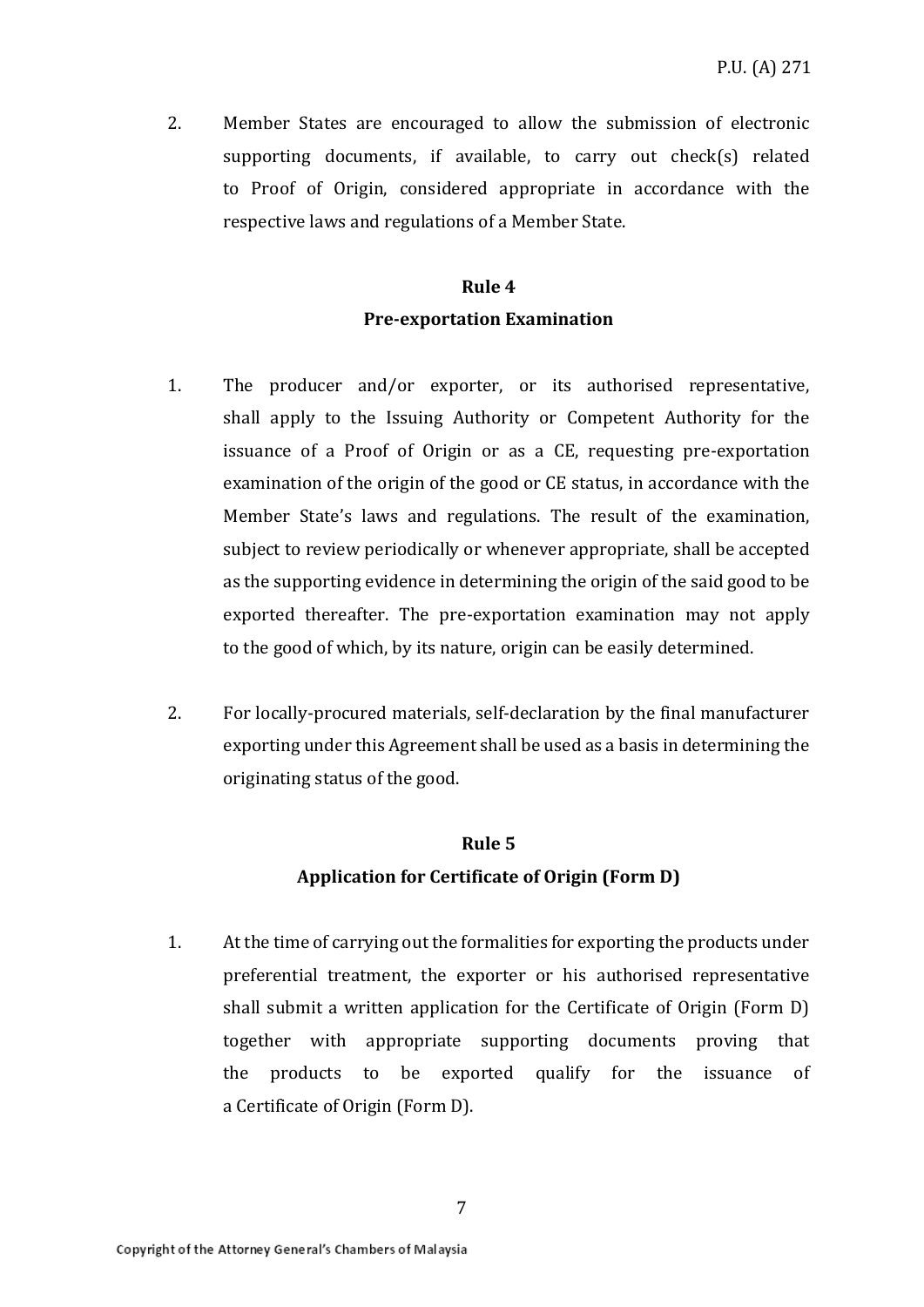2. Member States are encouraged to allow the submission of electronic supporting documents, if available, to carry out check(s) related to Proof of Origin, considered appropriate in accordance with the respective laws and regulations of a Member State.

## Rule 4

## Pre-exportation Examination

1. The producer and/or exporter, or its authorised representative, shall apply to the Issuing Authority or Competent Authority for the issuance of a Proof of Origin or as a CE, requesting pre-exportation examination of the origin of the good or CE status, in accordance with the Member State's laws and regulations. The result of the examination, subject to review periodically or whenever appropriate, shall be accepted as the supporting evidence in determining the origin of the said good to be exported thereafter. The pre-exportation examination may not apply to the good of which, by its nature, origin can be easily determined.

2. For locally-procured materials, self-declaration by the final manufacturer exporting under this Agreement shall be used as a basis in determining the originating status of the good.

## Rule 5

## Application for Certificate of Origin (Form D)

1. At the time of carrying out the formalities for exporting the products under preferential treatment, the exporter or his authorised representative shall submit a written application for the Certificate of Origin (Form D) together with appropriate supporting documents proving that the products to be exported qualify for the issuance of a Certificate of Origin (Form D).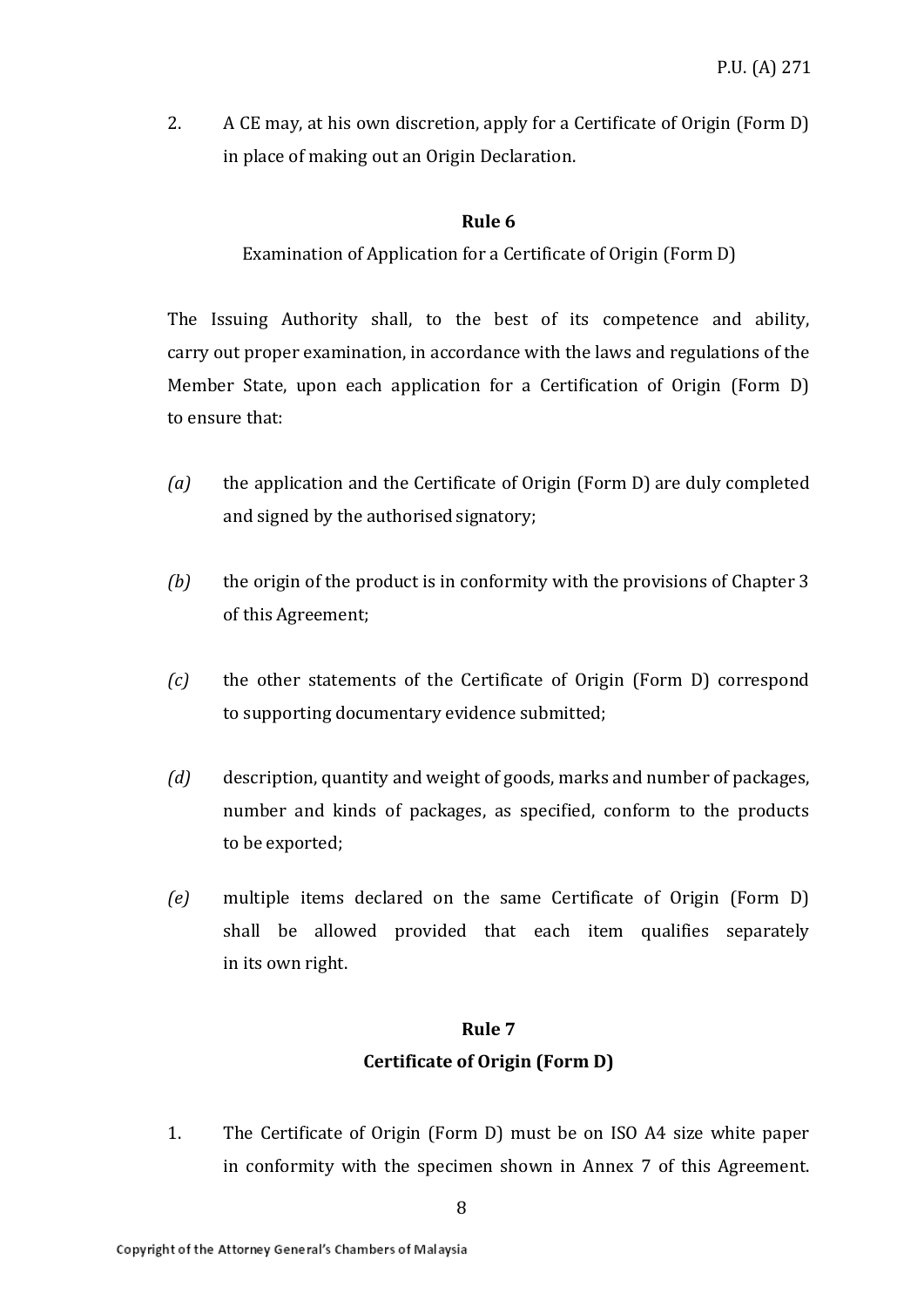2. A CE may, at his own discretion, apply for a Certificate of Origin (Form D) in place of making out an Origin Declaration.

**Rule 6**

Examination of Application for a Certificate of Origin (Form D)

The Issuing Authority shall, to the best of its competence and ability, carry out proper examination, in accordance with the laws and regulations of the Member State, upon each application for a Certification of Origin (Form D) to ensure that:

*(a)* the application and the Certificate of Origin (Form D) are duly completed and signed by the authorised signatory;

*(b)* the origin of the product is in conformity with the provisions of Chapter 3 of this Agreement;

*(c)* the other statements of the Certificate of Origin (Form D) correspond to supporting documentary evidence submitted;

*(d)* description, quantity and weight of goods, marks and number of packages, number and kinds of packages, as specified, conform to the products to be exported;

*(e)* multiple items declared on the same Certificate of Origin (Form D) shall be allowed provided that each item qualifies separately in its own right.

**Rule 7**
**Certificate of Origin (Form D)**

1. The Certificate of Origin (Form D) must be on ISO A4 size white paper in conformity with the specimen shown in Annex 7 of this Agreement.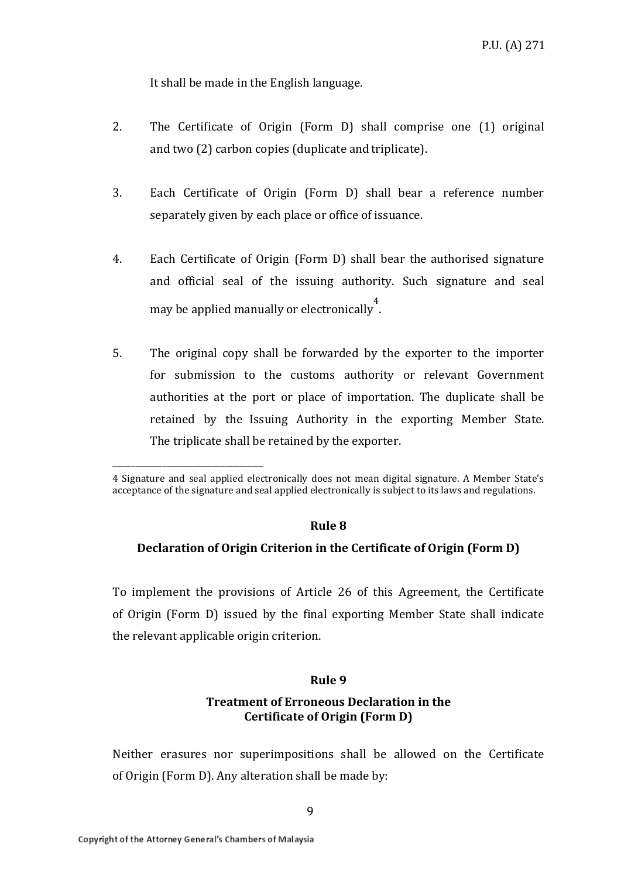It shall be made in the English language.

2. The Certificate of Origin (Form D) shall comprise one (1) original and two (2) carbon copies (duplicate and triplicate).

3. Each Certificate of Origin (Form D) shall bear a reference number separately given by each place or office of issuance.

4. Each Certificate of Origin (Form D) shall bear the authorised signature and official seal of the issuing authority. Such signature and seal may be applied manually or electronically[4].

5. The original copy shall be forwarded by the exporter to the importer for submission to the customs authority or relevant Government authorities at the port or place of importation. The duplicate shall be retained by the Issuing Authority in the exporting Member State. The triplicate shall be retained by the exporter.

---

4 Signature and seal applied electronically does not mean digital signature. A Member State's acceptance of the signature and seal applied electronically is subject to its laws and regulations.

**Rule 8**

**Declaration of Origin Criterion in the Certificate of Origin (Form D)**

To implement the provisions of Article 26 of this Agreement, the Certificate of Origin (Form D) issued by the final exporting Member State shall indicate the relevant applicable origin criterion.

**Rule 9**

**Treatment of Erroneous Declaration in the Certificate of Origin (Form D)**

Neither erasures nor superimpositions shall be allowed on the Certificate of Origin (Form D). Any alteration shall be made by: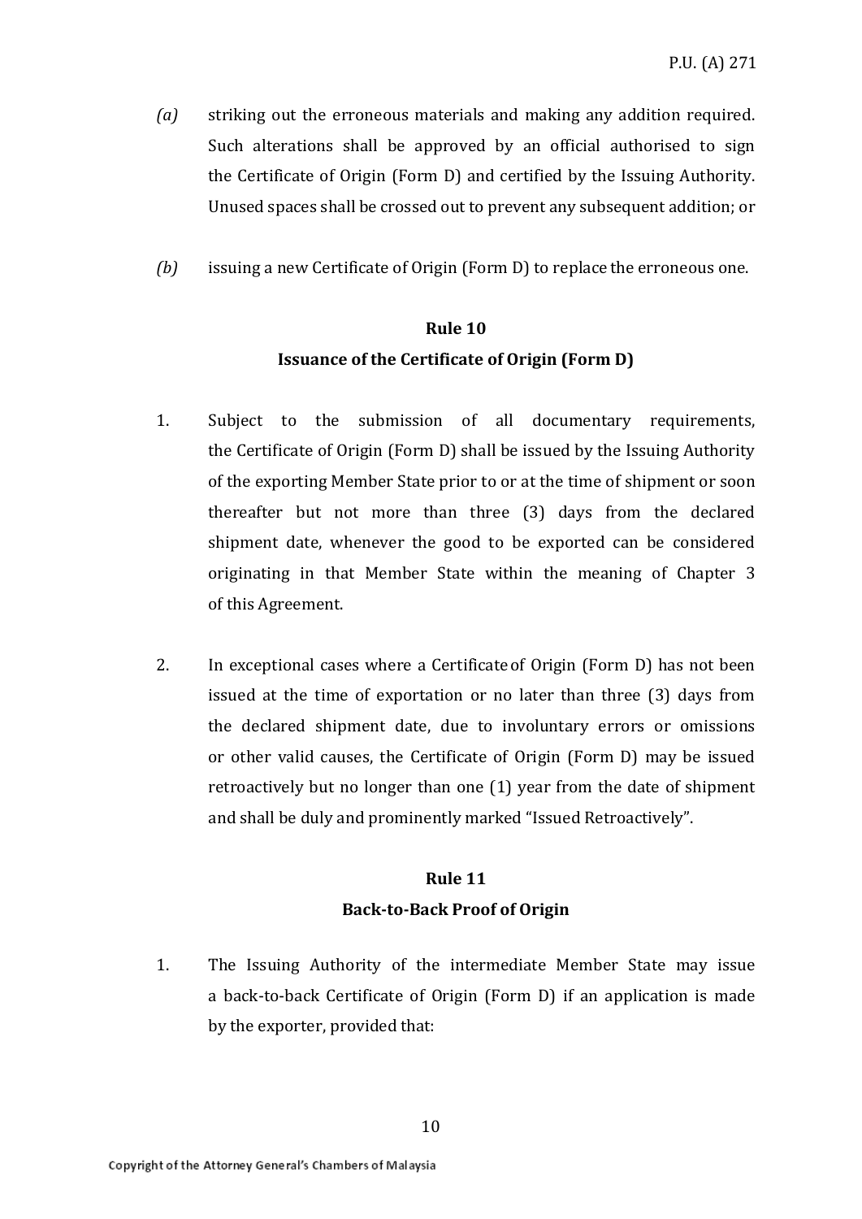*(a)* striking out the erroneous materials and making any addition required. Such alterations shall be approved by an official authorised to sign the Certificate of Origin (Form D) and certified by the Issuing Authority. Unused spaces shall be crossed out to prevent any subsequent addition; or

*(b)* issuing a new Certificate of Origin (Form D) to replace the erroneous one.

## Rule 10

## Issuance of the Certificate of Origin (Form D)

1. Subject to the submission of all documentary requirements, the Certificate of Origin (Form D) shall be issued by the Issuing Authority of the exporting Member State prior to or at the time of shipment or soon thereafter but not more than three (3) days from the declared shipment date, whenever the good to be exported can be considered originating in that Member State within the meaning of Chapter 3 of this Agreement.

2. In exceptional cases where a Certificate of Origin (Form D) has not been issued at the time of exportation or no later than three (3) days from the declared shipment date, due to involuntary errors or omissions or other valid causes, the Certificate of Origin (Form D) may be issued retroactively but no longer than one (1) year from the date of shipment and shall be duly and prominently marked "Issued Retroactively".

## Rule 11

## Back-to-Back Proof of Origin

1. The Issuing Authority of the intermediate Member State may issue a back-to-back Certificate of Origin (Form D) if an application is made by the exporter, provided that: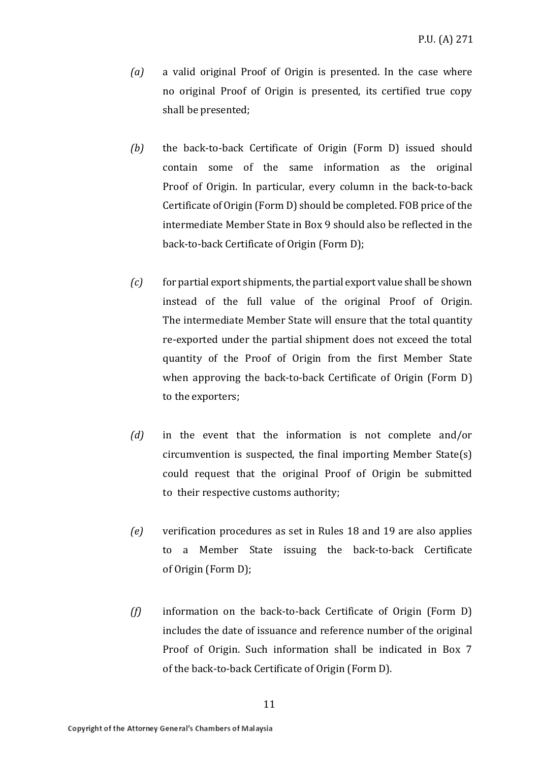*(a)* a valid original Proof of Origin is presented. In the case where no original Proof of Origin is presented, its certified true copy shall be presented;

*(b)* the back-to-back Certificate of Origin (Form D) issued should contain some of the same information as the original Proof of Origin. In particular, every column in the back-to-back Certificate of Origin (Form D) should be completed. FOB price of the intermediate Member State in Box 9 should also be reflected in the back-to-back Certificate of Origin (Form D);

*(c)* for partial export shipments, the partial export value shall be shown instead of the full value of the original Proof of Origin. The intermediate Member State will ensure that the total quantity re-exported under the partial shipment does not exceed the total quantity of the Proof of Origin from the first Member State when approving the back-to-back Certificate of Origin (Form D) to the exporters;

*(d)* in the event that the information is not complete and/or circumvention is suspected, the final importing Member State(s) could request that the original Proof of Origin be submitted to their respective customs authority;

*(e)* verification procedures as set in Rules 18 and 19 are also applies to a Member State issuing the back-to-back Certificate of Origin (Form D);

*(f)* information on the back-to-back Certificate of Origin (Form D) includes the date of issuance and reference number of the original Proof of Origin. Such information shall be indicated in Box 7 of the back-to-back Certificate of Origin (Form D).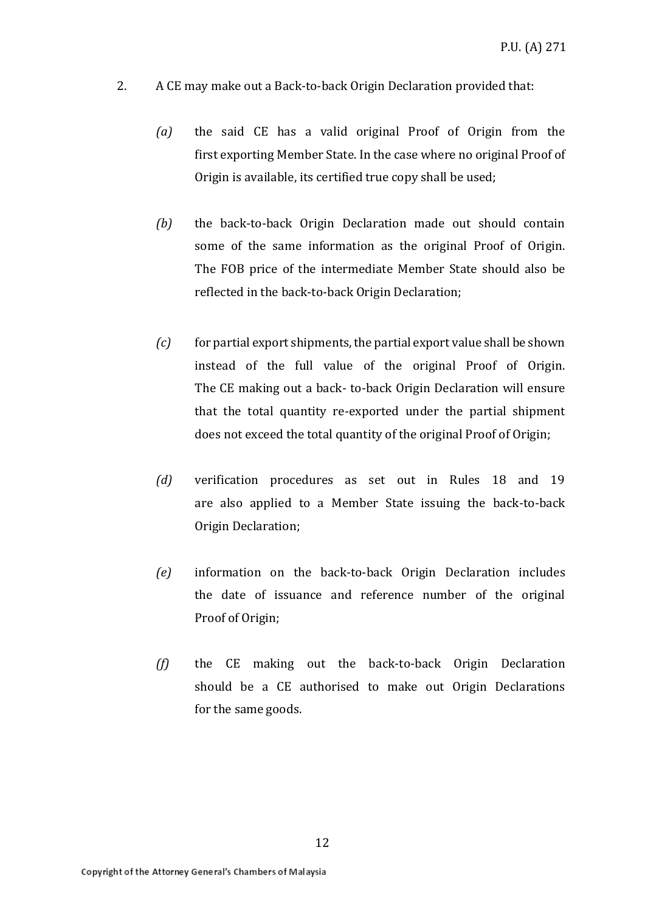2. A CE may make out a Back-to-back Origin Declaration provided that:

*(a)* the said CE has a valid original Proof of Origin from the first exporting Member State. In the case where no original Proof of Origin is available, its certified true copy shall be used;

*(b)* the back-to-back Origin Declaration made out should contain some of the same information as the original Proof of Origin. The FOB price of the intermediate Member State should also be reflected in the back-to-back Origin Declaration;

*(c)* for partial export shipments, the partial export value shall be shown instead of the full value of the original Proof of Origin. The CE making out a back- to-back Origin Declaration will ensure that the total quantity re-exported under the partial shipment does not exceed the total quantity of the original Proof of Origin;

*(d)* verification procedures as set out in Rules 18 and 19 are also applied to a Member State issuing the back-to-back Origin Declaration;

*(e)* information on the back-to-back Origin Declaration includes the date of issuance and reference number of the original Proof of Origin;

*(f)* the CE making out the back-to-back Origin Declaration should be a CE authorised to make out Origin Declarations for the same goods.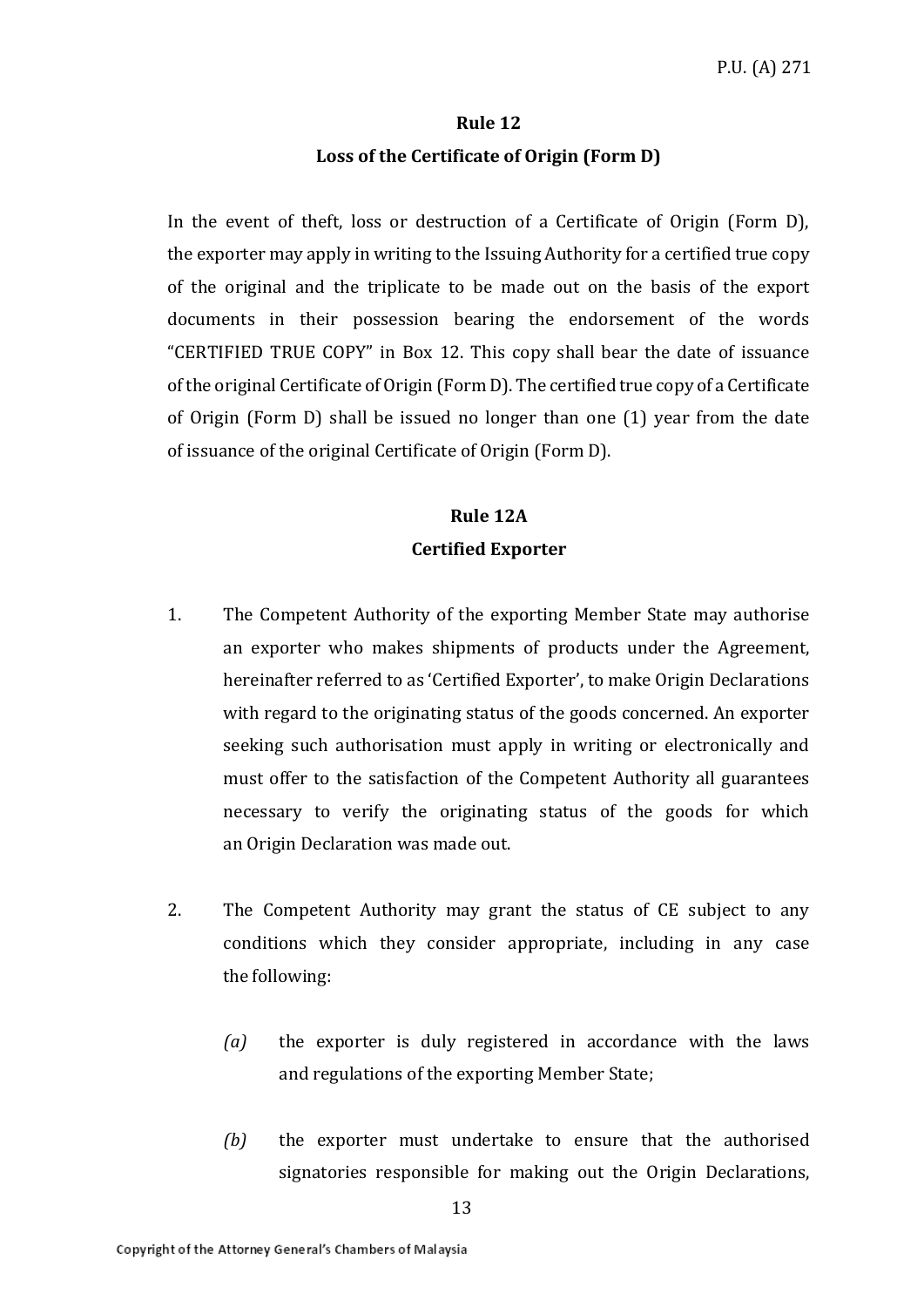## Rule 12

## Loss of the Certificate of Origin (Form D)

In the event of theft, loss or destruction of a Certificate of Origin (Form D), the exporter may apply in writing to the Issuing Authority for a certified true copy of the original and the triplicate to be made out on the basis of the export documents in their possession bearing the endorsement of the words "CERTIFIED TRUE COPY" in Box 12. This copy shall bear the date of issuance of the original Certificate of Origin (Form D). The certified true copy of a Certificate of Origin (Form D) shall be issued no longer than one (1) year from the date of issuance of the original Certificate of Origin (Form D).

## Rule 12A

## Certified Exporter

1. The Competent Authority of the exporting Member State may authorise an exporter who makes shipments of products under the Agreement, hereinafter referred to as 'Certified Exporter', to make Origin Declarations with regard to the originating status of the goods concerned. An exporter seeking such authorisation must apply in writing or electronically and must offer to the satisfaction of the Competent Authority all guarantees necessary to verify the originating status of the goods for which an Origin Declaration was made out.

2. The Competent Authority may grant the status of CE subject to any conditions which they consider appropriate, including in any case the following:

   *(a)* the exporter is duly registered in accordance with the laws and regulations of the exporting Member State;

   *(b)* the exporter must undertake to ensure that the authorised signatories responsible for making out the Origin Declarations,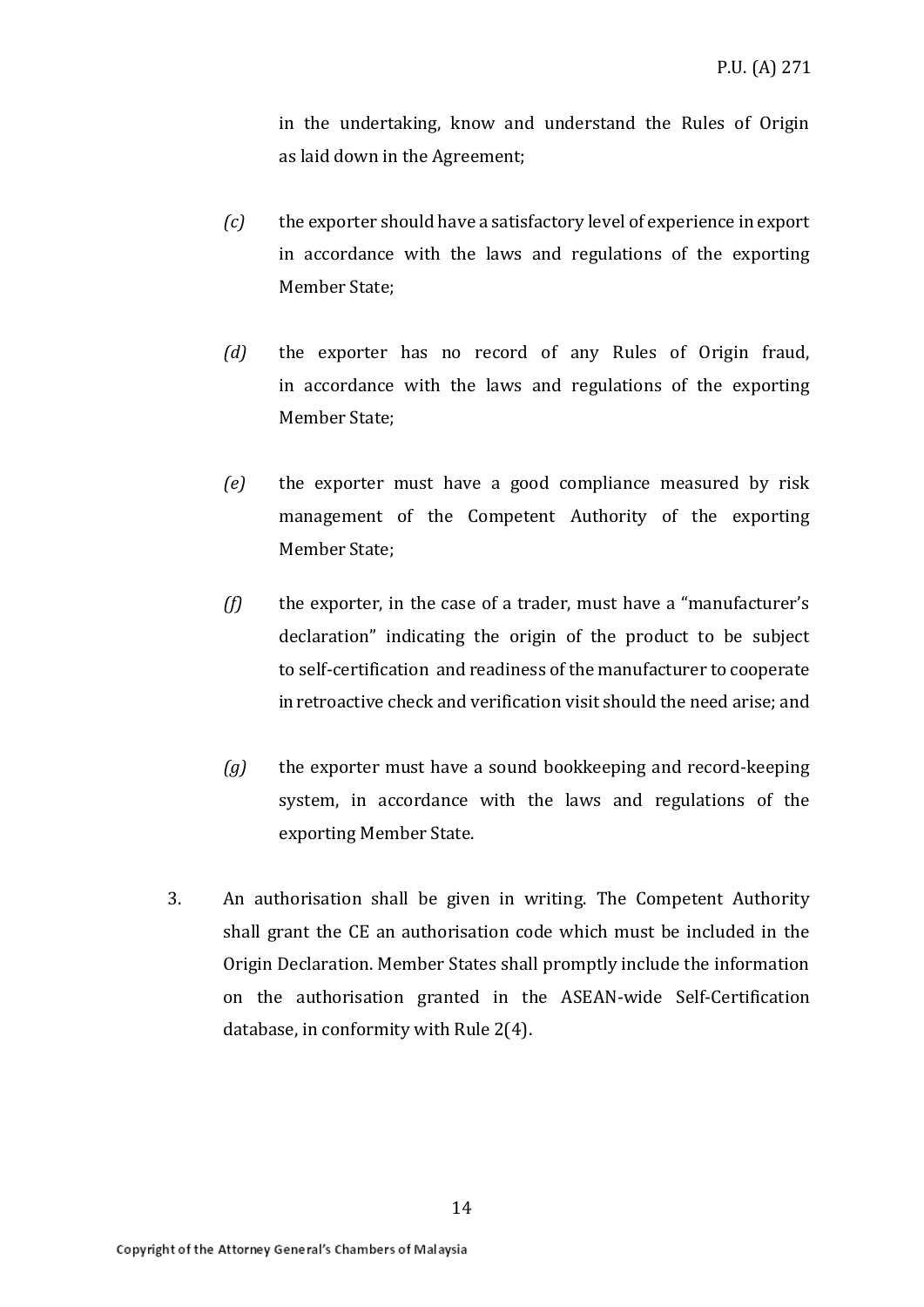in the undertaking, know and understand the Rules of Origin as laid down in the Agreement;

*(c)* the exporter should have a satisfactory level of experience in export in accordance with the laws and regulations of the exporting Member State;

*(d)* the exporter has no record of any Rules of Origin fraud, in accordance with the laws and regulations of the exporting Member State;

*(e)* the exporter must have a good compliance measured by risk management of the Competent Authority of the exporting Member State;

*(f)* the exporter, in the case of a trader, must have a "manufacturer's declaration" indicating the origin of the product to be subject to self-certification and readiness of the manufacturer to cooperate in retroactive check and verification visit should the need arise; and

*(g)* the exporter must have a sound bookkeeping and record-keeping system, in accordance with the laws and regulations of the exporting Member State.

3. An authorisation shall be given in writing. The Competent Authority shall grant the CE an authorisation code which must be included in the Origin Declaration. Member States shall promptly include the information on the authorisation granted in the ASEAN-wide Self-Certification database, in conformity with Rule 2(4).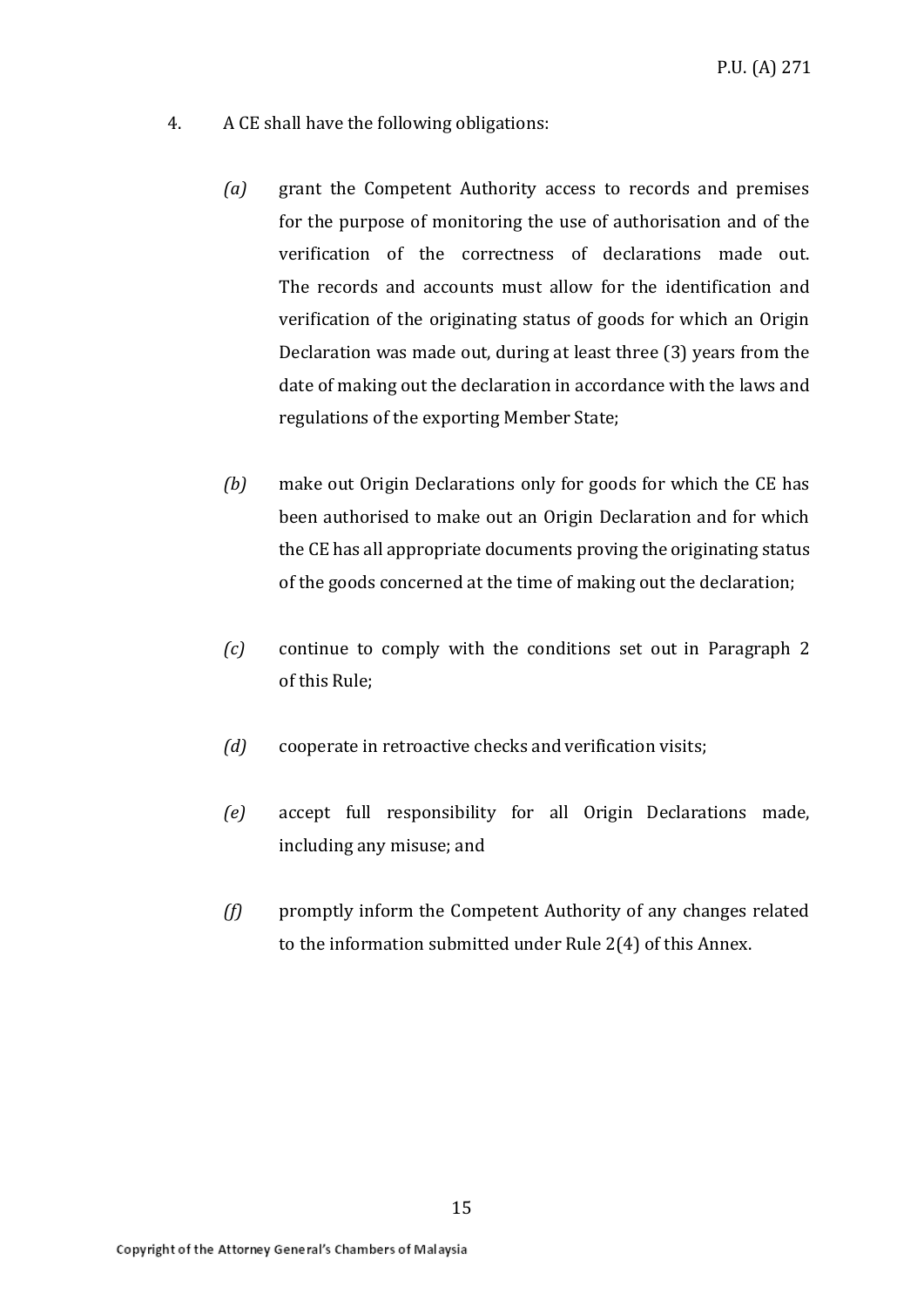4. A CE shall have the following obligations:

   *(a)* grant the Competent Authority access to records and premises for the purpose of monitoring the use of authorisation and of the verification of the correctness of declarations made out. The records and accounts must allow for the identification and verification of the originating status of goods for which an Origin Declaration was made out, during at least three (3) years from the date of making out the declaration in accordance with the laws and regulations of the exporting Member State;

   *(b)* make out Origin Declarations only for goods for which the CE has been authorised to make out an Origin Declaration and for which the CE has all appropriate documents proving the originating status of the goods concerned at the time of making out the declaration;

   *(c)* continue to comply with the conditions set out in Paragraph 2 of this Rule;

   *(d)* cooperate in retroactive checks and verification visits;

   *(e)* accept full responsibility for all Origin Declarations made, including any misuse; and

   *(f)* promptly inform the Competent Authority of any changes related to the information submitted under Rule 2(4) of this Annex.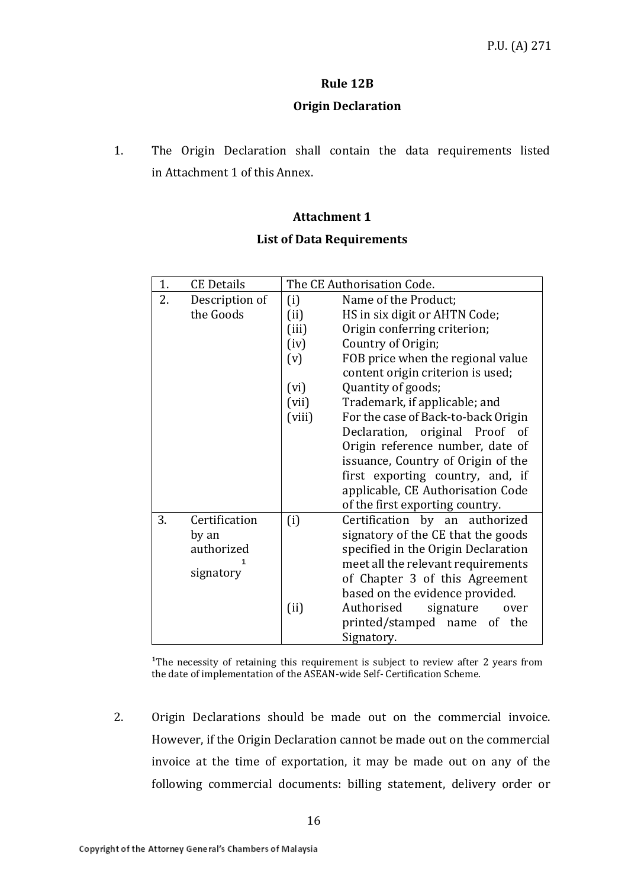## Rule 12B

## Origin Declaration

1. The Origin Declaration shall contain the data requirements listed in Attachment 1 of this Annex.

### Attachment 1

### List of Data Requirements

| 1. | CE Details | The CE Authorisation Code. |
|---|---|---|
| 2. | Description of the Goods | (i) Name of the Product;<br>(ii) HS in six digit or AHTN Code;<br>(iii) Origin conferring criterion;<br>(iv) Country of Origin;<br>(v) FOB price when the regional value content origin criterion is used;<br>(vi) Quantity of goods;<br>(vii) Trademark, if applicable; and<br>(viii) For the case of Back-to-back Origin Declaration, original Proof of Origin reference number, date of issuance, Country of Origin of the first exporting country, and, if applicable, CE Authorisation Code of the first exporting country. |
| 3. | Certification by an authorized signatory[1] | (i) Certification by an authorized signatory of the CE that the goods specified in the Origin Declaration meet all the relevant requirements of Chapter 3 of this Agreement based on the evidence provided.<br>(ii) Authorised signature over printed/stamped name of the Signatory. |

[1]The necessity of retaining this requirement is subject to review after 2 years from the date of implementation of the ASEAN-wide Self- Certification Scheme.

2. Origin Declarations should be made out on the commercial invoice. However, if the Origin Declaration cannot be made out on the commercial invoice at the time of exportation, it may be made out on any of the following commercial documents: billing statement, delivery order or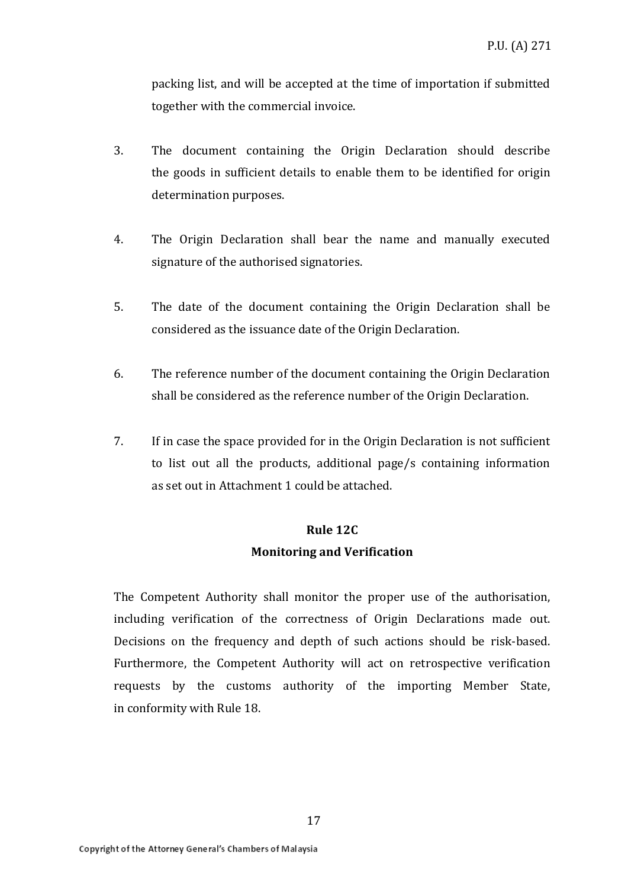packing list, and will be accepted at the time of importation if submitted together with the commercial invoice.

3. The document containing the Origin Declaration should describe the goods in sufficient details to enable them to be identified for origin determination purposes.

4. The Origin Declaration shall bear the name and manually executed signature of the authorised signatories.

5. The date of the document containing the Origin Declaration shall be considered as the issuance date of the Origin Declaration.

6. The reference number of the document containing the Origin Declaration shall be considered as the reference number of the Origin Declaration.

7. If in case the space provided for in the Origin Declaration is not sufficient to list out all the products, additional page/s containing information as set out in Attachment 1 could be attached.

## Rule 12C
## Monitoring and Verification

The Competent Authority shall monitor the proper use of the authorisation, including verification of the correctness of Origin Declarations made out. Decisions on the frequency and depth of such actions should be risk-based. Furthermore, the Competent Authority will act on retrospective verification requests by the customs authority of the importing Member State, in conformity with Rule 18.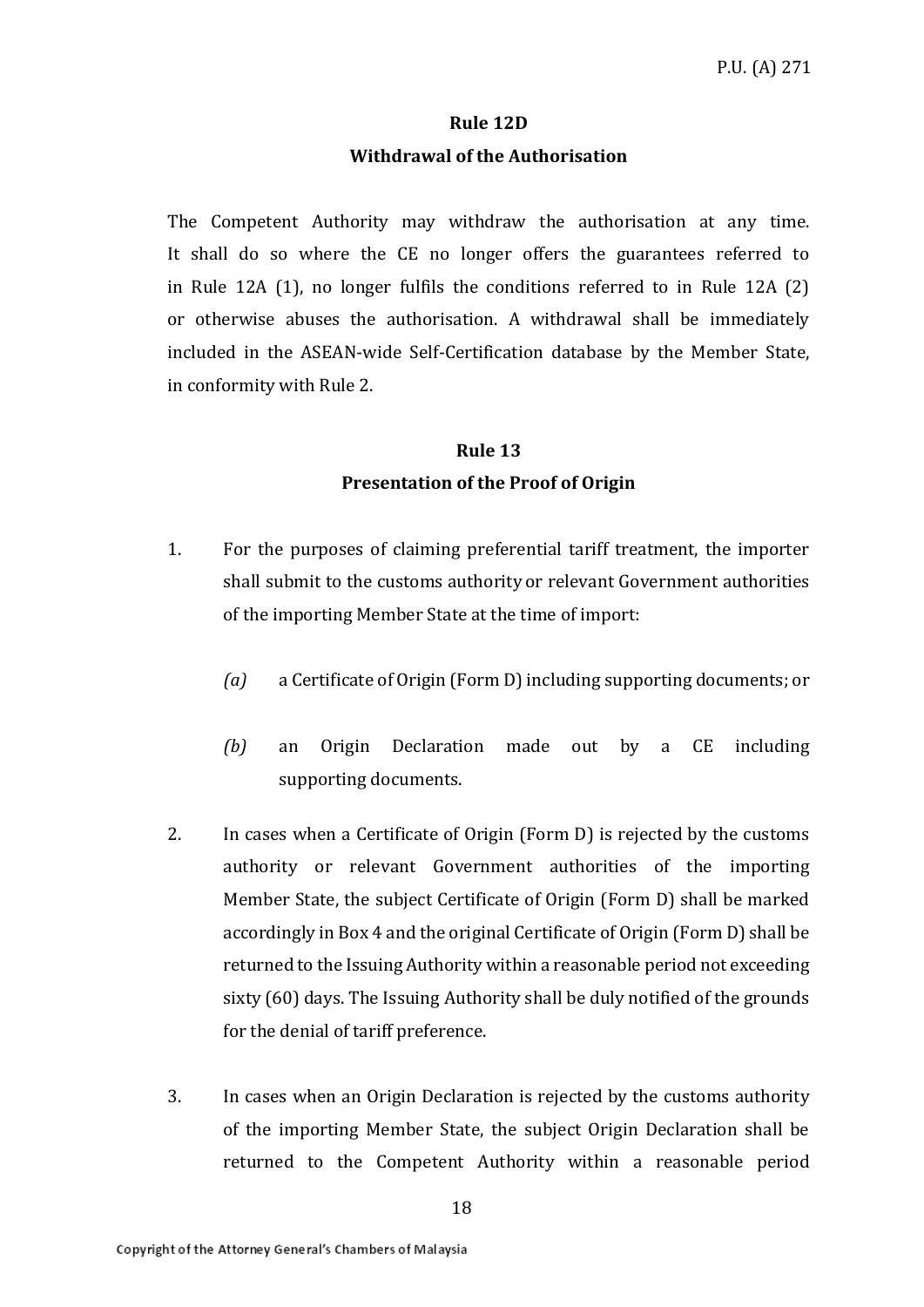## Rule 12D

### Withdrawal of the Authorisation

The Competent Authority may withdraw the authorisation at any time. It shall do so where the CE no longer offers the guarantees referred to in Rule 12A (1), no longer fulfils the conditions referred to in Rule 12A (2) or otherwise abuses the authorisation. A withdrawal shall be immediately included in the ASEAN-wide Self-Certification database by the Member State, in conformity with Rule 2.

## Rule 13

### Presentation of the Proof of Origin

1. For the purposes of claiming preferential tariff treatment, the importer shall submit to the customs authority or relevant Government authorities of the importing Member State at the time of import:

   *(a)* a Certificate of Origin (Form D) including supporting documents; or

   *(b)* an Origin Declaration made out by a CE including supporting documents.

2. In cases when a Certificate of Origin (Form D) is rejected by the customs authority or relevant Government authorities of the importing Member State, the subject Certificate of Origin (Form D) shall be marked accordingly in Box 4 and the original Certificate of Origin (Form D) shall be returned to the Issuing Authority within a reasonable period not exceeding sixty (60) days. The Issuing Authority shall be duly notified of the grounds for the denial of tariff preference.

3. In cases when an Origin Declaration is rejected by the customs authority of the importing Member State, the subject Origin Declaration shall be returned to the Competent Authority within a reasonable period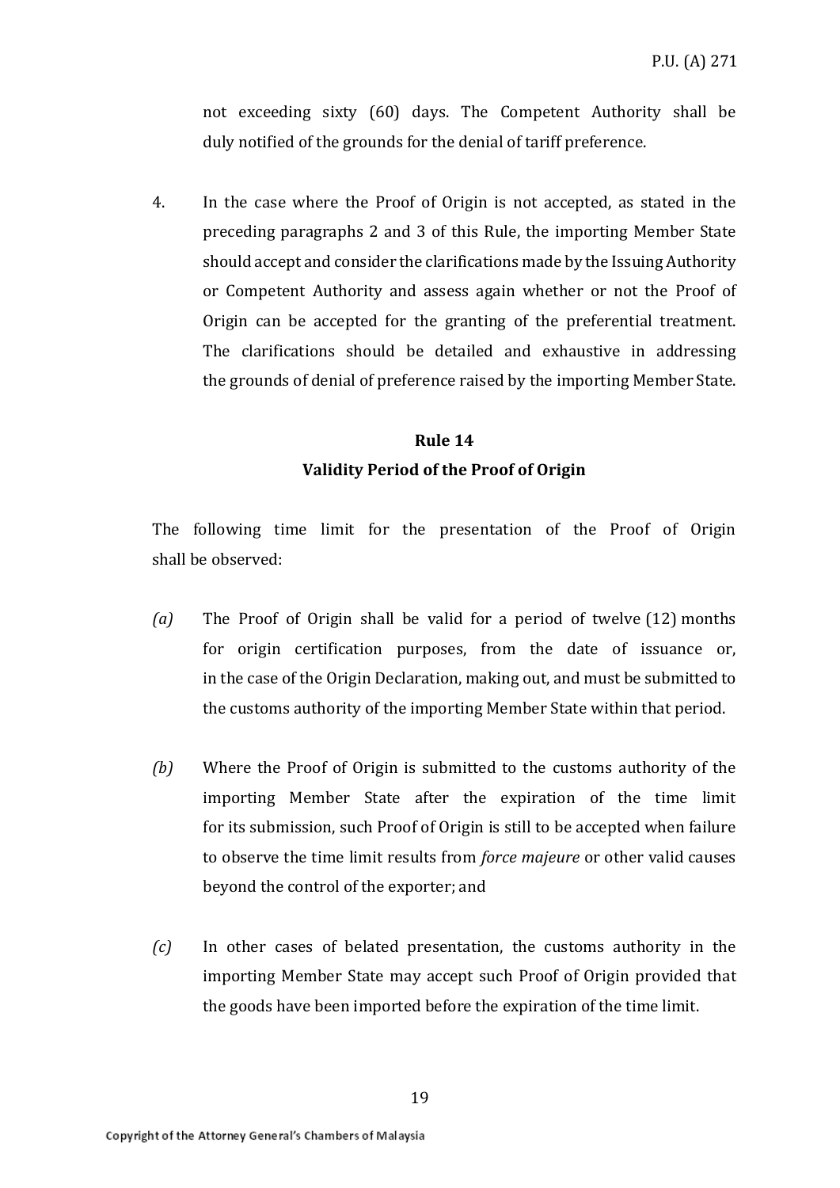not exceeding sixty (60) days. The Competent Authority shall be duly notified of the grounds for the denial of tariff preference.

4. In the case where the Proof of Origin is not accepted, as stated in the preceding paragraphs 2 and 3 of this Rule, the importing Member State should accept and consider the clarifications made by the Issuing Authority or Competent Authority and assess again whether or not the Proof of Origin can be accepted for the granting of the preferential treatment. The clarifications should be detailed and exhaustive in addressing the grounds of denial of preference raised by the importing Member State.

## Rule 14
## Validity Period of the Proof of Origin

The following time limit for the presentation of the Proof of Origin shall be observed:

*(a)* The Proof of Origin shall be valid for a period of twelve (12) months for origin certification purposes, from the date of issuance or, in the case of the Origin Declaration, making out, and must be submitted to the customs authority of the importing Member State within that period.

*(b)* Where the Proof of Origin is submitted to the customs authority of the importing Member State after the expiration of the time limit for its submission, such Proof of Origin is still to be accepted when failure to observe the time limit results from *force majeure* or other valid causes beyond the control of the exporter; and

*(c)* In other cases of belated presentation, the customs authority in the importing Member State may accept such Proof of Origin provided that the goods have been imported before the expiration of the time limit.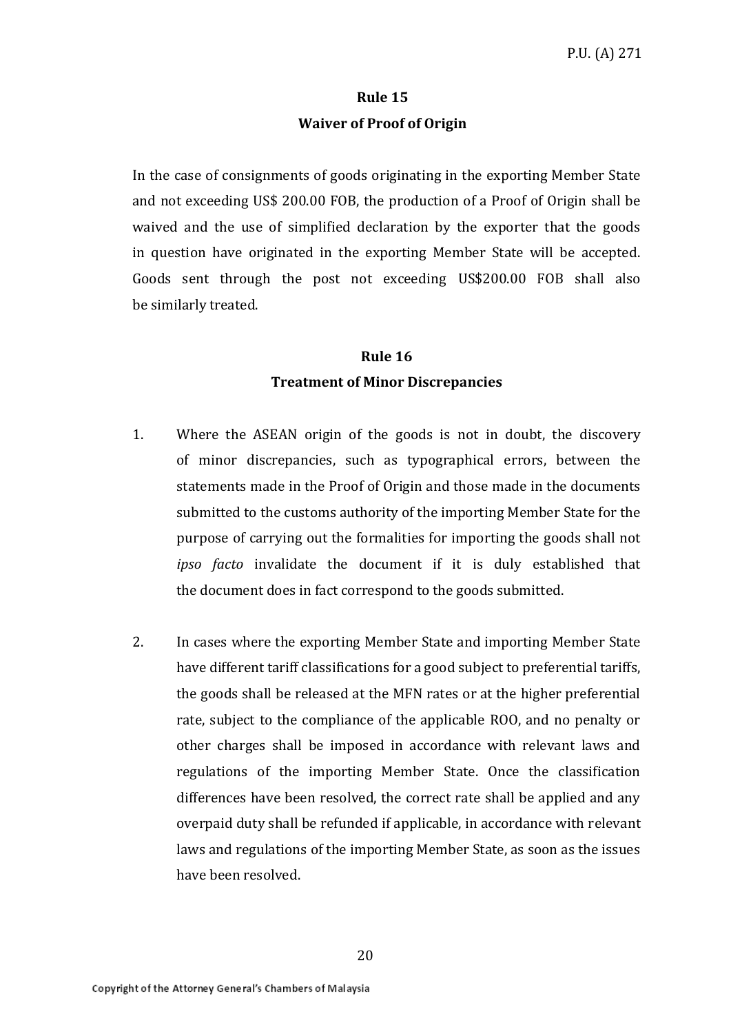### Rule 15
### Waiver of Proof of Origin

In the case of consignments of goods originating in the exporting Member State and not exceeding US$ 200.00 FOB, the production of a Proof of Origin shall be waived and the use of simplified declaration by the exporter that the goods in question have originated in the exporting Member State will be accepted. Goods sent through the post not exceeding US$200.00 FOB shall also be similarly treated.

### Rule 16
### Treatment of Minor Discrepancies

1. Where the ASEAN origin of the goods is not in doubt, the discovery of minor discrepancies, such as typographical errors, between the statements made in the Proof of Origin and those made in the documents submitted to the customs authority of the importing Member State for the purpose of carrying out the formalities for importing the goods shall not *ipso facto* invalidate the document if it is duly established that the document does in fact correspond to the goods submitted.

2. In cases where the exporting Member State and importing Member State have different tariff classifications for a good subject to preferential tariffs, the goods shall be released at the MFN rates or at the higher preferential rate, subject to the compliance of the applicable ROO, and no penalty or other charges shall be imposed in accordance with relevant laws and regulations of the importing Member State. Once the classification differences have been resolved, the correct rate shall be applied and any overpaid duty shall be refunded if applicable, in accordance with relevant laws and regulations of the importing Member State, as soon as the issues have been resolved.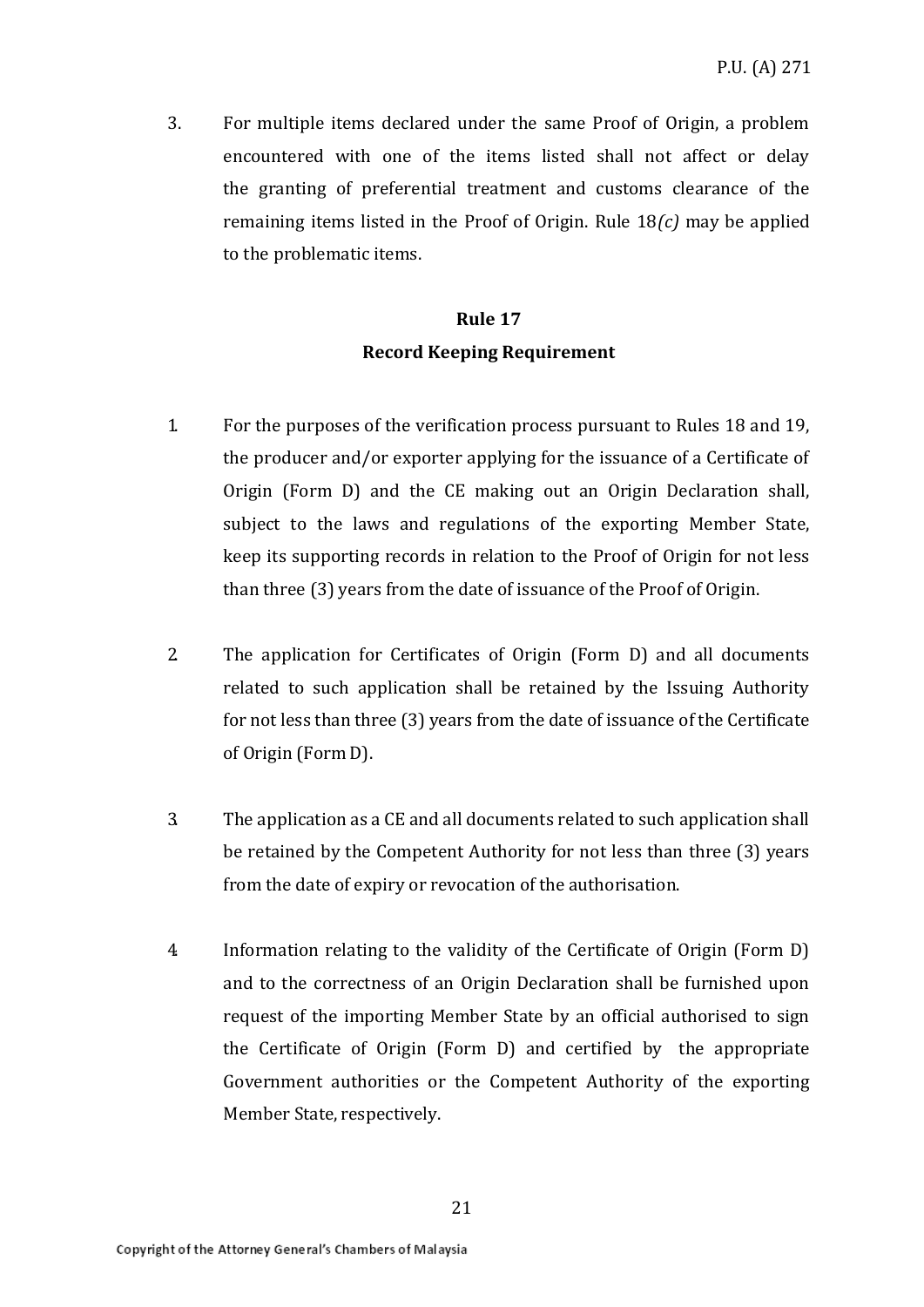3. For multiple items declared under the same Proof of Origin, a problem encountered with one of the items listed shall not affect or delay the granting of preferential treatment and customs clearance of the remaining items listed in the Proof of Origin. Rule 18*(c)* may be applied to the problematic items.

## Rule 17
## Record Keeping Requirement

1. For the purposes of the verification process pursuant to Rules 18 and 19, the producer and/or exporter applying for the issuance of a Certificate of Origin (Form D) and the CE making out an Origin Declaration shall, subject to the laws and regulations of the exporting Member State, keep its supporting records in relation to the Proof of Origin for not less than three (3) years from the date of issuance of the Proof of Origin.

2. The application for Certificates of Origin (Form D) and all documents related to such application shall be retained by the Issuing Authority for not less than three (3) years from the date of issuance of the Certificate of Origin (Form D).

3. The application as a CE and all documents related to such application shall be retained by the Competent Authority for not less than three (3) years from the date of expiry or revocation of the authorisation.

4. Information relating to the validity of the Certificate of Origin (Form D) and to the correctness of an Origin Declaration shall be furnished upon request of the importing Member State by an official authorised to sign the Certificate of Origin (Form D) and certified by the appropriate Government authorities or the Competent Authority of the exporting Member State, respectively.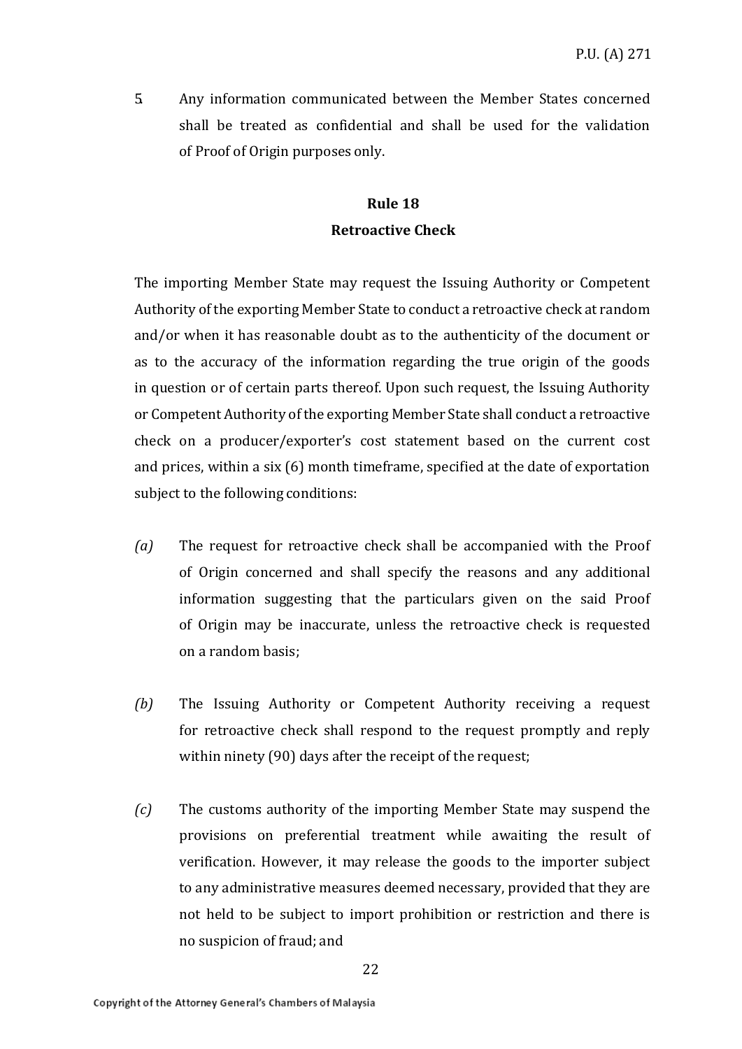5. Any information communicated between the Member States concerned shall be treated as confidential and shall be used for the validation of Proof of Origin purposes only.

## Rule 18

## Retroactive Check

The importing Member State may request the Issuing Authority or Competent Authority of the exporting Member State to conduct a retroactive check at random and/or when it has reasonable doubt as to the authenticity of the document or as to the accuracy of the information regarding the true origin of the goods in question or of certain parts thereof. Upon such request, the Issuing Authority or Competent Authority of the exporting Member State shall conduct a retroactive check on a producer/exporter's cost statement based on the current cost and prices, within a six (6) month timeframe, specified at the date of exportation subject to the following conditions:

*(a)* The request for retroactive check shall be accompanied with the Proof of Origin concerned and shall specify the reasons and any additional information suggesting that the particulars given on the said Proof of Origin may be inaccurate, unless the retroactive check is requested on a random basis;

*(b)* The Issuing Authority or Competent Authority receiving a request for retroactive check shall respond to the request promptly and reply within ninety (90) days after the receipt of the request;

*(c)* The customs authority of the importing Member State may suspend the provisions on preferential treatment while awaiting the result of verification. However, it may release the goods to the importer subject to any administrative measures deemed necessary, provided that they are not held to be subject to import prohibition or restriction and there is no suspicion of fraud; and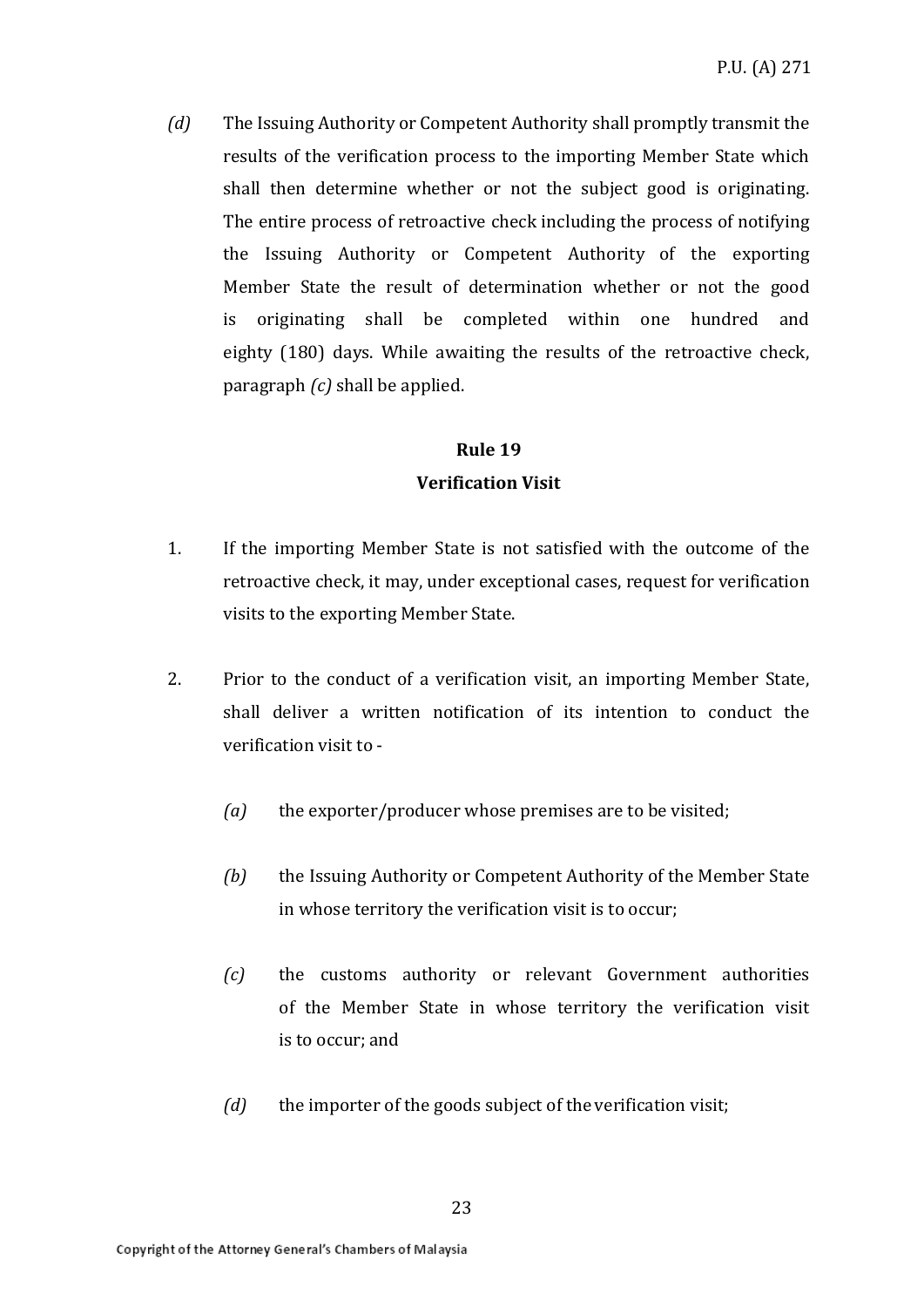*(d)* The Issuing Authority or Competent Authority shall promptly transmit the results of the verification process to the importing Member State which shall then determine whether or not the subject good is originating. The entire process of retroactive check including the process of notifying the Issuing Authority or Competent Authority of the exporting Member State the result of determination whether or not the good is originating shall be completed within one hundred and eighty (180) days. While awaiting the results of the retroactive check, paragraph *(c)* shall be applied.

**Rule 19**

**Verification Visit**

1. If the importing Member State is not satisfied with the outcome of the retroactive check, it may, under exceptional cases, request for verification visits to the exporting Member State.

2. Prior to the conduct of a verification visit, an importing Member State, shall deliver a written notification of its intention to conduct the verification visit to -

   *(a)* the exporter/producer whose premises are to be visited;

   *(b)* the Issuing Authority or Competent Authority of the Member State in whose territory the verification visit is to occur;

   *(c)* the customs authority or relevant Government authorities of the Member State in whose territory the verification visit is to occur; and

   *(d)* the importer of the goods subject of the verification visit;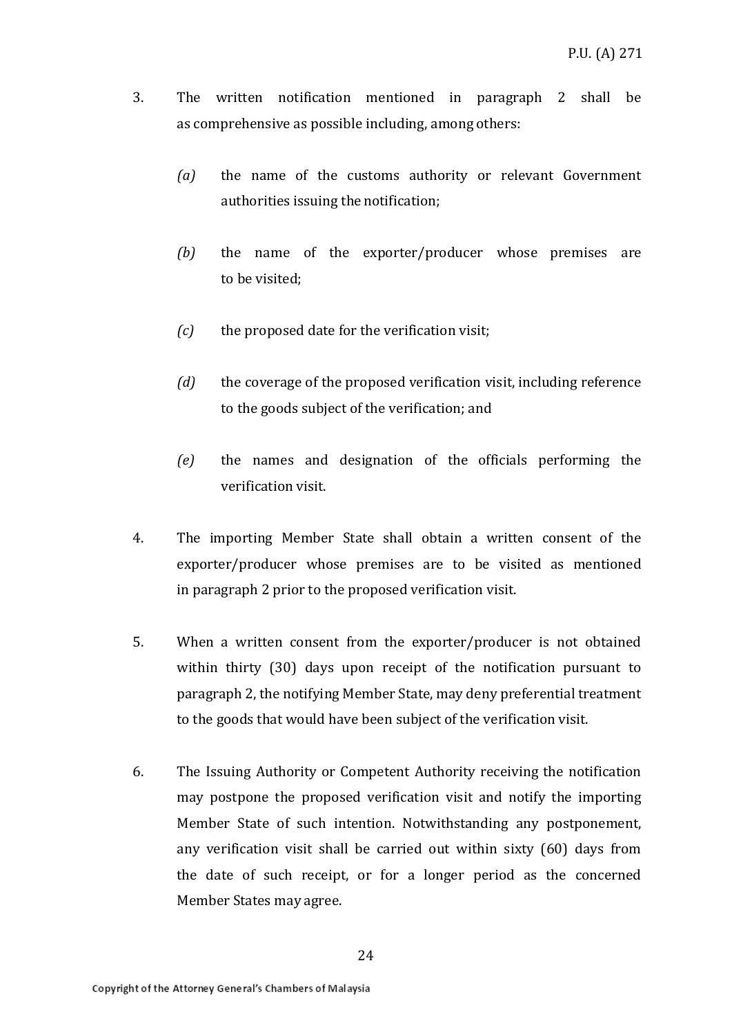3. The written notification mentioned in paragraph 2 shall be as comprehensive as possible including, among others:

   *(a)* the name of the customs authority or relevant Government authorities issuing the notification;

   *(b)* the name of the exporter/producer whose premises are to be visited;

   *(c)* the proposed date for the verification visit;

   *(d)* the coverage of the proposed verification visit, including reference to the goods subject of the verification; and

   *(e)* the names and designation of the officials performing the verification visit.

4. The importing Member State shall obtain a written consent of the exporter/producer whose premises are to be visited as mentioned in paragraph 2 prior to the proposed verification visit.

5. When a written consent from the exporter/producer is not obtained within thirty (30) days upon receipt of the notification pursuant to paragraph 2, the notifying Member State, may deny preferential treatment to the goods that would have been subject of the verification visit.

6. The Issuing Authority or Competent Authority receiving the notification may postpone the proposed verification visit and notify the importing Member State of such intention. Notwithstanding any postponement, any verification visit shall be carried out within sixty (60) days from the date of such receipt, or for a longer period as the concerned Member States may agree.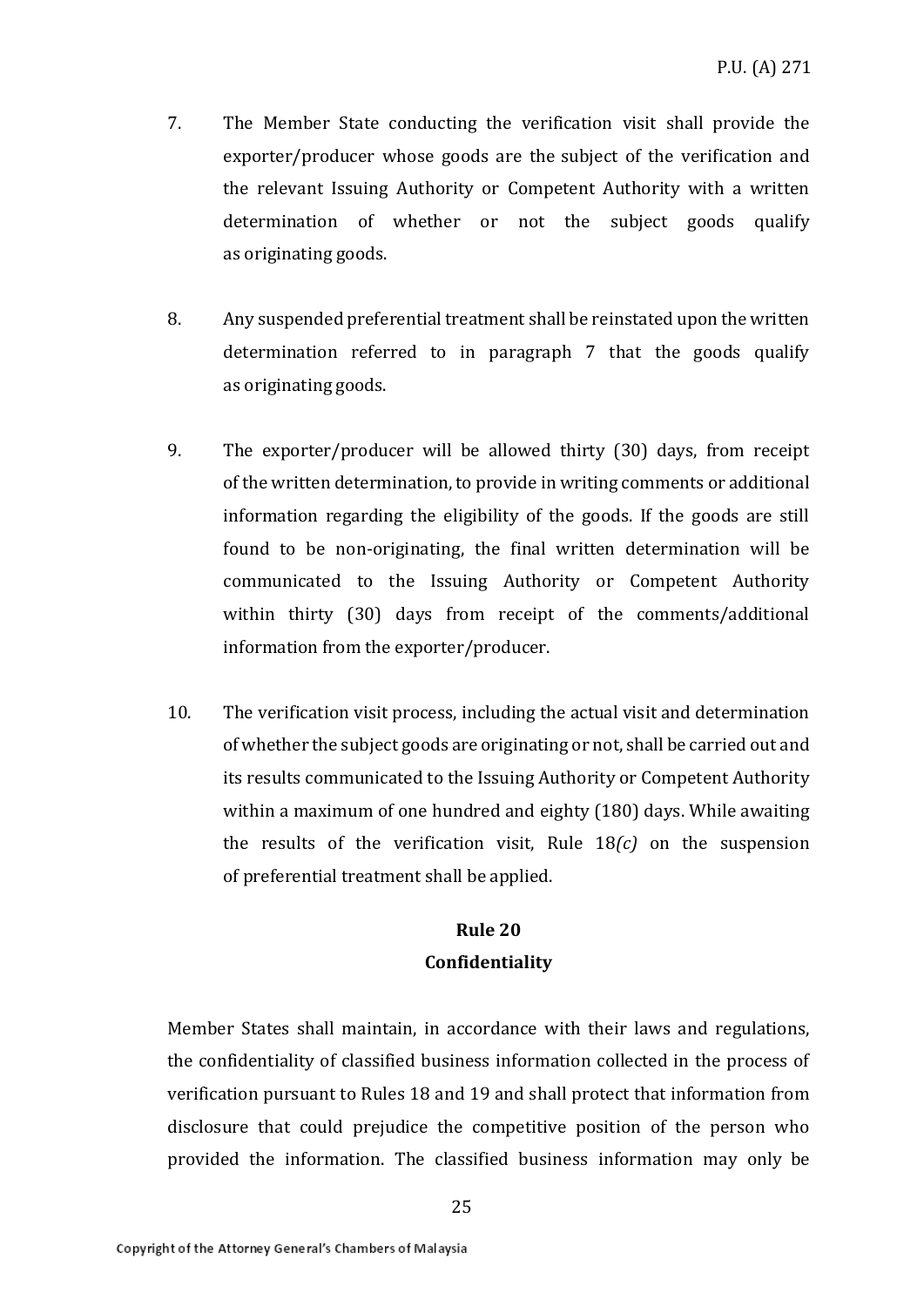7. The Member State conducting the verification visit shall provide the exporter/producer whose goods are the subject of the verification and the relevant Issuing Authority or Competent Authority with a written determination of whether or not the subject goods qualify as originating goods.

8. Any suspended preferential treatment shall be reinstated upon the written determination referred to in paragraph 7 that the goods qualify as originating goods.

9. The exporter/producer will be allowed thirty (30) days, from receipt of the written determination, to provide in writing comments or additional information regarding the eligibility of the goods. If the goods are still found to be non-originating, the final written determination will be communicated to the Issuing Authority or Competent Authority within thirty (30) days from receipt of the comments/additional information from the exporter/producer.

10. The verification visit process, including the actual visit and determination of whether the subject goods are originating or not, shall be carried out and its results communicated to the Issuing Authority or Competent Authority within a maximum of one hundred and eighty (180) days. While awaiting the results of the verification visit, Rule 18*(c)* on the suspension of preferential treatment shall be applied.

**Rule 20**

**Confidentiality**

Member States shall maintain, in accordance with their laws and regulations, the confidentiality of classified business information collected in the process of verification pursuant to Rules 18 and 19 and shall protect that information from disclosure that could prejudice the competitive position of the person who provided the information. The classified business information may only be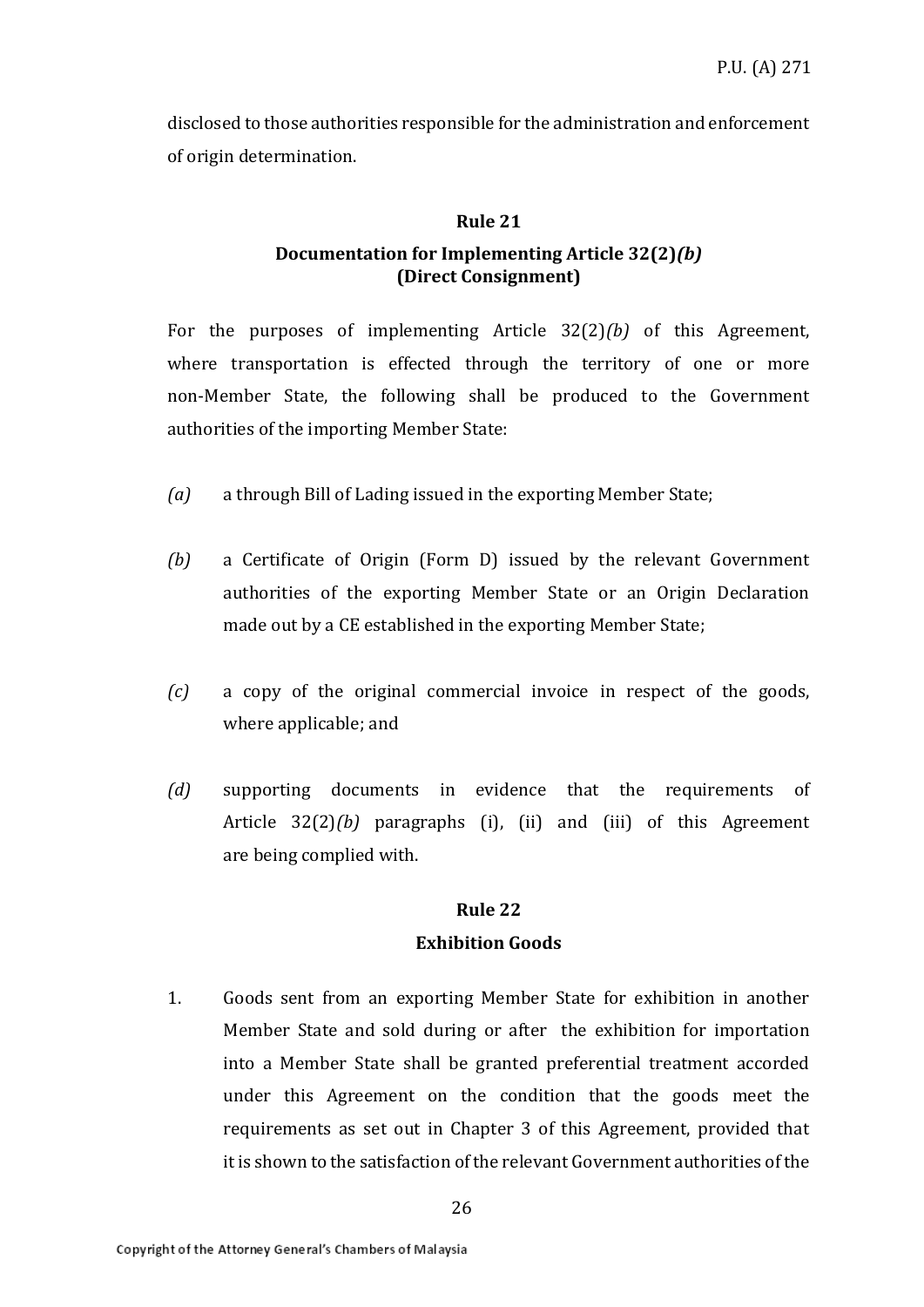disclosed to those authorities responsible for the administration and enforcement of origin determination.

## Rule 21

### Documentation for Implementing Article 32(2)*(b)* (Direct Consignment)

For the purposes of implementing Article 32(2)*(b)* of this Agreement, where transportation is effected through the territory of one or more non-Member State, the following shall be produced to the Government authorities of the importing Member State:

*(a)* a through Bill of Lading issued in the exporting Member State;

*(b)* a Certificate of Origin (Form D) issued by the relevant Government authorities of the exporting Member State or an Origin Declaration made out by a CE established in the exporting Member State;

*(c)* a copy of the original commercial invoice in respect of the goods, where applicable; and

*(d)* supporting documents in evidence that the requirements of Article 32(2)*(b)* paragraphs (i), (ii) and (iii) of this Agreement are being complied with.

## Rule 22

### Exhibition Goods

1. Goods sent from an exporting Member State for exhibition in another Member State and sold during or after the exhibition for importation into a Member State shall be granted preferential treatment accorded under this Agreement on the condition that the goods meet the requirements as set out in Chapter 3 of this Agreement, provided that it is shown to the satisfaction of the relevant Government authorities of the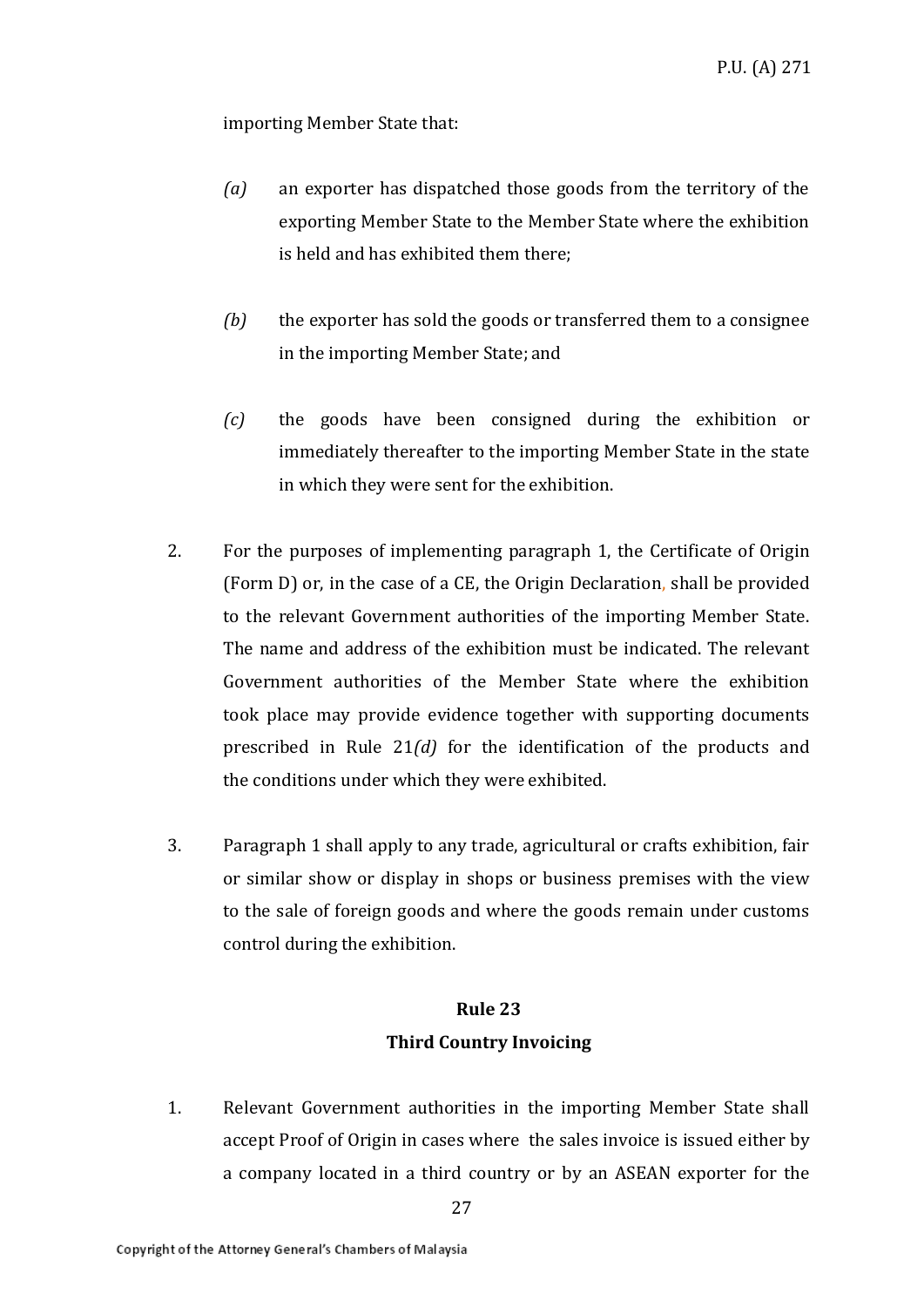importing Member State that:

*(a)* an exporter has dispatched those goods from the territory of the exporting Member State to the Member State where the exhibition is held and has exhibited them there;

*(b)* the exporter has sold the goods or transferred them to a consignee in the importing Member State; and

*(c)* the goods have been consigned during the exhibition or immediately thereafter to the importing Member State in the state in which they were sent for the exhibition.

2. For the purposes of implementing paragraph 1, the Certificate of Origin (Form D) or, in the case of a CE, the Origin Declaration, shall be provided to the relevant Government authorities of the importing Member State. The name and address of the exhibition must be indicated. The relevant Government authorities of the Member State where the exhibition took place may provide evidence together with supporting documents prescribed in Rule 21*(d)* for the identification of the products and the conditions under which they were exhibited.

3. Paragraph 1 shall apply to any trade, agricultural or crafts exhibition, fair or similar show or display in shops or business premises with the view to the sale of foreign goods and where the goods remain under customs control during the exhibition.

## Rule 23
## Third Country Invoicing

1. Relevant Government authorities in the importing Member State shall accept Proof of Origin in cases where the sales invoice is issued either by a company located in a third country or by an ASEAN exporter for the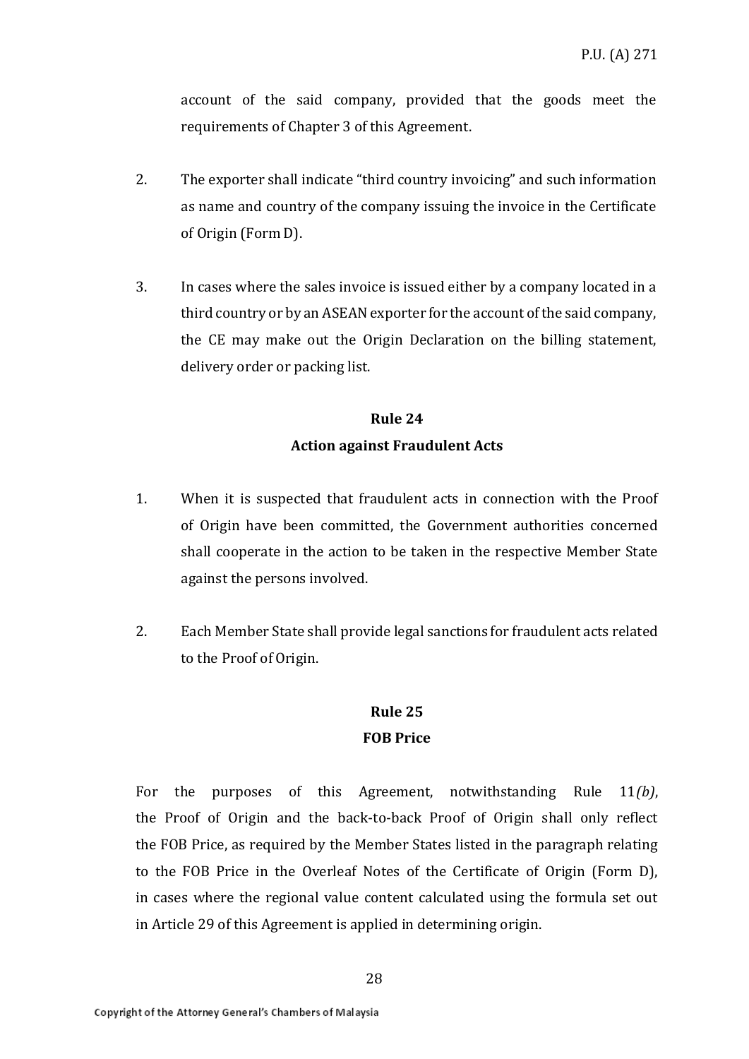account of the said company, provided that the goods meet the requirements of Chapter 3 of this Agreement.

2. The exporter shall indicate "third country invoicing" and such information as name and country of the company issuing the invoice in the Certificate of Origin (Form D).

3. In cases where the sales invoice is issued either by a company located in a third country or by an ASEAN exporter for the account of the said company, the CE may make out the Origin Declaration on the billing statement, delivery order or packing list.

**Rule 24**
**Action against Fraudulent Acts**

1. When it is suspected that fraudulent acts in connection with the Proof of Origin have been committed, the Government authorities concerned shall cooperate in the action to be taken in the respective Member State against the persons involved.

2. Each Member State shall provide legal sanctions for fraudulent acts related to the Proof of Origin.

**Rule 25**
**FOB Price**

For the purposes of this Agreement, notwithstanding Rule 11*(b)*, the Proof of Origin and the back-to-back Proof of Origin shall only reflect the FOB Price, as required by the Member States listed in the paragraph relating to the FOB Price in the Overleaf Notes of the Certificate of Origin (Form D), in cases where the regional value content calculated using the formula set out in Article 29 of this Agreement is applied in determining origin.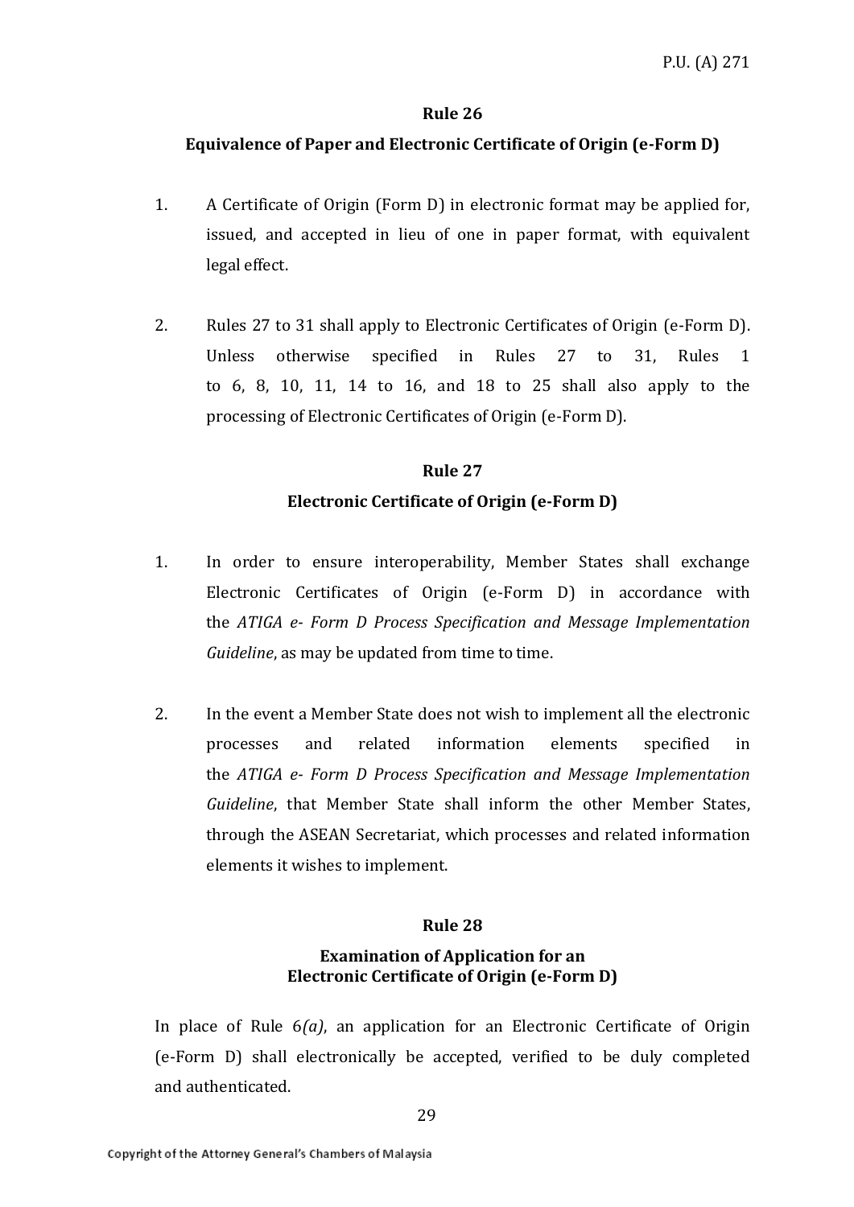## Rule 26

### Equivalence of Paper and Electronic Certificate of Origin (e-Form D)

1. A Certificate of Origin (Form D) in electronic format may be applied for, issued, and accepted in lieu of one in paper format, with equivalent legal effect.

2. Rules 27 to 31 shall apply to Electronic Certificates of Origin (e-Form D). Unless otherwise specified in Rules 27 to 31, Rules 1 to 6, 8, 10, 11, 14 to 16, and 18 to 25 shall also apply to the processing of Electronic Certificates of Origin (e-Form D).

## Rule 27

### Electronic Certificate of Origin (e-Form D)

1. In order to ensure interoperability, Member States shall exchange Electronic Certificates of Origin (e-Form D) in accordance with the *ATIGA e- Form D Process Specification and Message Implementation Guideline*, as may be updated from time to time.

2. In the event a Member State does not wish to implement all the electronic processes and related information elements specified in the *ATIGA e- Form D Process Specification and Message Implementation Guideline*, that Member State shall inform the other Member States, through the ASEAN Secretariat, which processes and related information elements it wishes to implement.

## Rule 28

### Examination of Application for an Electronic Certificate of Origin (e-Form D)

In place of Rule 6*(a)*, an application for an Electronic Certificate of Origin (e-Form D) shall electronically be accepted, verified to be duly completed and authenticated.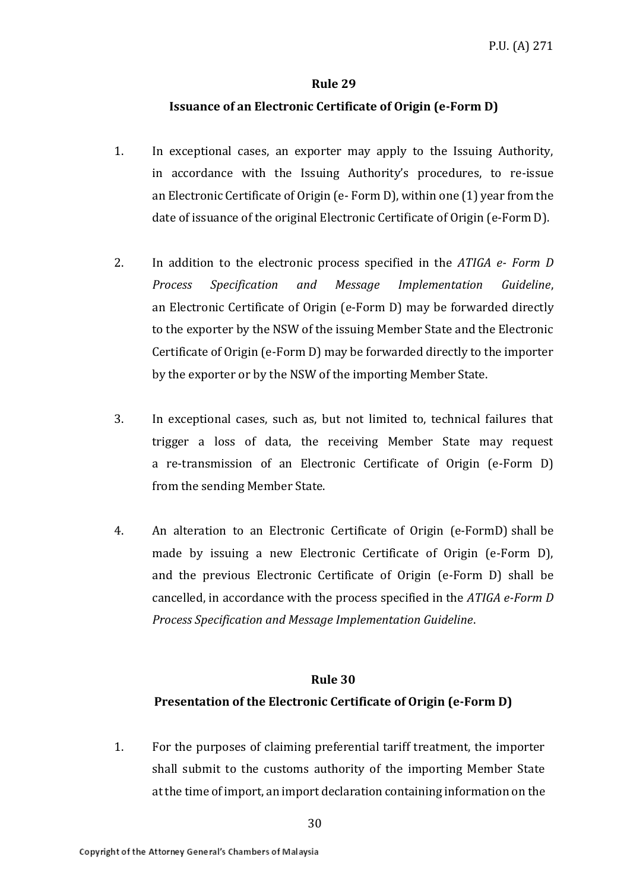## Rule 29

### Issuance of an Electronic Certificate of Origin (e-Form D)

1. In exceptional cases, an exporter may apply to the Issuing Authority, in accordance with the Issuing Authority's procedures, to re-issue an Electronic Certificate of Origin (e- Form D), within one (1) year from the date of issuance of the original Electronic Certificate of Origin (e-Form D).

2. In addition to the electronic process specified in the *ATIGA e- Form D Process Specification and Message Implementation Guideline*, an Electronic Certificate of Origin (e-Form D) may be forwarded directly to the exporter by the NSW of the issuing Member State and the Electronic Certificate of Origin (e-Form D) may be forwarded directly to the importer by the exporter or by the NSW of the importing Member State.

3. In exceptional cases, such as, but not limited to, technical failures that trigger a loss of data, the receiving Member State may request a re-transmission of an Electronic Certificate of Origin (e-Form D) from the sending Member State.

4. An alteration to an Electronic Certificate of Origin (e-FormD) shall be made by issuing a new Electronic Certificate of Origin (e-Form D), and the previous Electronic Certificate of Origin (e-Form D) shall be cancelled, in accordance with the process specified in the *ATIGA e-Form D Process Specification and Message Implementation Guideline*.

## Rule 30

### Presentation of the Electronic Certificate of Origin (e-Form D)

1. For the purposes of claiming preferential tariff treatment, the importer shall submit to the customs authority of the importing Member State at the time of import, an import declaration containing information on the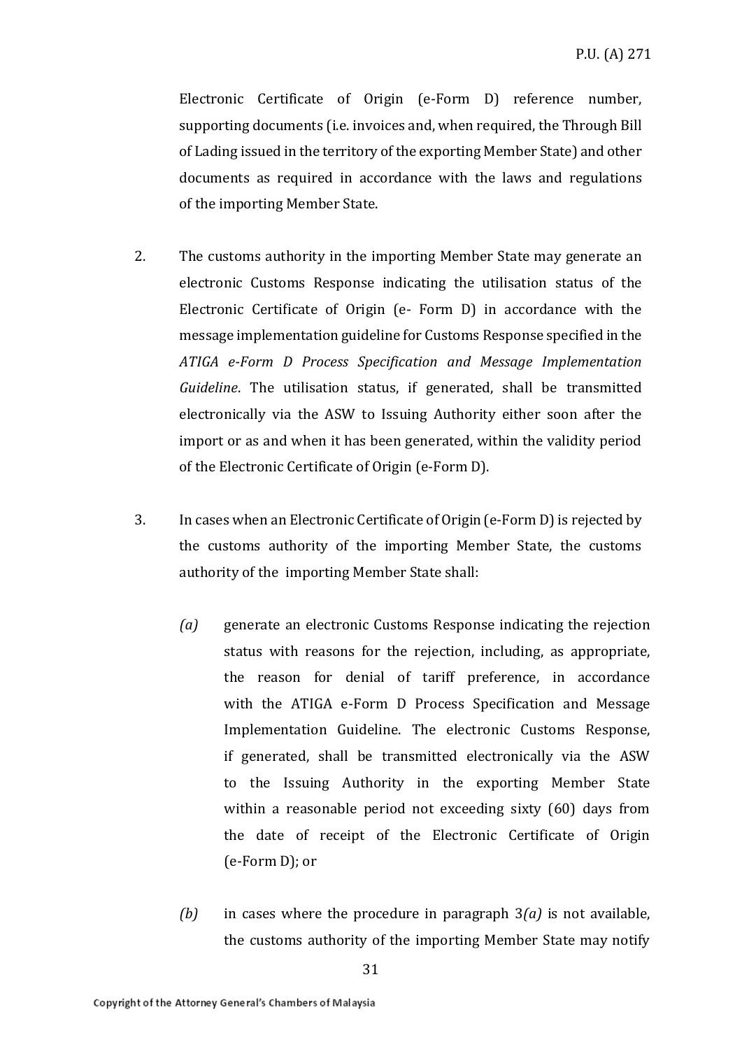Electronic Certificate of Origin (e-Form D) reference number, supporting documents (i.e. invoices and, when required, the Through Bill of Lading issued in the territory of the exporting Member State) and other documents as required in accordance with the laws and regulations of the importing Member State.

2. The customs authority in the importing Member State may generate an electronic Customs Response indicating the utilisation status of the Electronic Certificate of Origin (e- Form D) in accordance with the message implementation guideline for Customs Response specified in the *ATIGA e-Form D Process Specification and Message Implementation Guideline*. The utilisation status, if generated, shall be transmitted electronically via the ASW to Issuing Authority either soon after the import or as and when it has been generated, within the validity period of the Electronic Certificate of Origin (e-Form D).

3. In cases when an Electronic Certificate of Origin (e-Form D) is rejected by the customs authority of the importing Member State, the customs authority of the importing Member State shall:

*(a)* generate an electronic Customs Response indicating the rejection status with reasons for the rejection, including, as appropriate, the reason for denial of tariff preference, in accordance with the ATIGA e-Form D Process Specification and Message Implementation Guideline. The electronic Customs Response, if generated, shall be transmitted electronically via the ASW to the Issuing Authority in the exporting Member State within a reasonable period not exceeding sixty (60) days from the date of receipt of the Electronic Certificate of Origin (e-Form D); or

*(b)* in cases where the procedure in paragraph 3*(a)* is not available, the customs authority of the importing Member State may notify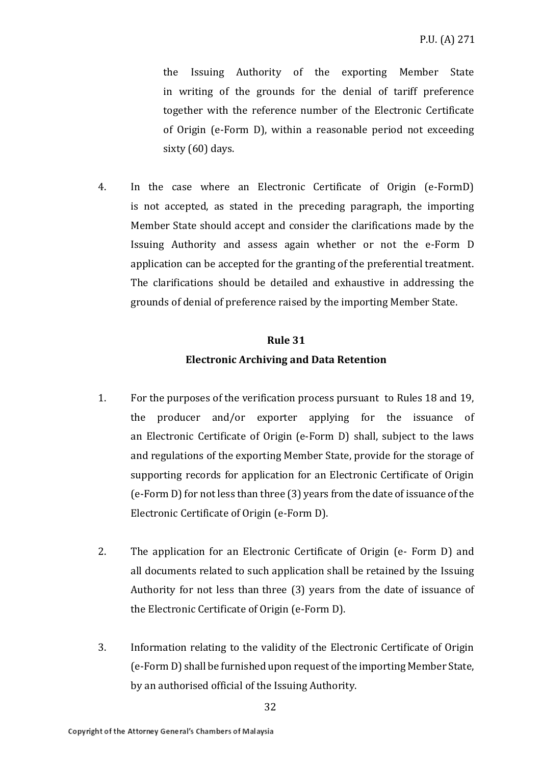the Issuing Authority of the exporting Member State in writing of the grounds for the denial of tariff preference together with the reference number of the Electronic Certificate of Origin (e-Form D), within a reasonable period not exceeding sixty (60) days.

4. In the case where an Electronic Certificate of Origin (e-FormD) is not accepted, as stated in the preceding paragraph, the importing Member State should accept and consider the clarifications made by the Issuing Authority and assess again whether or not the e-Form D application can be accepted for the granting of the preferential treatment. The clarifications should be detailed and exhaustive in addressing the grounds of denial of preference raised by the importing Member State.

## Rule 31
## Electronic Archiving and Data Retention

1. For the purposes of the verification process pursuant to Rules 18 and 19, the producer and/or exporter applying for the issuance of an Electronic Certificate of Origin (e-Form D) shall, subject to the laws and regulations of the exporting Member State, provide for the storage of supporting records for application for an Electronic Certificate of Origin (e-Form D) for not less than three (3) years from the date of issuance of the Electronic Certificate of Origin (e-Form D).

2. The application for an Electronic Certificate of Origin (e- Form D) and all documents related to such application shall be retained by the Issuing Authority for not less than three (3) years from the date of issuance of the Electronic Certificate of Origin (e-Form D).

3. Information relating to the validity of the Electronic Certificate of Origin (e-Form D) shall be furnished upon request of the importing Member State, by an authorised official of the Issuing Authority.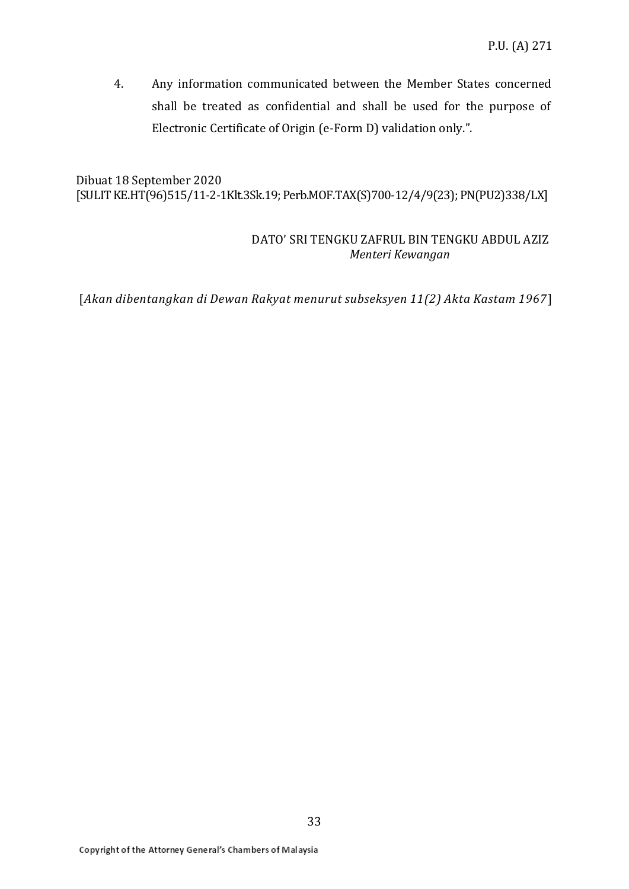4. Any information communicated between the Member States concerned shall be treated as confidential and shall be used for the purpose of Electronic Certificate of Origin (e-Form D) validation only.".

Dibuat 18 September 2020
[SULIT KE.HT(96)515/11-2-1Klt.3Sk.19; Perb.MOF.TAX(S)700-12/4/9(23); PN(PU2)338/LX]

DATO' SRI TENGKU ZAFRUL BIN TENGKU ABDUL AZIZ
*Menteri Kewangan*

[*Akan dibentangkan di Dewan Rakyat menurut subseksyen 11(2) Akta Kastam 1967*]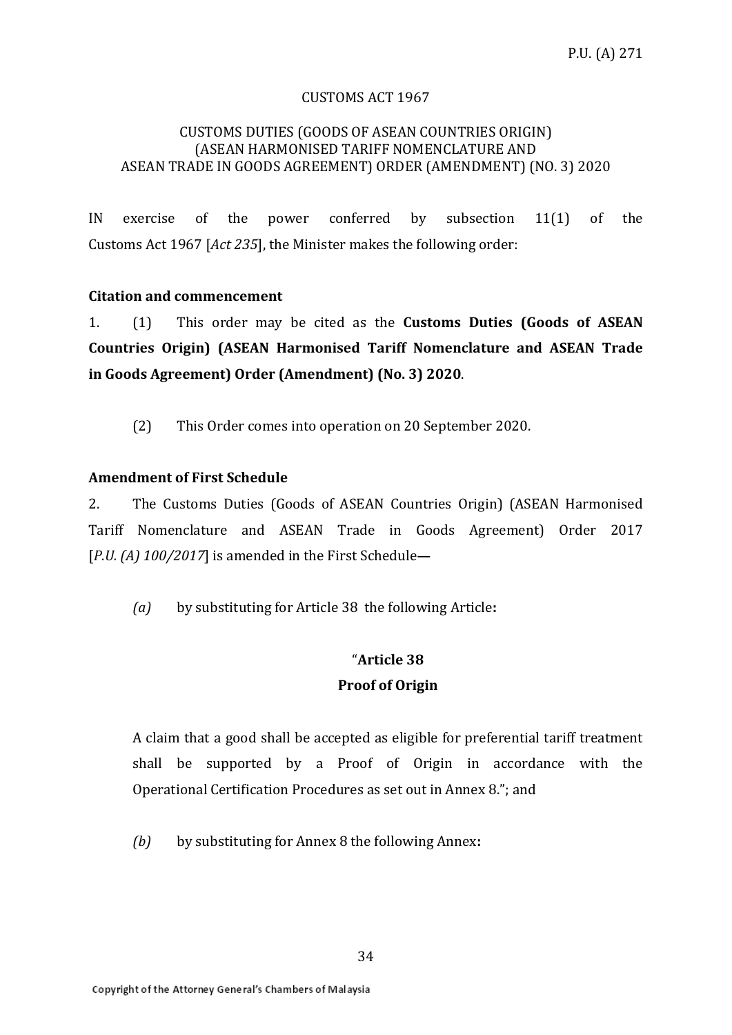CUSTOMS ACT 1967

CUSTOMS DUTIES (GOODS OF ASEAN COUNTRIES ORIGIN)
(ASEAN HARMONISED TARIFF NOMENCLATURE AND
ASEAN TRADE IN GOODS AGREEMENT) ORDER (AMENDMENT) (NO. 3) 2020

IN exercise of the power conferred by subsection 11(1) of the Customs Act 1967 [*Act 235*], the Minister makes the following order:

**Citation and commencement**

1. (1) This order may be cited as the **Customs Duties (Goods of ASEAN Countries Origin) (ASEAN Harmonised Tariff Nomenclature and ASEAN Trade in Goods Agreement) Order (Amendment) (No. 3) 2020**.

(2) This Order comes into operation on 20 September 2020.

**Amendment of First Schedule**

2. The Customs Duties (Goods of ASEAN Countries Origin) (ASEAN Harmonised Tariff Nomenclature and ASEAN Trade in Goods Agreement) Order 2017 [*P.U. (A) 100/2017*] is amended in the First Schedule—

*(a)* by substituting for Article 38 the following Article**:**

"**Article 38**
**Proof of Origin**

A claim that a good shall be accepted as eligible for preferential tariff treatment shall be supported by a Proof of Origin in accordance with the Operational Certification Procedures as set out in Annex 8."; and

*(b)* by substituting for Annex 8 the following Annex**:**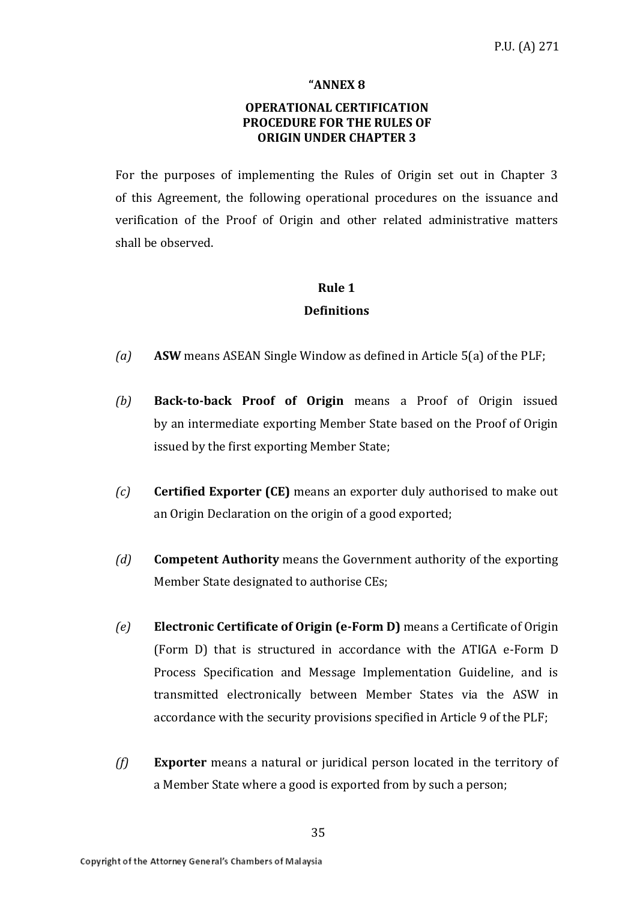**"ANNEX 8**

**OPERATIONAL CERTIFICATION PROCEDURE FOR THE RULES OF ORIGIN UNDER CHAPTER 3**

For the purposes of implementing the Rules of Origin set out in Chapter 3 of this Agreement, the following operational procedures on the issuance and verification of the Proof of Origin and other related administrative matters shall be observed.

**Rule 1**

**Definitions**

*(a)* **ASW** means ASEAN Single Window as defined in Article 5(a) of the PLF;

*(b)* **Back-to-back Proof of Origin** means a Proof of Origin issued by an intermediate exporting Member State based on the Proof of Origin issued by the first exporting Member State;

*(c)* **Certified Exporter (CE)** means an exporter duly authorised to make out an Origin Declaration on the origin of a good exported;

*(d)* **Competent Authority** means the Government authority of the exporting Member State designated to authorise CEs;

*(e)* **Electronic Certificate of Origin (e-Form D)** means a Certificate of Origin (Form D) that is structured in accordance with the ATIGA e-Form D Process Specification and Message Implementation Guideline, and is transmitted electronically between Member States via the ASW in accordance with the security provisions specified in Article 9 of the PLF;

*(f)* **Exporter** means a natural or juridical person located in the territory of a Member State where a good is exported from by such a person;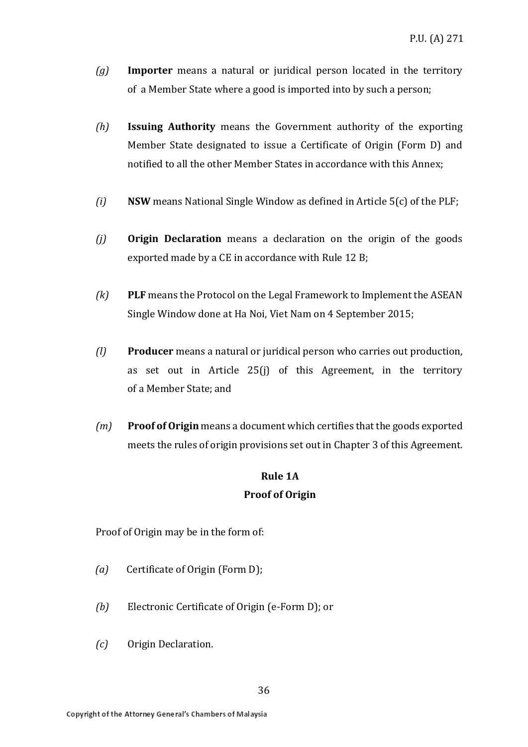*(g)* **Importer** means a natural or juridical person located in the territory of a Member State where a good is imported into by such a person;

*(h)* **Issuing Authority** means the Government authority of the exporting Member State designated to issue a Certificate of Origin (Form D) and notified to all the other Member States in accordance with this Annex;

*(i)* **NSW** means National Single Window as defined in Article 5(c) of the PLF;

*(j)* **Origin Declaration** means a declaration on the origin of the goods exported made by a CE in accordance with Rule 12 B;

*(k)* **PLF** means the Protocol on the Legal Framework to Implement the ASEAN Single Window done at Ha Noi, Viet Nam on 4 September 2015;

*(l)* **Producer** means a natural or juridical person who carries out production, as set out in Article 25(j) of this Agreement, in the territory of a Member State; and

*(m)* **Proof of Origin** means a document which certifies that the goods exported meets the rules of origin provisions set out in Chapter 3 of this Agreement.

**Rule 1A**

**Proof of Origin**

Proof of Origin may be in the form of:

*(a)* Certificate of Origin (Form D);

*(b)* Electronic Certificate of Origin (e-Form D); or

*(c)* Origin Declaration.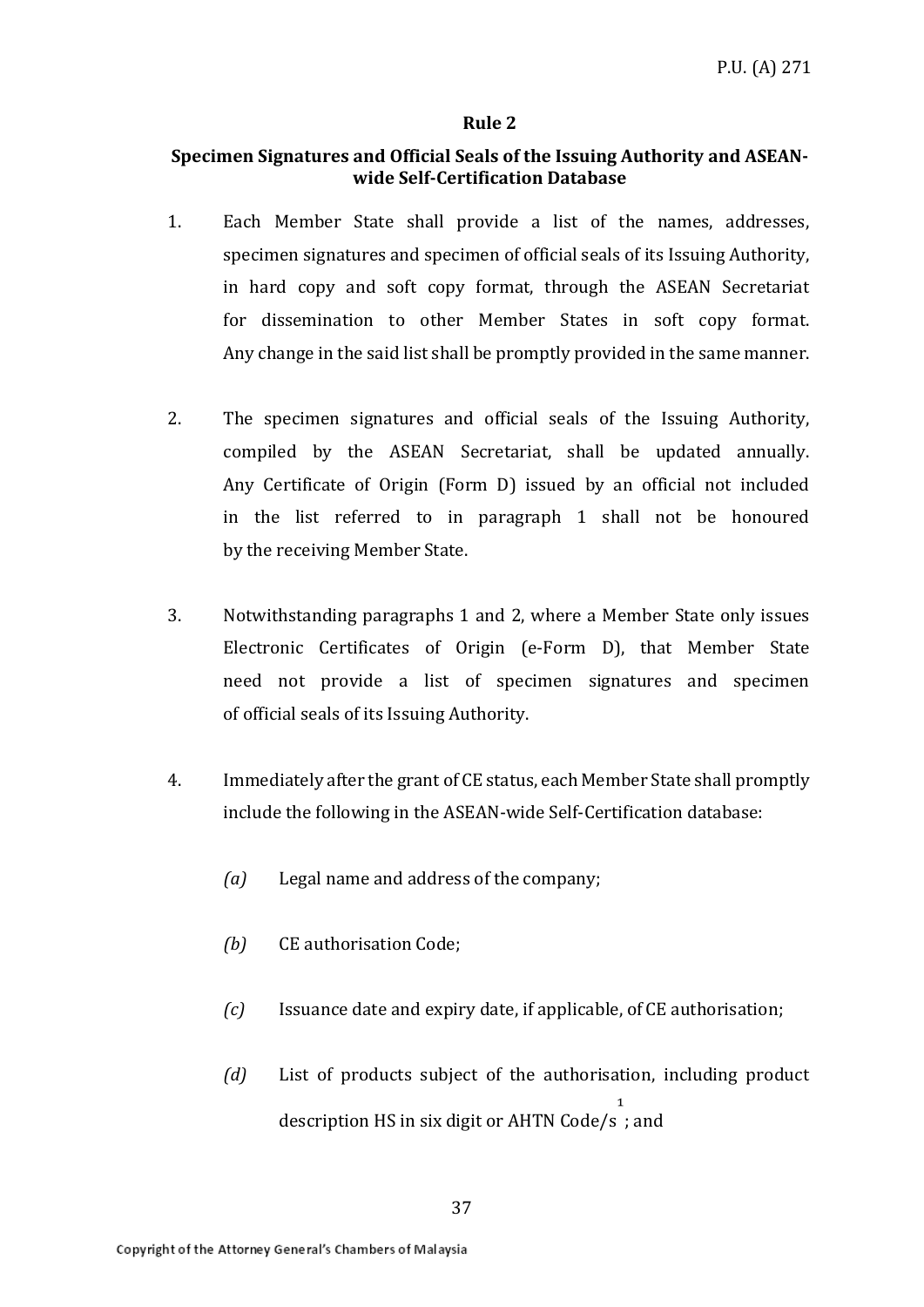## Rule 2

### Specimen Signatures and Official Seals of the Issuing Authority and ASEAN-wide Self-Certification Database

1. Each Member State shall provide a list of the names, addresses, specimen signatures and specimen of official seals of its Issuing Authority, in hard copy and soft copy format, through the ASEAN Secretariat for dissemination to other Member States in soft copy format. Any change in the said list shall be promptly provided in the same manner.

2. The specimen signatures and official seals of the Issuing Authority, compiled by the ASEAN Secretariat, shall be updated annually. Any Certificate of Origin (Form D) issued by an official not included in the list referred to in paragraph 1 shall not be honoured by the receiving Member State.

3. Notwithstanding paragraphs 1 and 2, where a Member State only issues Electronic Certificates of Origin (e-Form D), that Member State need not provide a list of specimen signatures and specimen of official seals of its Issuing Authority.

4. Immediately after the grant of CE status, each Member State shall promptly include the following in the ASEAN-wide Self-Certification database:

   *(a)* Legal name and address of the company;

   *(b)* CE authorisation Code;

   *(c)* Issuance date and expiry date, if applicable, of CE authorisation;

   *(d)* List of products subject of the authorisation, including product description HS in six digit or AHTN Code/s[1]; and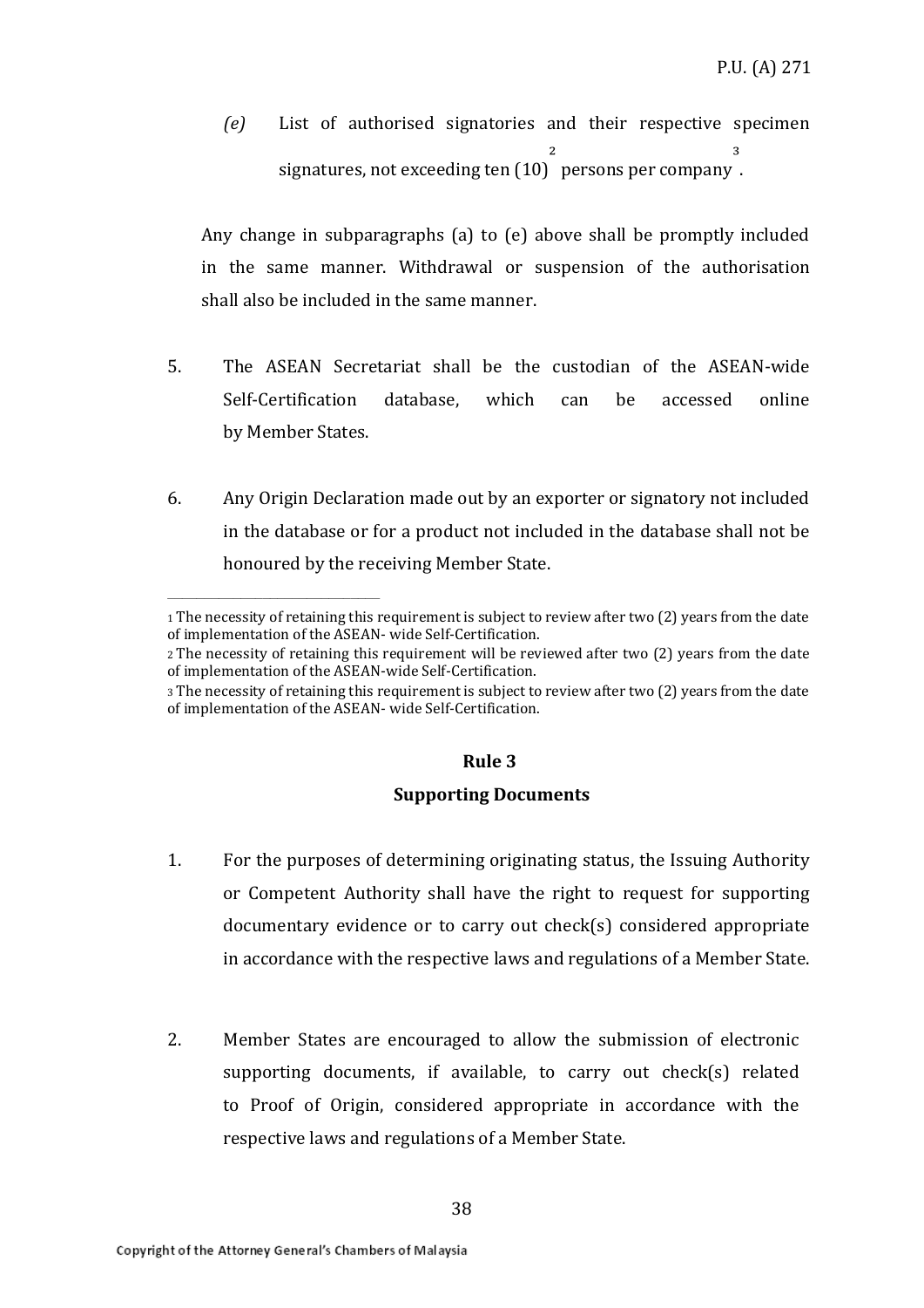*(e)* List of authorised signatories and their respective specimen signatures, not exceeding ten (10)[2] persons per company[3].

Any change in subparagraphs (a) to (e) above shall be promptly included in the same manner. Withdrawal or suspension of the authorisation shall also be included in the same manner.

5. The ASEAN Secretariat shall be the custodian of the ASEAN-wide Self-Certification database, which can be accessed online by Member States.

6. Any Origin Declaration made out by an exporter or signatory not included in the database or for a product not included in the database shall not be honoured by the receiving Member State.

---

[1] The necessity of retaining this requirement is subject to review after two (2) years from the date of implementation of the ASEAN- wide Self-Certification.

[2] The necessity of retaining this requirement will be reviewed after two (2) years from the date of implementation of the ASEAN-wide Self-Certification.

[3] The necessity of retaining this requirement is subject to review after two (2) years from the date of implementation of the ASEAN- wide Self-Certification.

## Rule 3
## Supporting Documents

1. For the purposes of determining originating status, the Issuing Authority or Competent Authority shall have the right to request for supporting documentary evidence or to carry out check(s) considered appropriate in accordance with the respective laws and regulations of a Member State.

2. Member States are encouraged to allow the submission of electronic supporting documents, if available, to carry out check(s) related to Proof of Origin, considered appropriate in accordance with the respective laws and regulations of a Member State.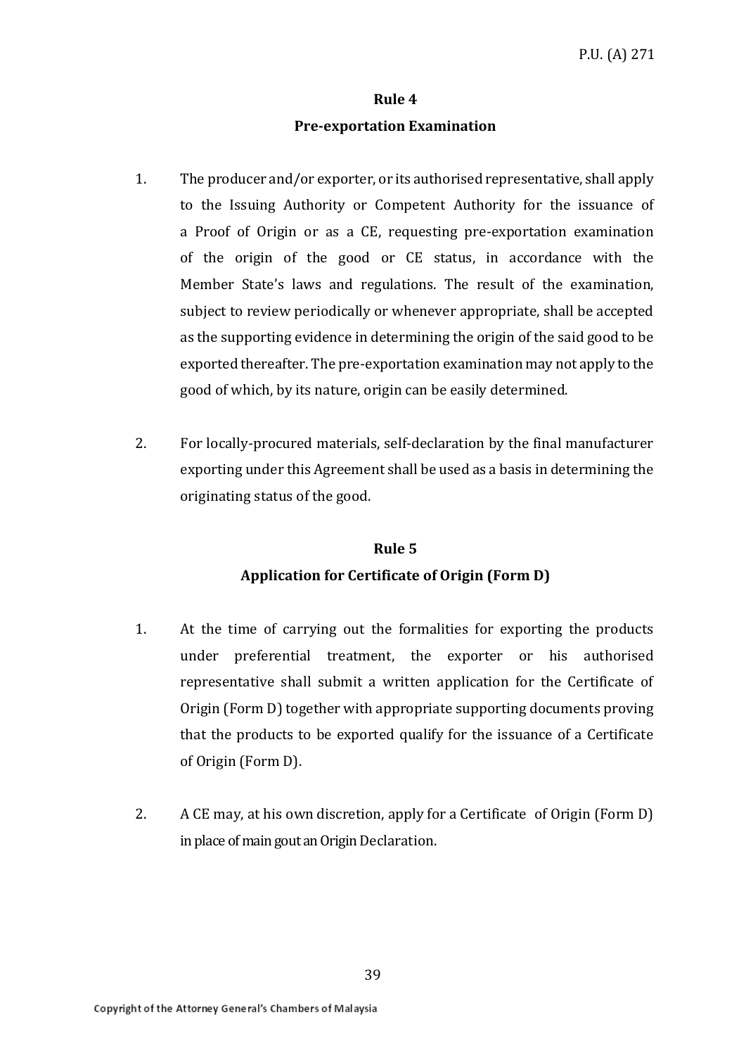## Rule 4

## Pre-exportation Examination

1. The producer and/or exporter, or its authorised representative, shall apply to the Issuing Authority or Competent Authority for the issuance of a Proof of Origin or as a CE, requesting pre-exportation examination of the origin of the good or CE status, in accordance with the Member State's laws and regulations. The result of the examination, subject to review periodically or whenever appropriate, shall be accepted as the supporting evidence in determining the origin of the said good to be exported thereafter. The pre-exportation examination may not apply to the good of which, by its nature, origin can be easily determined.

2. For locally-procured materials, self-declaration by the final manufacturer exporting under this Agreement shall be used as a basis in determining the originating status of the good.

## Rule 5

## Application for Certificate of Origin (Form D)

1. At the time of carrying out the formalities for exporting the products under preferential treatment, the exporter or his authorised representative shall submit a written application for the Certificate of Origin (Form D) together with appropriate supporting documents proving that the products to be exported qualify for the issuance of a Certificate of Origin (Form D).

2. A CE may, at his own discretion, apply for a Certificate of Origin (Form D) in place of main gout an Origin Declaration.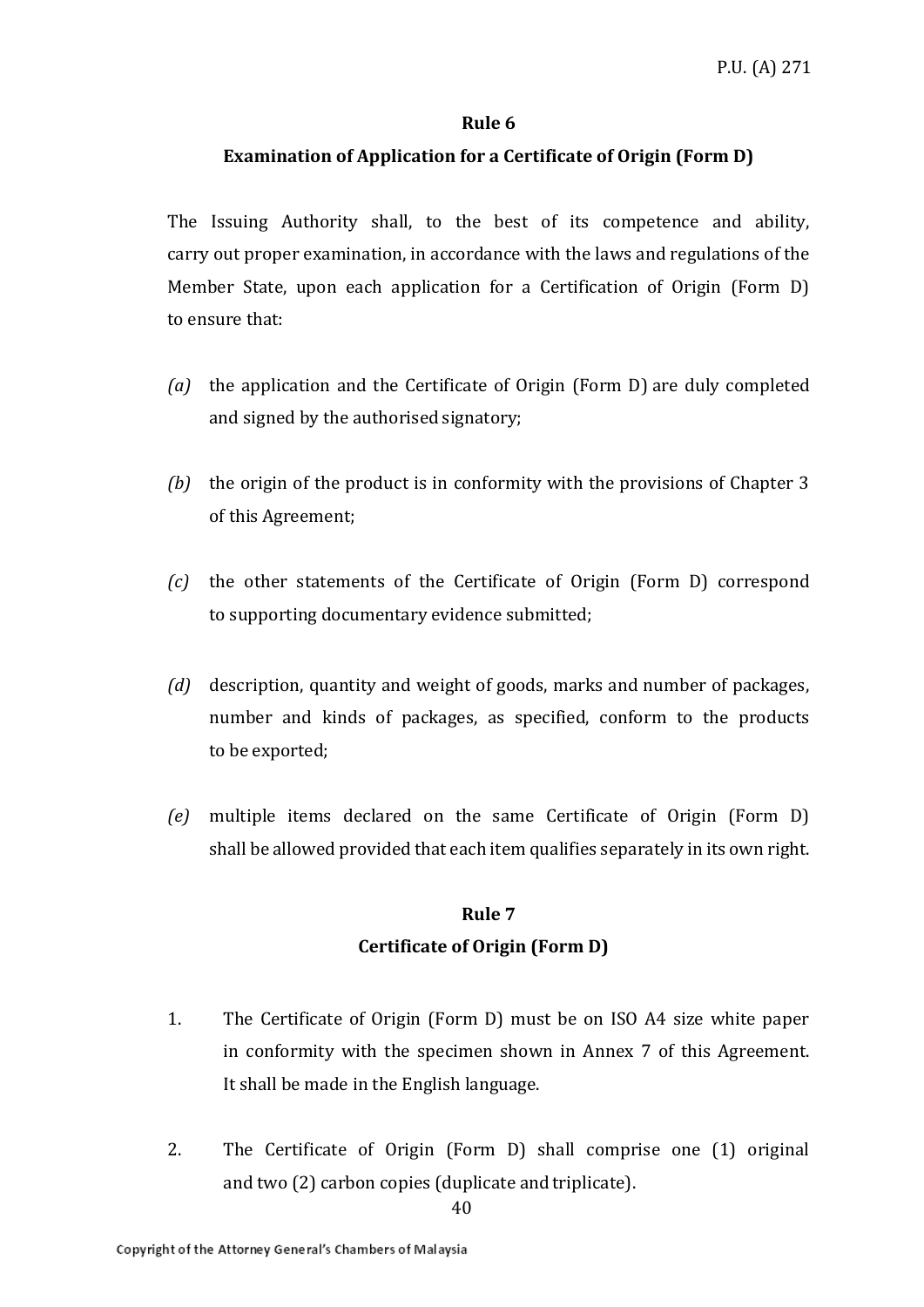**Rule 6**

**Examination of Application for a Certificate of Origin (Form D)**

The Issuing Authority shall, to the best of its competence and ability, carry out proper examination, in accordance with the laws and regulations of the Member State, upon each application for a Certification of Origin (Form D) to ensure that:

*(a)* the application and the Certificate of Origin (Form D) are duly completed and signed by the authorised signatory;

*(b)* the origin of the product is in conformity with the provisions of Chapter 3 of this Agreement;

*(c)* the other statements of the Certificate of Origin (Form D) correspond to supporting documentary evidence submitted;

*(d)* description, quantity and weight of goods, marks and number of packages, number and kinds of packages, as specified, conform to the products to be exported;

*(e)* multiple items declared on the same Certificate of Origin (Form D) shall be allowed provided that each item qualifies separately in its own right.

**Rule 7**

**Certificate of Origin (Form D)**

1. The Certificate of Origin (Form D) must be on ISO A4 size white paper in conformity with the specimen shown in Annex 7 of this Agreement. It shall be made in the English language.

2. The Certificate of Origin (Form D) shall comprise one (1) original and two (2) carbon copies (duplicate and triplicate).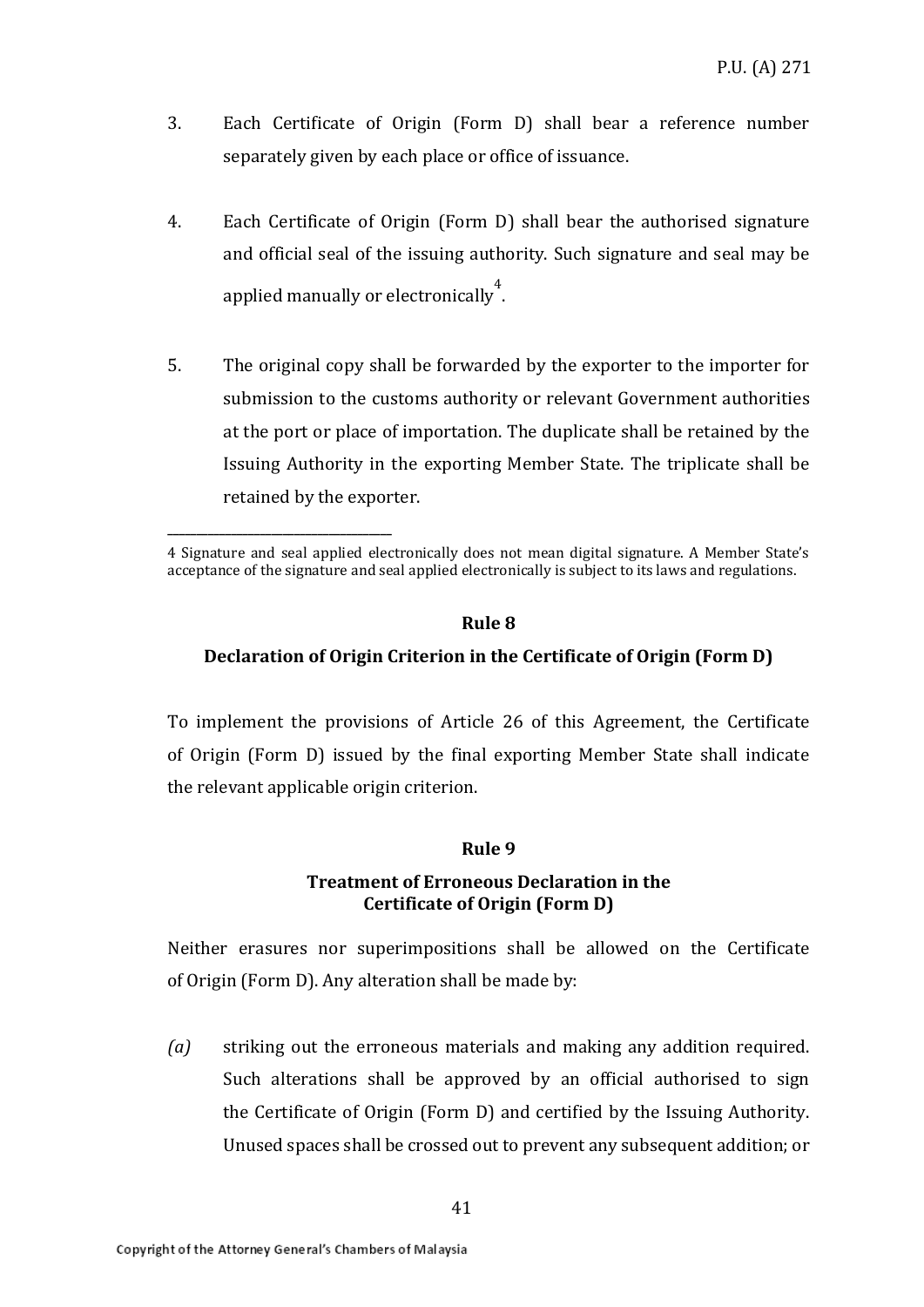3. Each Certificate of Origin (Form D) shall bear a reference number separately given by each place or office of issuance.

4. Each Certificate of Origin (Form D) shall bear the authorised signature and official seal of the issuing authority. Such signature and seal may be applied manually or electronically[4].

5. The original copy shall be forwarded by the exporter to the importer for submission to the customs authority or relevant Government authorities at the port or place of importation. The duplicate shall be retained by the Issuing Authority in the exporting Member State. The triplicate shall be retained by the exporter.

---

4 Signature and seal applied electronically does not mean digital signature. A Member State's acceptance of the signature and seal applied electronically is subject to its laws and regulations.

## Rule 8

## Declaration of Origin Criterion in the Certificate of Origin (Form D)

To implement the provisions of Article 26 of this Agreement, the Certificate of Origin (Form D) issued by the final exporting Member State shall indicate the relevant applicable origin criterion.

## Rule 9

## Treatment of Erroneous Declaration in the Certificate of Origin (Form D)

Neither erasures nor superimpositions shall be allowed on the Certificate of Origin (Form D). Any alteration shall be made by:

*(a)* striking out the erroneous materials and making any addition required. Such alterations shall be approved by an official authorised to sign the Certificate of Origin (Form D) and certified by the Issuing Authority. Unused spaces shall be crossed out to prevent any subsequent addition; or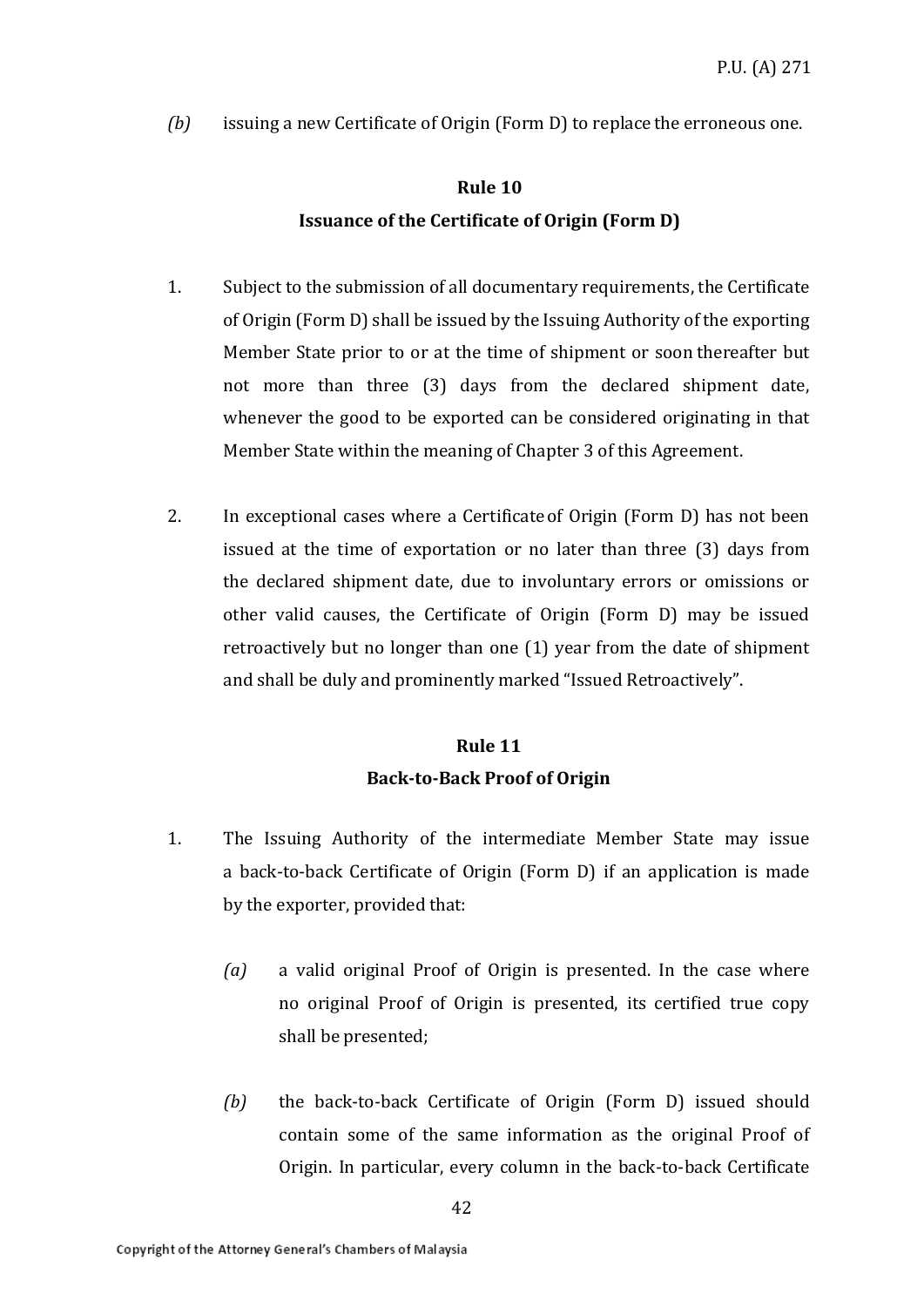*(b)* issuing a new Certificate of Origin (Form D) to replace the erroneous one.

## Rule 10
## Issuance of the Certificate of Origin (Form D)

1. Subject to the submission of all documentary requirements, the Certificate of Origin (Form D) shall be issued by the Issuing Authority of the exporting Member State prior to or at the time of shipment or soon thereafter but not more than three (3) days from the declared shipment date, whenever the good to be exported can be considered originating in that Member State within the meaning of Chapter 3 of this Agreement.

2. In exceptional cases where a Certificate of Origin (Form D) has not been issued at the time of exportation or no later than three (3) days from the declared shipment date, due to involuntary errors or omissions or other valid causes, the Certificate of Origin (Form D) may be issued retroactively but no longer than one (1) year from the date of shipment and shall be duly and prominently marked "Issued Retroactively".

## Rule 11
## Back-to-Back Proof of Origin

1. The Issuing Authority of the intermediate Member State may issue a back-to-back Certificate of Origin (Form D) if an application is made by the exporter, provided that:

   *(a)* a valid original Proof of Origin is presented. In the case where no original Proof of Origin is presented, its certified true copy shall be presented;

   *(b)* the back-to-back Certificate of Origin (Form D) issued should contain some of the same information as the original Proof of Origin. In particular, every column in the back-to-back Certificate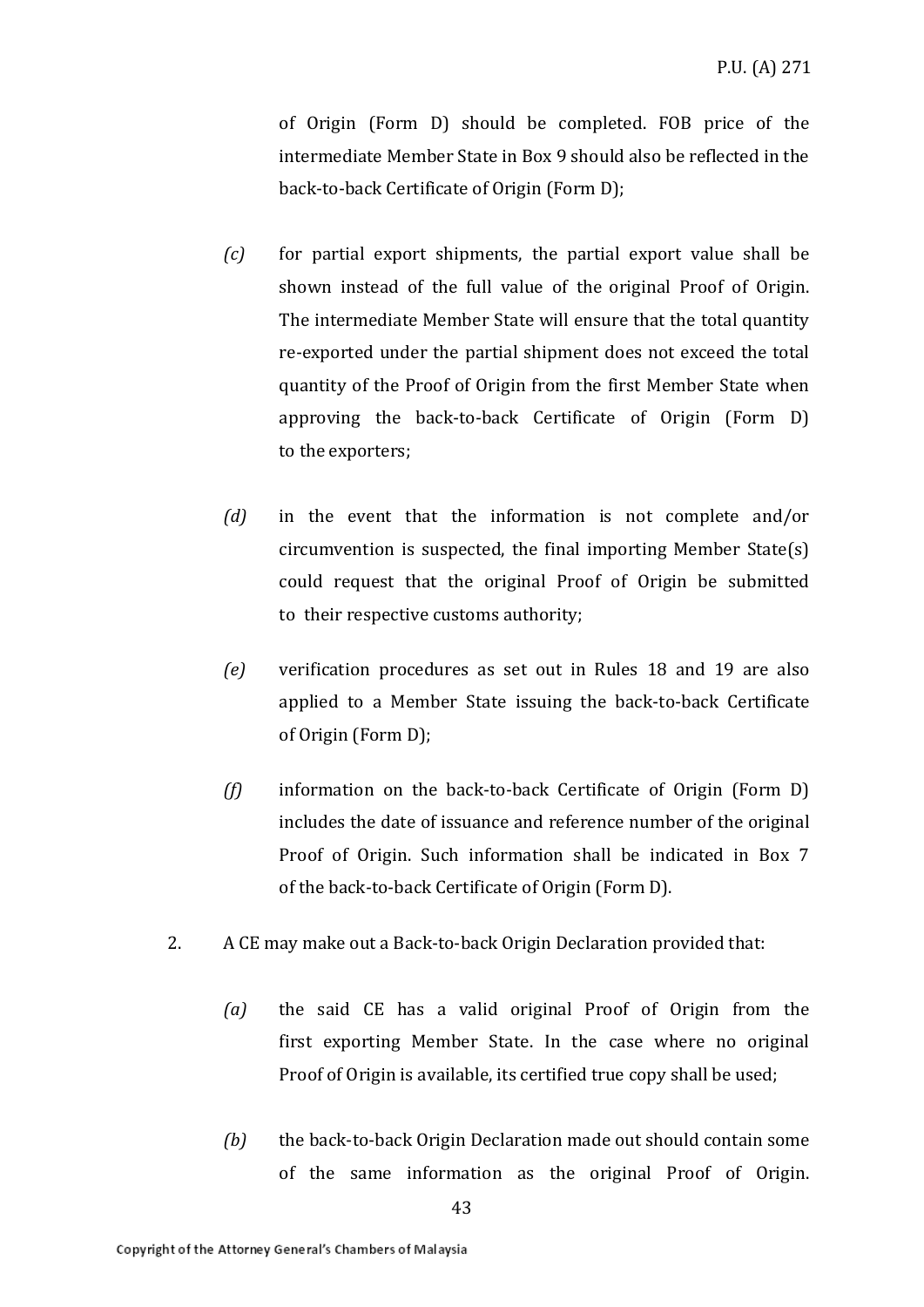of Origin (Form D) should be completed. FOB price of the intermediate Member State in Box 9 should also be reflected in the back-to-back Certificate of Origin (Form D);

*(c)* for partial export shipments, the partial export value shall be shown instead of the full value of the original Proof of Origin. The intermediate Member State will ensure that the total quantity re-exported under the partial shipment does not exceed the total quantity of the Proof of Origin from the first Member State when approving the back-to-back Certificate of Origin (Form D) to the exporters;

*(d)* in the event that the information is not complete and/or circumvention is suspected, the final importing Member State(s) could request that the original Proof of Origin be submitted to their respective customs authority;

*(e)* verification procedures as set out in Rules 18 and 19 are also applied to a Member State issuing the back-to-back Certificate of Origin (Form D);

*(f)* information on the back-to-back Certificate of Origin (Form D) includes the date of issuance and reference number of the original Proof of Origin. Such information shall be indicated in Box 7 of the back-to-back Certificate of Origin (Form D).

2. A CE may make out a Back-to-back Origin Declaration provided that:

*(a)* the said CE has a valid original Proof of Origin from the first exporting Member State. In the case where no original Proof of Origin is available, its certified true copy shall be used;

*(b)* the back-to-back Origin Declaration made out should contain some of the same information as the original Proof of Origin.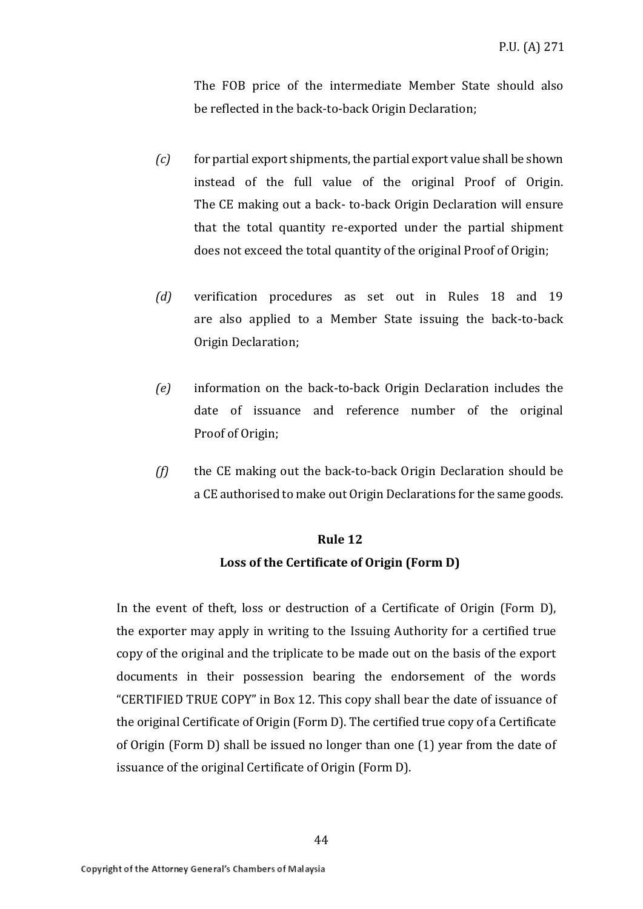The FOB price of the intermediate Member State should also be reflected in the back-to-back Origin Declaration;

*(c)* for partial export shipments, the partial export value shall be shown instead of the full value of the original Proof of Origin. The CE making out a back- to-back Origin Declaration will ensure that the total quantity re-exported under the partial shipment does not exceed the total quantity of the original Proof of Origin;

*(d)* verification procedures as set out in Rules 18 and 19 are also applied to a Member State issuing the back-to-back Origin Declaration;

*(e)* information on the back-to-back Origin Declaration includes the date of issuance and reference number of the original Proof of Origin;

*(f)* the CE making out the back-to-back Origin Declaration should be a CE authorised to make out Origin Declarations for the same goods.

**Rule 12**

**Loss of the Certificate of Origin (Form D)**

In the event of theft, loss or destruction of a Certificate of Origin (Form D), the exporter may apply in writing to the Issuing Authority for a certified true copy of the original and the triplicate to be made out on the basis of the export documents in their possession bearing the endorsement of the words "CERTIFIED TRUE COPY" in Box 12. This copy shall bear the date of issuance of the original Certificate of Origin (Form D). The certified true copy of a Certificate of Origin (Form D) shall be issued no longer than one (1) year from the date of issuance of the original Certificate of Origin (Form D).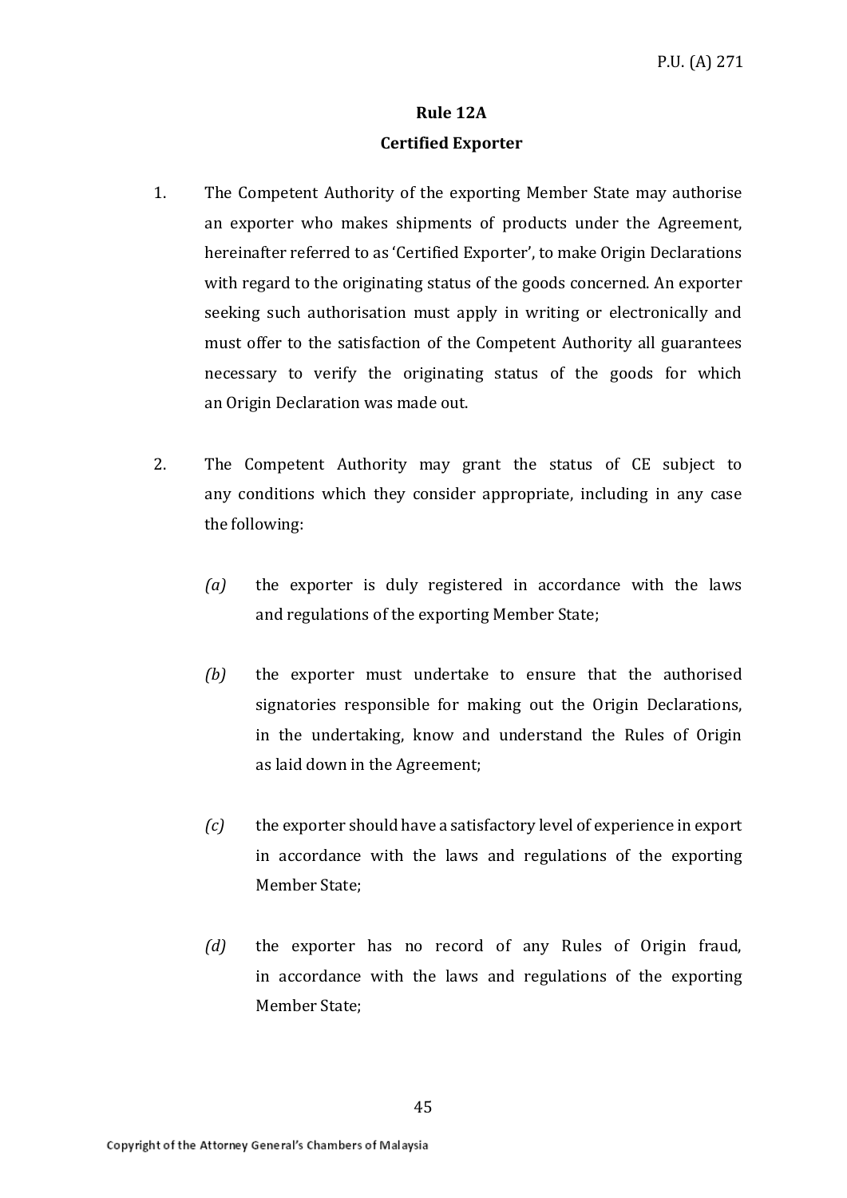## Rule 12A

## Certified Exporter

1. The Competent Authority of the exporting Member State may authorise an exporter who makes shipments of products under the Agreement, hereinafter referred to as 'Certified Exporter', to make Origin Declarations with regard to the originating status of the goods concerned. An exporter seeking such authorisation must apply in writing or electronically and must offer to the satisfaction of the Competent Authority all guarantees necessary to verify the originating status of the goods for which an Origin Declaration was made out.

2. The Competent Authority may grant the status of CE subject to any conditions which they consider appropriate, including in any case the following:

   *(a)* the exporter is duly registered in accordance with the laws and regulations of the exporting Member State;

   *(b)* the exporter must undertake to ensure that the authorised signatories responsible for making out the Origin Declarations, in the undertaking, know and understand the Rules of Origin as laid down in the Agreement;

   *(c)* the exporter should have a satisfactory level of experience in export in accordance with the laws and regulations of the exporting Member State;

   *(d)* the exporter has no record of any Rules of Origin fraud, in accordance with the laws and regulations of the exporting Member State;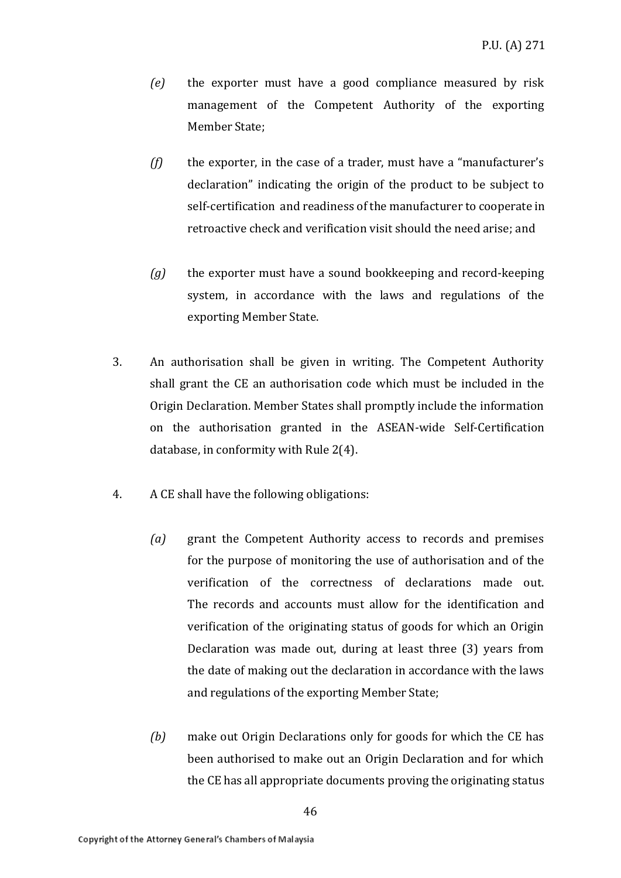*(e)* the exporter must have a good compliance measured by risk management of the Competent Authority of the exporting Member State;

*(f)* the exporter, in the case of a trader, must have a "manufacturer's declaration" indicating the origin of the product to be subject to self-certification and readiness of the manufacturer to cooperate in retroactive check and verification visit should the need arise; and

*(g)* the exporter must have a sound bookkeeping and record-keeping system, in accordance with the laws and regulations of the exporting Member State.

3. An authorisation shall be given in writing. The Competent Authority shall grant the CE an authorisation code which must be included in the Origin Declaration. Member States shall promptly include the information on the authorisation granted in the ASEAN-wide Self-Certification database, in conformity with Rule 2(4).

4. A CE shall have the following obligations:

*(a)* grant the Competent Authority access to records and premises for the purpose of monitoring the use of authorisation and of the verification of the correctness of declarations made out. The records and accounts must allow for the identification and verification of the originating status of goods for which an Origin Declaration was made out, during at least three (3) years from the date of making out the declaration in accordance with the laws and regulations of the exporting Member State;

*(b)* make out Origin Declarations only for goods for which the CE has been authorised to make out an Origin Declaration and for which the CE has all appropriate documents proving the originating status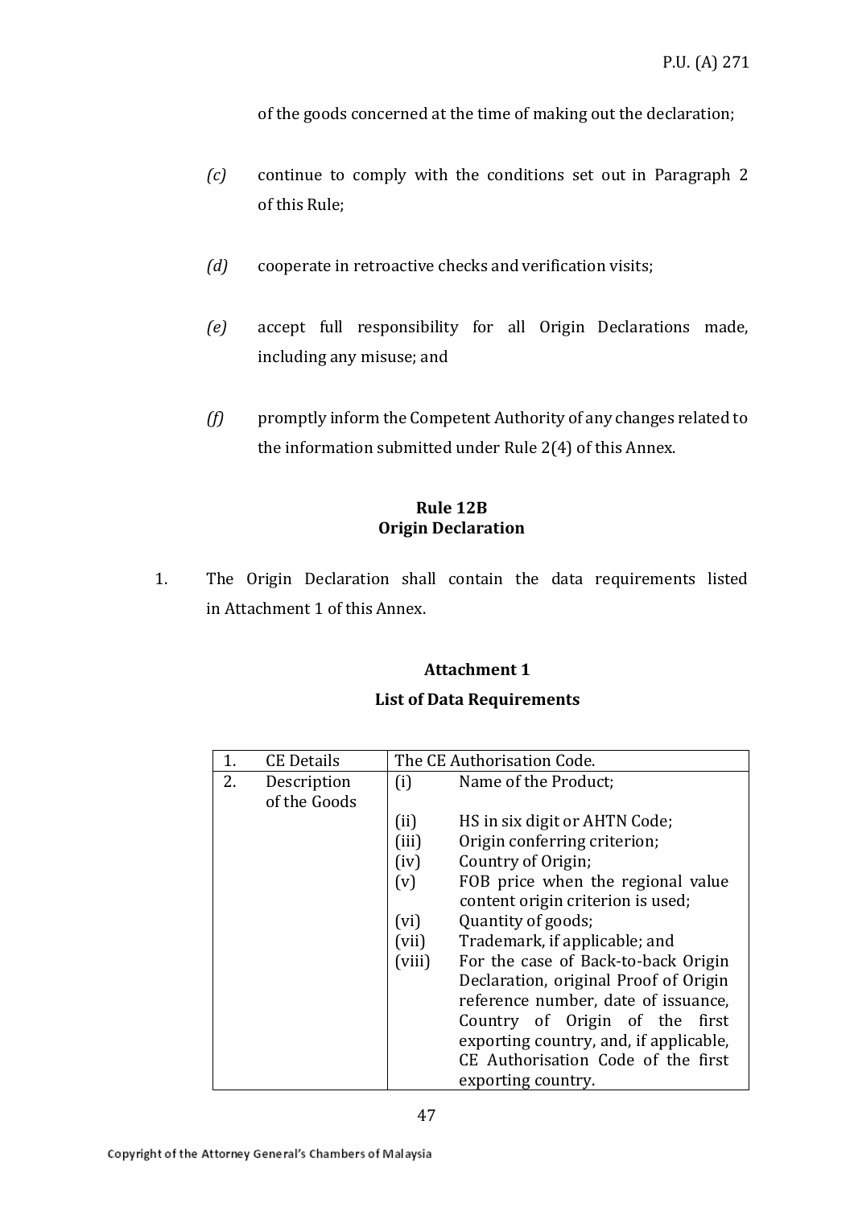of the goods concerned at the time of making out the declaration;

*(c)* continue to comply with the conditions set out in Paragraph 2 of this Rule;

*(d)* cooperate in retroactive checks and verification visits;

*(e)* accept full responsibility for all Origin Declarations made, including any misuse; and

*(f)* promptly inform the Competent Authority of any changes related to the information submitted under Rule 2(4) of this Annex.

**Rule 12B**
**Origin Declaration**

1. The Origin Declaration shall contain the data requirements listed in Attachment 1 of this Annex.

**Attachment 1**

**List of Data Requirements**

| | | | |
|---|---|---|---|
| 1. | CE Details | The CE Authorisation Code. | |
| 2. | Description of the Goods | (i) | Name of the Product; |
| | | (ii) | HS in six digit or AHTN Code; |
| | | (iii) | Origin conferring criterion; |
| | | (iv) | Country of Origin; |
| | | (v) | FOB price when the regional value content origin criterion is used; |
| | | (vi) | Quantity of goods; |
| | | (vii) | Trademark, if applicable; and |
| | | (viii) | For the case of Back-to-back Origin Declaration, original Proof of Origin reference number, date of issuance, Country of Origin of the first exporting country, and, if applicable, CE Authorisation Code of the first exporting country. |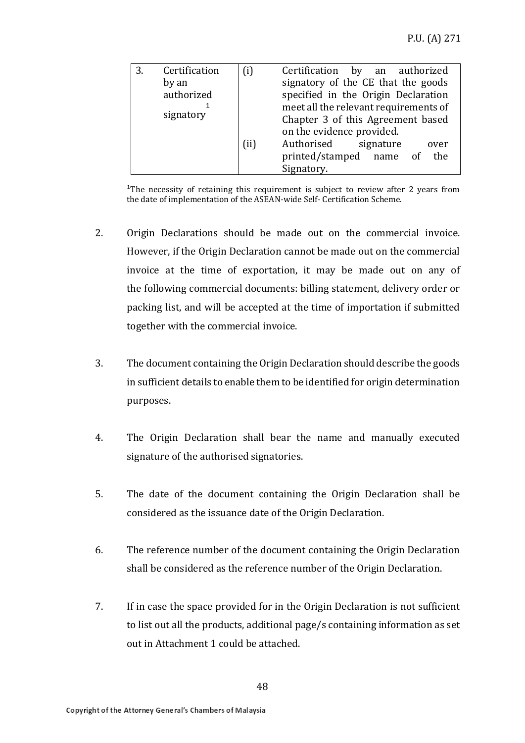| 3. | Certification by an authorized signatory[1] | (i) | Certification by an authorized signatory of the CE that the goods specified in the Origin Declaration meet all the relevant requirements of Chapter 3 of this Agreement based on the evidence provided. |
|---|---|---|---|
| | | (ii) | Authorised signature over printed/stamped name of the Signatory. |

[1]The necessity of retaining this requirement is subject to review after 2 years from the date of implementation of the ASEAN-wide Self- Certification Scheme.

2. Origin Declarations should be made out on the commercial invoice. However, if the Origin Declaration cannot be made out on the commercial invoice at the time of exportation, it may be made out on any of the following commercial documents: billing statement, delivery order or packing list, and will be accepted at the time of importation if submitted together with the commercial invoice.

3. The document containing the Origin Declaration should describe the goods in sufficient details to enable them to be identified for origin determination purposes.

4. The Origin Declaration shall bear the name and manually executed signature of the authorised signatories.

5. The date of the document containing the Origin Declaration shall be considered as the issuance date of the Origin Declaration.

6. The reference number of the document containing the Origin Declaration shall be considered as the reference number of the Origin Declaration.

7. If in case the space provided for in the Origin Declaration is not sufficient to list out all the products, additional page/s containing information as set out in Attachment 1 could be attached.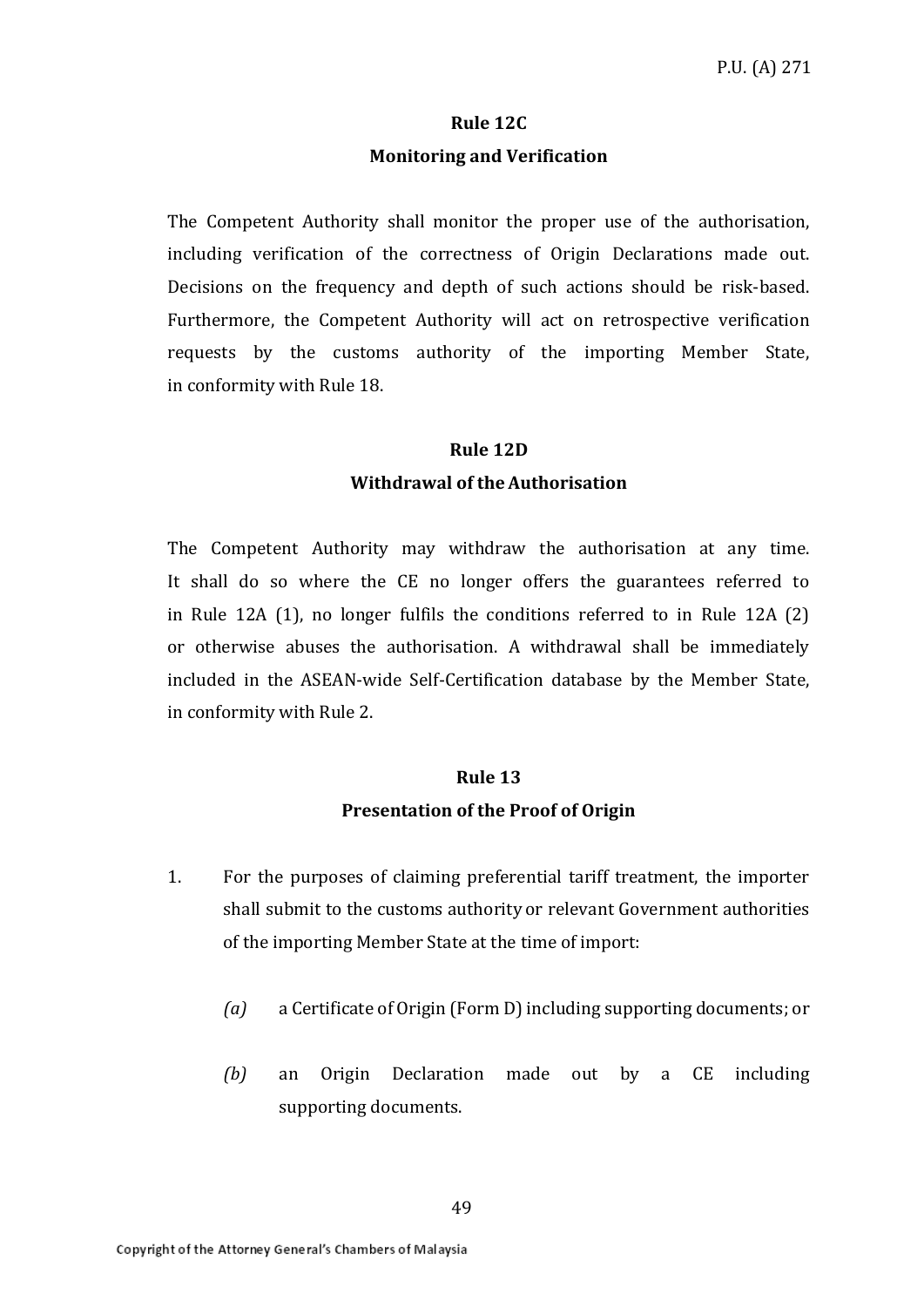**Rule 12C**

**Monitoring and Verification**

The Competent Authority shall monitor the proper use of the authorisation, including verification of the correctness of Origin Declarations made out. Decisions on the frequency and depth of such actions should be risk-based. Furthermore, the Competent Authority will act on retrospective verification requests by the customs authority of the importing Member State, in conformity with Rule 18.

**Rule 12D**

**Withdrawal of the Authorisation**

The Competent Authority may withdraw the authorisation at any time. It shall do so where the CE no longer offers the guarantees referred to in Rule 12A (1), no longer fulfils the conditions referred to in Rule 12A (2) or otherwise abuses the authorisation. A withdrawal shall be immediately included in the ASEAN-wide Self-Certification database by the Member State, in conformity with Rule 2.

**Rule 13**

**Presentation of the Proof of Origin**

1. For the purposes of claiming preferential tariff treatment, the importer shall submit to the customs authority or relevant Government authorities of the importing Member State at the time of import:

   *(a)* a Certificate of Origin (Form D) including supporting documents; or

   *(b)* an Origin Declaration made out by a CE including supporting documents.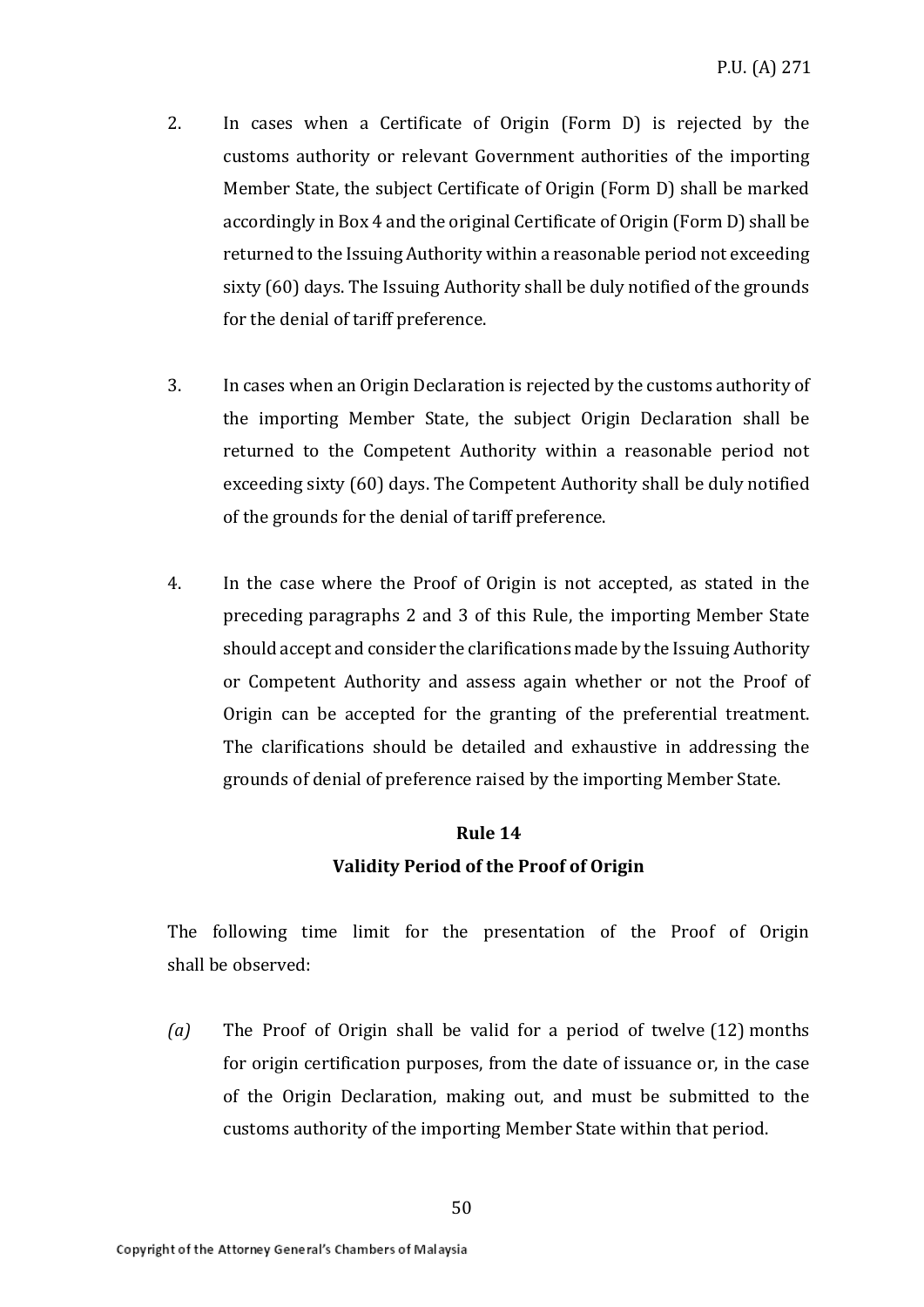2. In cases when a Certificate of Origin (Form D) is rejected by the customs authority or relevant Government authorities of the importing Member State, the subject Certificate of Origin (Form D) shall be marked accordingly in Box 4 and the original Certificate of Origin (Form D) shall be returned to the Issuing Authority within a reasonable period not exceeding sixty (60) days. The Issuing Authority shall be duly notified of the grounds for the denial of tariff preference.

3. In cases when an Origin Declaration is rejected by the customs authority of the importing Member State, the subject Origin Declaration shall be returned to the Competent Authority within a reasonable period not exceeding sixty (60) days. The Competent Authority shall be duly notified of the grounds for the denial of tariff preference.

4. In the case where the Proof of Origin is not accepted, as stated in the preceding paragraphs 2 and 3 of this Rule, the importing Member State should accept and consider the clarifications made by the Issuing Authority or Competent Authority and assess again whether or not the Proof of Origin can be accepted for the granting of the preferential treatment. The clarifications should be detailed and exhaustive in addressing the grounds of denial of preference raised by the importing Member State.

**Rule 14**

**Validity Period of the Proof of Origin**

The following time limit for the presentation of the Proof of Origin shall be observed:

*(a)* The Proof of Origin shall be valid for a period of twelve (12) months for origin certification purposes, from the date of issuance or, in the case of the Origin Declaration, making out, and must be submitted to the customs authority of the importing Member State within that period.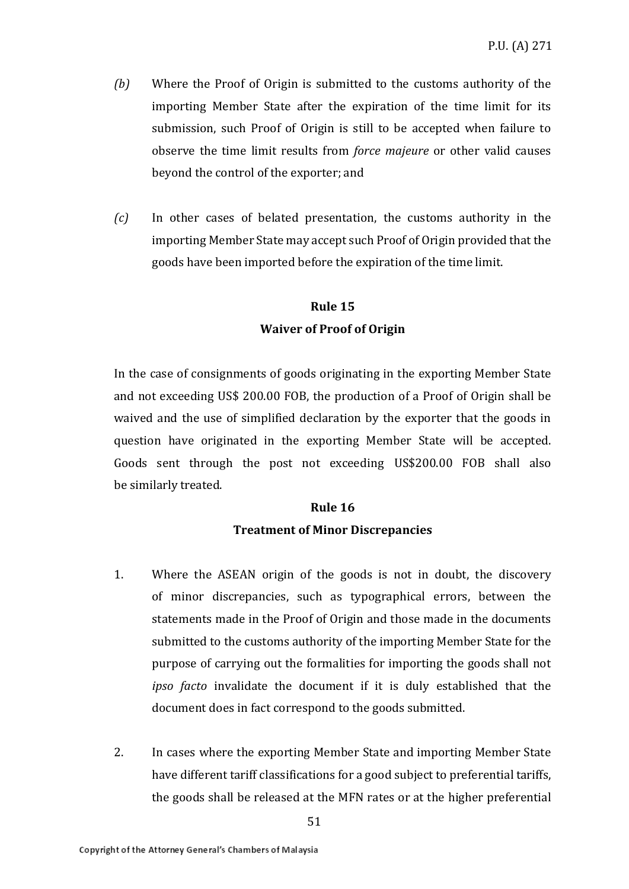*(b)* Where the Proof of Origin is submitted to the customs authority of the importing Member State after the expiration of the time limit for its submission, such Proof of Origin is still to be accepted when failure to observe the time limit results from *force majeure* or other valid causes beyond the control of the exporter; and

*(c)* In other cases of belated presentation, the customs authority in the importing Member State may accept such Proof of Origin provided that the goods have been imported before the expiration of the time limit.

**Rule 15**

**Waiver of Proof of Origin**

In the case of consignments of goods originating in the exporting Member State and not exceeding US$ 200.00 FOB, the production of a Proof of Origin shall be waived and the use of simplified declaration by the exporter that the goods in question have originated in the exporting Member State will be accepted. Goods sent through the post not exceeding US$200.00 FOB shall also be similarly treated.

**Rule 16**

**Treatment of Minor Discrepancies**

1. Where the ASEAN origin of the goods is not in doubt, the discovery of minor discrepancies, such as typographical errors, between the statements made in the Proof of Origin and those made in the documents submitted to the customs authority of the importing Member State for the purpose of carrying out the formalities for importing the goods shall not *ipso facto* invalidate the document if it is duly established that the document does in fact correspond to the goods submitted.

2. In cases where the exporting Member State and importing Member State have different tariff classifications for a good subject to preferential tariffs, the goods shall be released at the MFN rates or at the higher preferential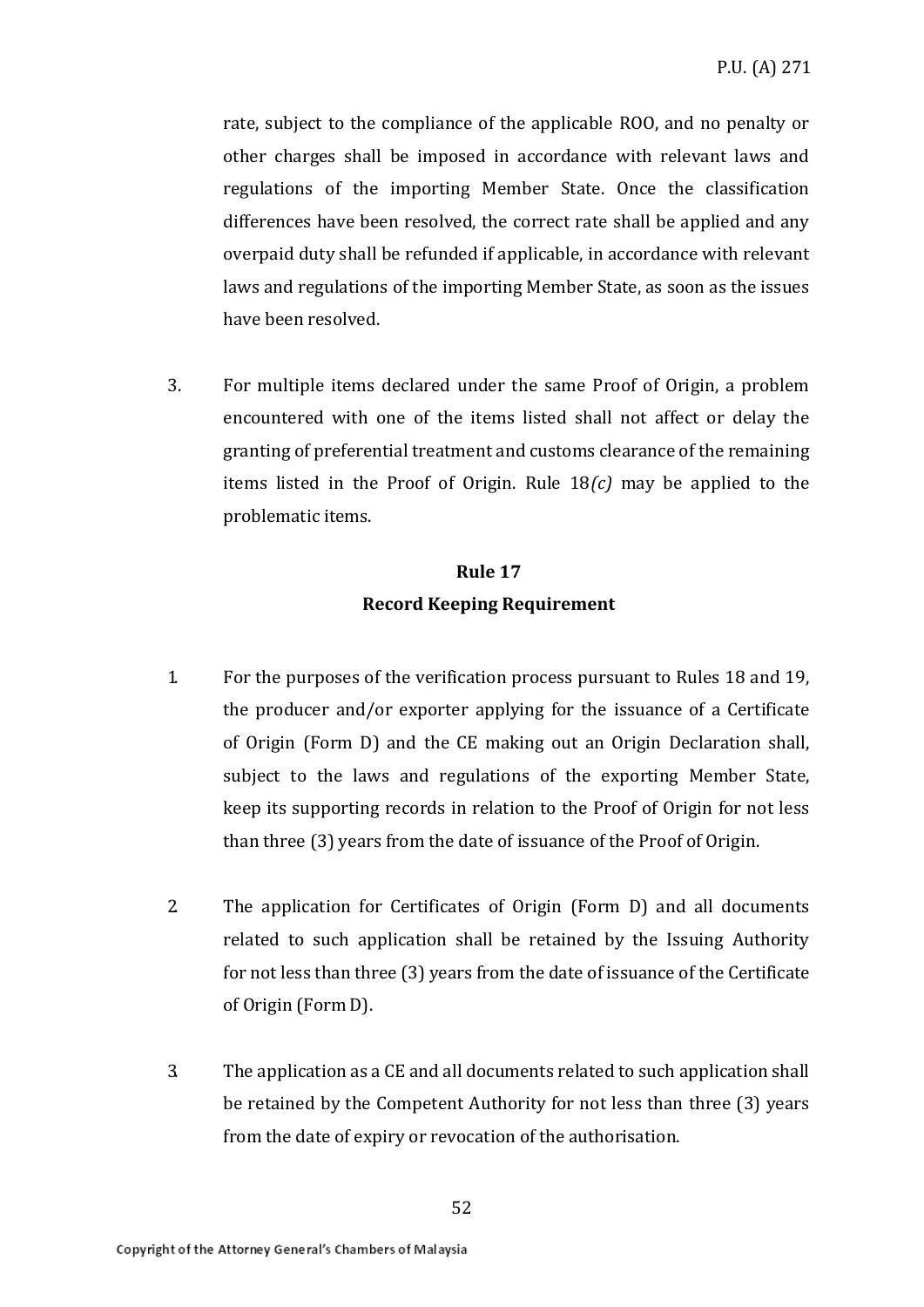rate, subject to the compliance of the applicable ROO, and no penalty or other charges shall be imposed in accordance with relevant laws and regulations of the importing Member State. Once the classification differences have been resolved, the correct rate shall be applied and any overpaid duty shall be refunded if applicable, in accordance with relevant laws and regulations of the importing Member State, as soon as the issues have been resolved.

3. For multiple items declared under the same Proof of Origin, a problem encountered with one of the items listed shall not affect or delay the granting of preferential treatment and customs clearance of the remaining items listed in the Proof of Origin. Rule 18*(c)* may be applied to the problematic items.

## Rule 17
## Record Keeping Requirement

1. For the purposes of the verification process pursuant to Rules 18 and 19, the producer and/or exporter applying for the issuance of a Certificate of Origin (Form D) and the CE making out an Origin Declaration shall, subject to the laws and regulations of the exporting Member State, keep its supporting records in relation to the Proof of Origin for not less than three (3) years from the date of issuance of the Proof of Origin.

2. The application for Certificates of Origin (Form D) and all documents related to such application shall be retained by the Issuing Authority for not less than three (3) years from the date of issuance of the Certificate of Origin (Form D).

3. The application as a CE and all documents related to such application shall be retained by the Competent Authority for not less than three (3) years from the date of expiry or revocation of the authorisation.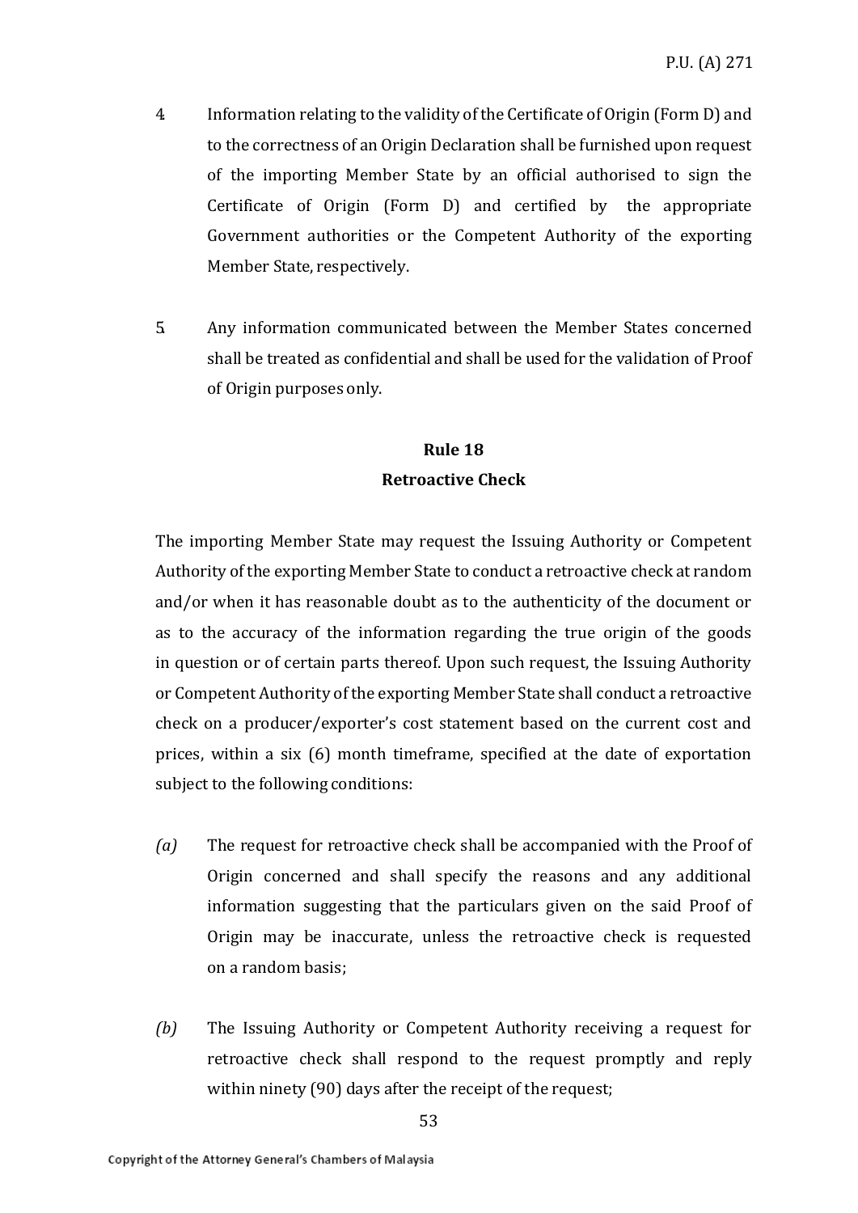4. Information relating to the validity of the Certificate of Origin (Form D) and to the correctness of an Origin Declaration shall be furnished upon request of the importing Member State by an official authorised to sign the Certificate of Origin (Form D) and certified by the appropriate Government authorities or the Competent Authority of the exporting Member State, respectively.

5. Any information communicated between the Member States concerned shall be treated as confidential and shall be used for the validation of Proof of Origin purposes only.

**Rule 18**
**Retroactive Check**

The importing Member State may request the Issuing Authority or Competent Authority of the exporting Member State to conduct a retroactive check at random and/or when it has reasonable doubt as to the authenticity of the document or as to the accuracy of the information regarding the true origin of the goods in question or of certain parts thereof. Upon such request, the Issuing Authority or Competent Authority of the exporting Member State shall conduct a retroactive check on a producer/exporter's cost statement based on the current cost and prices, within a six (6) month timeframe, specified at the date of exportation subject to the following conditions:

*(a)* The request for retroactive check shall be accompanied with the Proof of Origin concerned and shall specify the reasons and any additional information suggesting that the particulars given on the said Proof of Origin may be inaccurate, unless the retroactive check is requested on a random basis;

*(b)* The Issuing Authority or Competent Authority receiving a request for retroactive check shall respond to the request promptly and reply within ninety (90) days after the receipt of the request;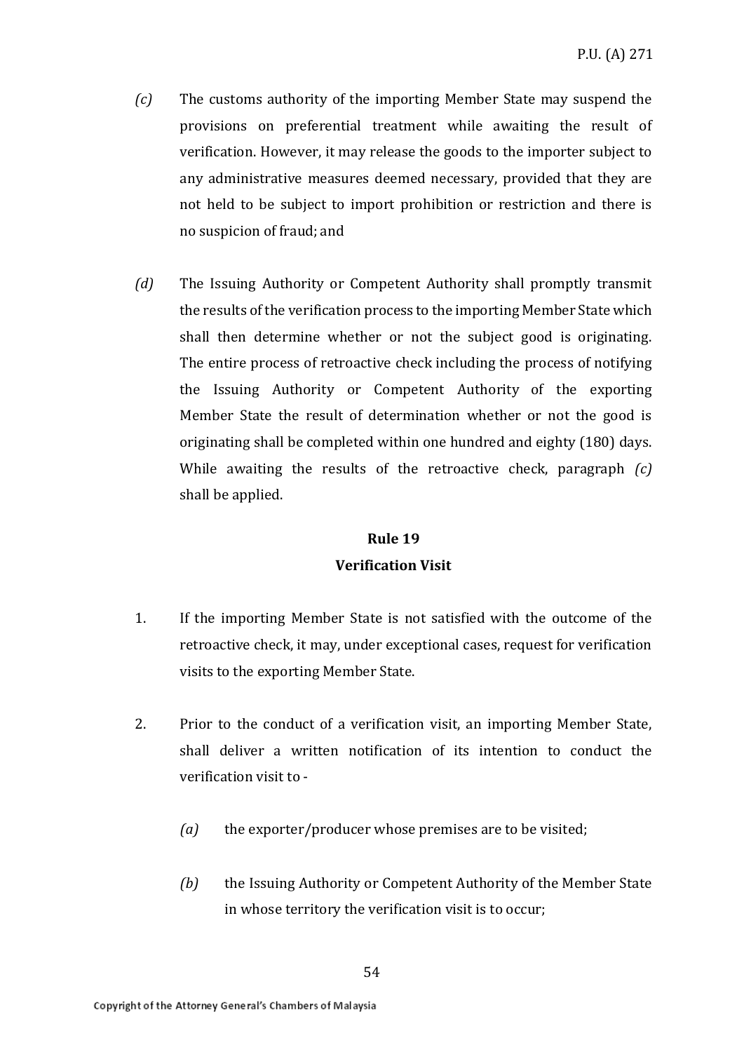*(c)* The customs authority of the importing Member State may suspend the provisions on preferential treatment while awaiting the result of verification. However, it may release the goods to the importer subject to any administrative measures deemed necessary, provided that they are not held to be subject to import prohibition or restriction and there is no suspicion of fraud; and

*(d)* The Issuing Authority or Competent Authority shall promptly transmit the results of the verification process to the importing Member State which shall then determine whether or not the subject good is originating. The entire process of retroactive check including the process of notifying the Issuing Authority or Competent Authority of the exporting Member State the result of determination whether or not the good is originating shall be completed within one hundred and eighty (180) days. While awaiting the results of the retroactive check, paragraph *(c)* shall be applied.

**Rule 19**

**Verification Visit**

1. If the importing Member State is not satisfied with the outcome of the retroactive check, it may, under exceptional cases, request for verification visits to the exporting Member State.

2. Prior to the conduct of a verification visit, an importing Member State, shall deliver a written notification of its intention to conduct the verification visit to -

   *(a)* the exporter/producer whose premises are to be visited;

   *(b)* the Issuing Authority or Competent Authority of the Member State in whose territory the verification visit is to occur;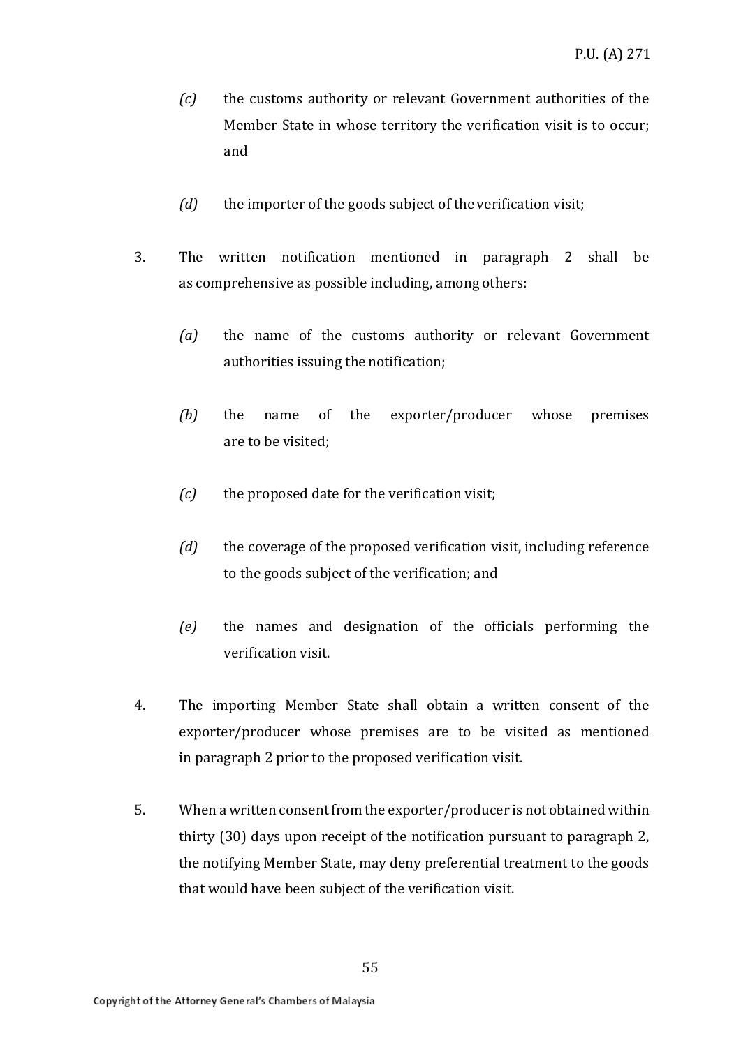*(c)* the customs authority or relevant Government authorities of the Member State in whose territory the verification visit is to occur; and

*(d)* the importer of the goods subject of the verification visit;

3. The written notification mentioned in paragraph 2 shall be as comprehensive as possible including, among others:

   *(a)* the name of the customs authority or relevant Government authorities issuing the notification;

   *(b)* the name of the exporter/producer whose premises are to be visited;

   *(c)* the proposed date for the verification visit;

   *(d)* the coverage of the proposed verification visit, including reference to the goods subject of the verification; and

   *(e)* the names and designation of the officials performing the verification visit.

4. The importing Member State shall obtain a written consent of the exporter/producer whose premises are to be visited as mentioned in paragraph 2 prior to the proposed verification visit.

5. When a written consent from the exporter/producer is not obtained within thirty (30) days upon receipt of the notification pursuant to paragraph 2, the notifying Member State, may deny preferential treatment to the goods that would have been subject of the verification visit.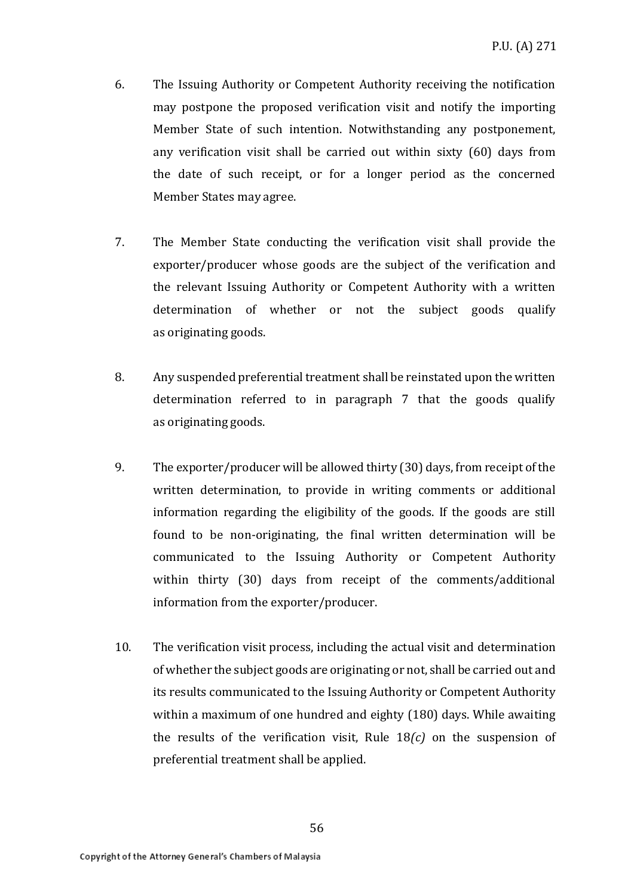6. The Issuing Authority or Competent Authority receiving the notification may postpone the proposed verification visit and notify the importing Member State of such intention. Notwithstanding any postponement, any verification visit shall be carried out within sixty (60) days from the date of such receipt, or for a longer period as the concerned Member States may agree.

7. The Member State conducting the verification visit shall provide the exporter/producer whose goods are the subject of the verification and the relevant Issuing Authority or Competent Authority with a written determination of whether or not the subject goods qualify as originating goods.

8. Any suspended preferential treatment shall be reinstated upon the written determination referred to in paragraph 7 that the goods qualify as originating goods.

9. The exporter/producer will be allowed thirty (30) days, from receipt of the written determination, to provide in writing comments or additional information regarding the eligibility of the goods. If the goods are still found to be non-originating, the final written determination will be communicated to the Issuing Authority or Competent Authority within thirty (30) days from receipt of the comments/additional information from the exporter/producer.

10. The verification visit process, including the actual visit and determination of whether the subject goods are originating or not, shall be carried out and its results communicated to the Issuing Authority or Competent Authority within a maximum of one hundred and eighty (180) days. While awaiting the results of the verification visit, Rule 18*(c)* on the suspension of preferential treatment shall be applied.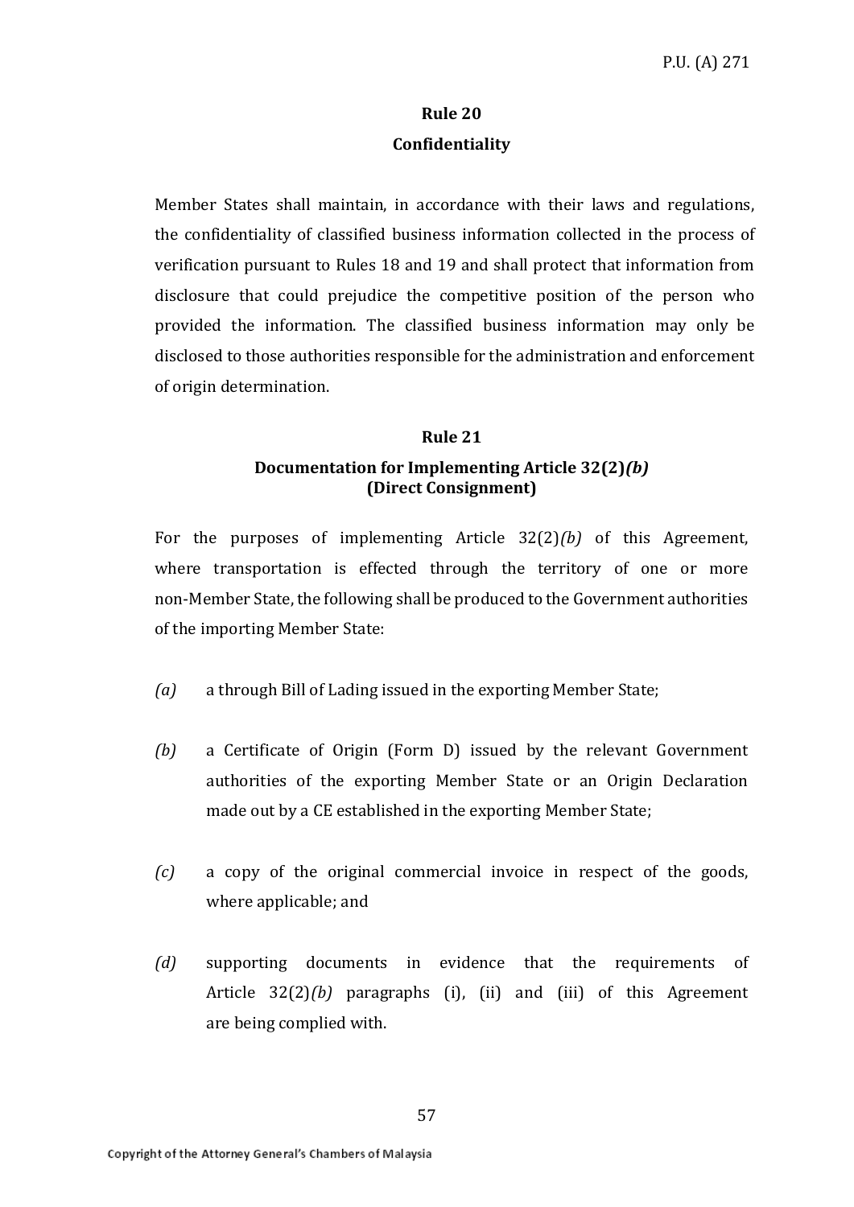## Rule 20

### Confidentiality

Member States shall maintain, in accordance with their laws and regulations, the confidentiality of classified business information collected in the process of verification pursuant to Rules 18 and 19 and shall protect that information from disclosure that could prejudice the competitive position of the person who provided the information. The classified business information may only be disclosed to those authorities responsible for the administration and enforcement of origin determination.

## Rule 21

### Documentation for Implementing Article 32(2)*(b)* (Direct Consignment)

For the purposes of implementing Article 32(2)*(b)* of this Agreement, where transportation is effected through the territory of one or more non-Member State, the following shall be produced to the Government authorities of the importing Member State:

*(a)* a through Bill of Lading issued in the exporting Member State;

*(b)* a Certificate of Origin (Form D) issued by the relevant Government authorities of the exporting Member State or an Origin Declaration made out by a CE established in the exporting Member State;

*(c)* a copy of the original commercial invoice in respect of the goods, where applicable; and

*(d)* supporting documents in evidence that the requirements of Article 32(2)*(b)* paragraphs (i), (ii) and (iii) of this Agreement are being complied with.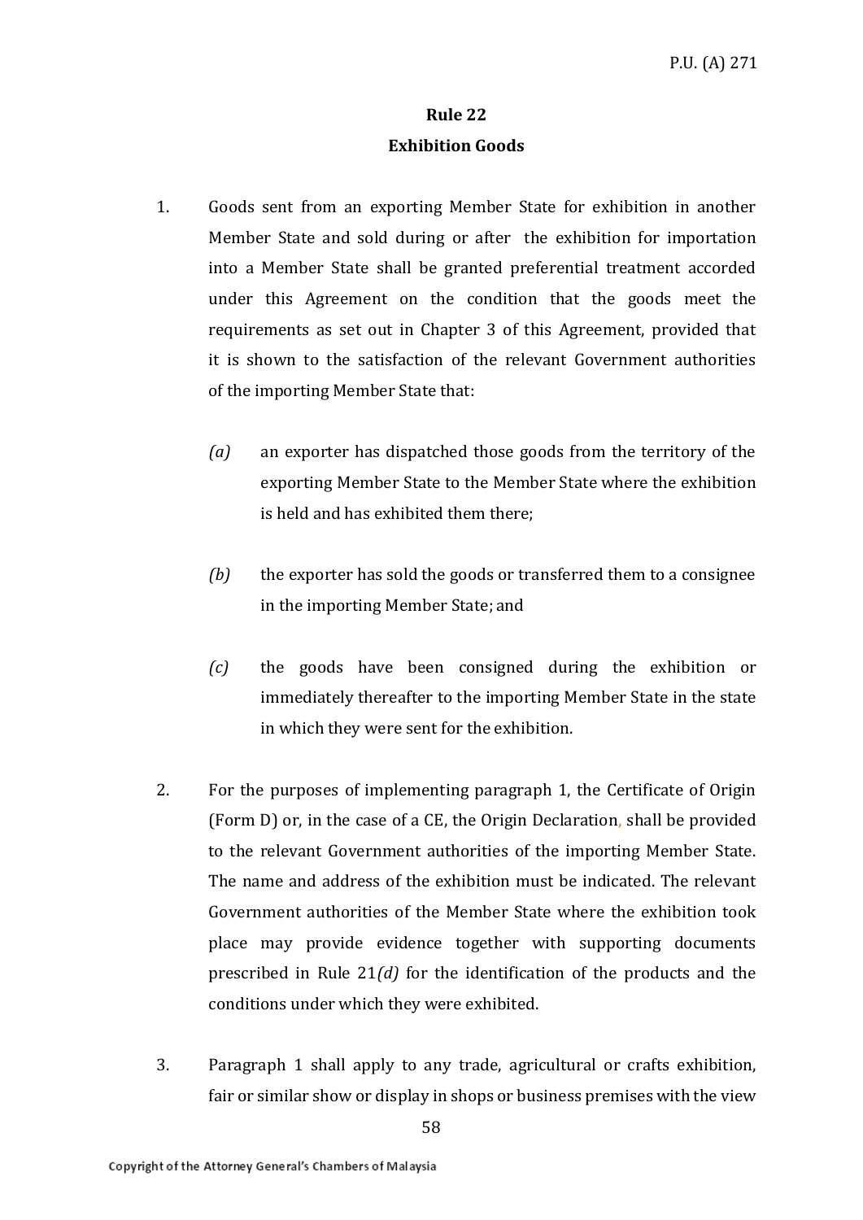## Rule 22

## Exhibition Goods

1. Goods sent from an exporting Member State for exhibition in another Member State and sold during or after the exhibition for importation into a Member State shall be granted preferential treatment accorded under this Agreement on the condition that the goods meet the requirements as set out in Chapter 3 of this Agreement, provided that it is shown to the satisfaction of the relevant Government authorities of the importing Member State that:

   *(a)* an exporter has dispatched those goods from the territory of the exporting Member State to the Member State where the exhibition is held and has exhibited them there;

   *(b)* the exporter has sold the goods or transferred them to a consignee in the importing Member State; and

   *(c)* the goods have been consigned during the exhibition or immediately thereafter to the importing Member State in the state in which they were sent for the exhibition.

2. For the purposes of implementing paragraph 1, the Certificate of Origin (Form D) or, in the case of a CE, the Origin Declaration, shall be provided to the relevant Government authorities of the importing Member State. The name and address of the exhibition must be indicated. The relevant Government authorities of the Member State where the exhibition took place may provide evidence together with supporting documents prescribed in Rule 21*(d)* for the identification of the products and the conditions under which they were exhibited.

3. Paragraph 1 shall apply to any trade, agricultural or crafts exhibition, fair or similar show or display in shops or business premises with the view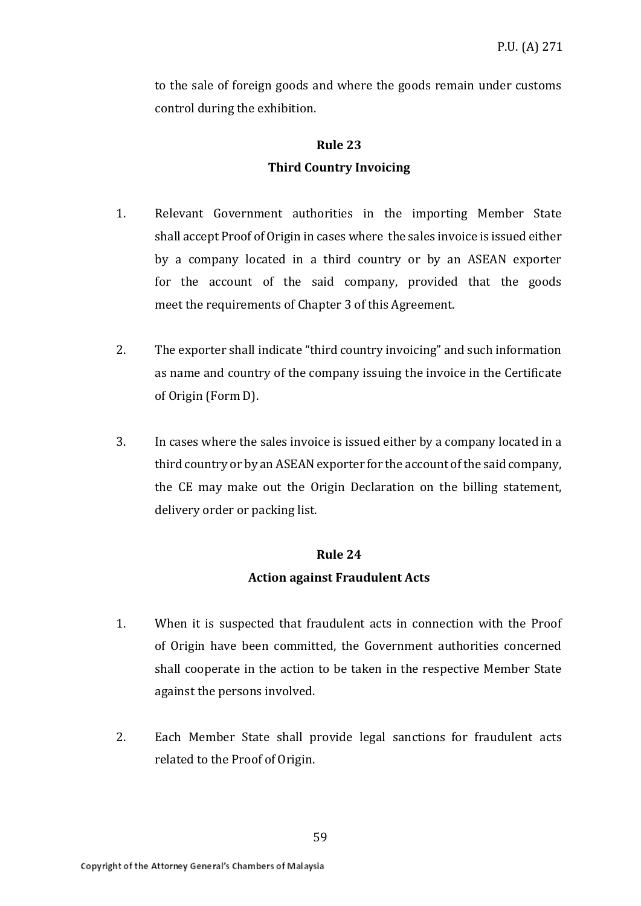to the sale of foreign goods and where the goods remain under customs control during the exhibition.

## Rule 23
## Third Country Invoicing

1. Relevant Government authorities in the importing Member State shall accept Proof of Origin in cases where the sales invoice is issued either by a company located in a third country or by an ASEAN exporter for the account of the said company, provided that the goods meet the requirements of Chapter 3 of this Agreement.

2. The exporter shall indicate "third country invoicing" and such information as name and country of the company issuing the invoice in the Certificate of Origin (Form D).

3. In cases where the sales invoice is issued either by a company located in a third country or by an ASEAN exporter for the account of the said company, the CE may make out the Origin Declaration on the billing statement, delivery order or packing list.

## Rule 24
## Action against Fraudulent Acts

1. When it is suspected that fraudulent acts in connection with the Proof of Origin have been committed, the Government authorities concerned shall cooperate in the action to be taken in the respective Member State against the persons involved.

2. Each Member State shall provide legal sanctions for fraudulent acts related to the Proof of Origin.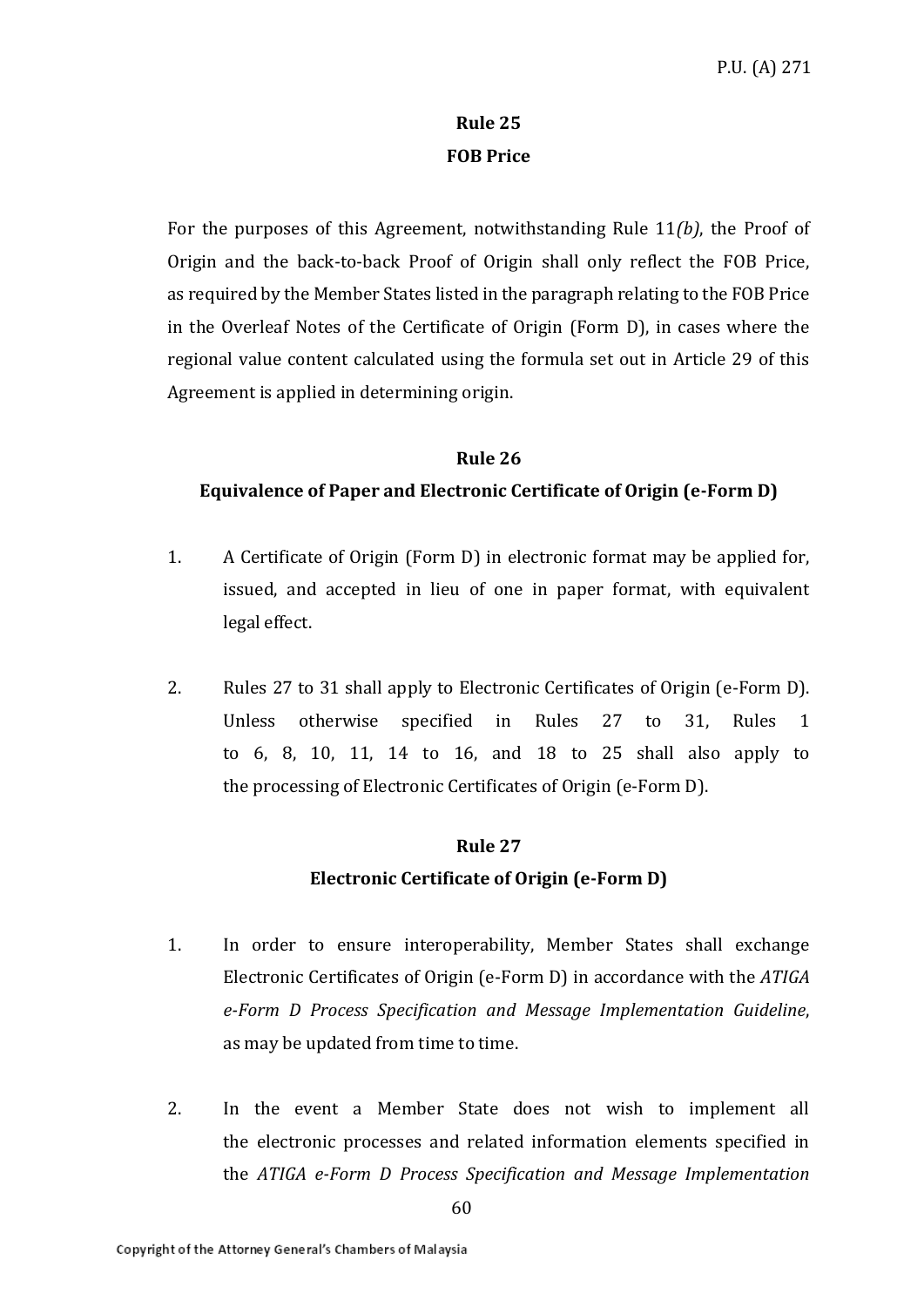## Rule 25

### FOB Price

For the purposes of this Agreement, notwithstanding Rule 11*(b)*, the Proof of Origin and the back-to-back Proof of Origin shall only reflect the FOB Price, as required by the Member States listed in the paragraph relating to the FOB Price in the Overleaf Notes of the Certificate of Origin (Form D), in cases where the regional value content calculated using the formula set out in Article 29 of this Agreement is applied in determining origin.

## Rule 26

### Equivalence of Paper and Electronic Certificate of Origin (e-Form D)

1. A Certificate of Origin (Form D) in electronic format may be applied for, issued, and accepted in lieu of one in paper format, with equivalent legal effect.

2. Rules 27 to 31 shall apply to Electronic Certificates of Origin (e-Form D). Unless otherwise specified in Rules 27 to 31, Rules 1 to 6, 8, 10, 11, 14 to 16, and 18 to 25 shall also apply to the processing of Electronic Certificates of Origin (e-Form D).

## Rule 27

### Electronic Certificate of Origin (e-Form D)

1. In order to ensure interoperability, Member States shall exchange Electronic Certificates of Origin (e-Form D) in accordance with the *ATIGA e-Form D Process Specification and Message Implementation Guideline*, as may be updated from time to time.

2. In the event a Member State does not wish to implement all the electronic processes and related information elements specified in the *ATIGA e-Form D Process Specification and Message Implementation*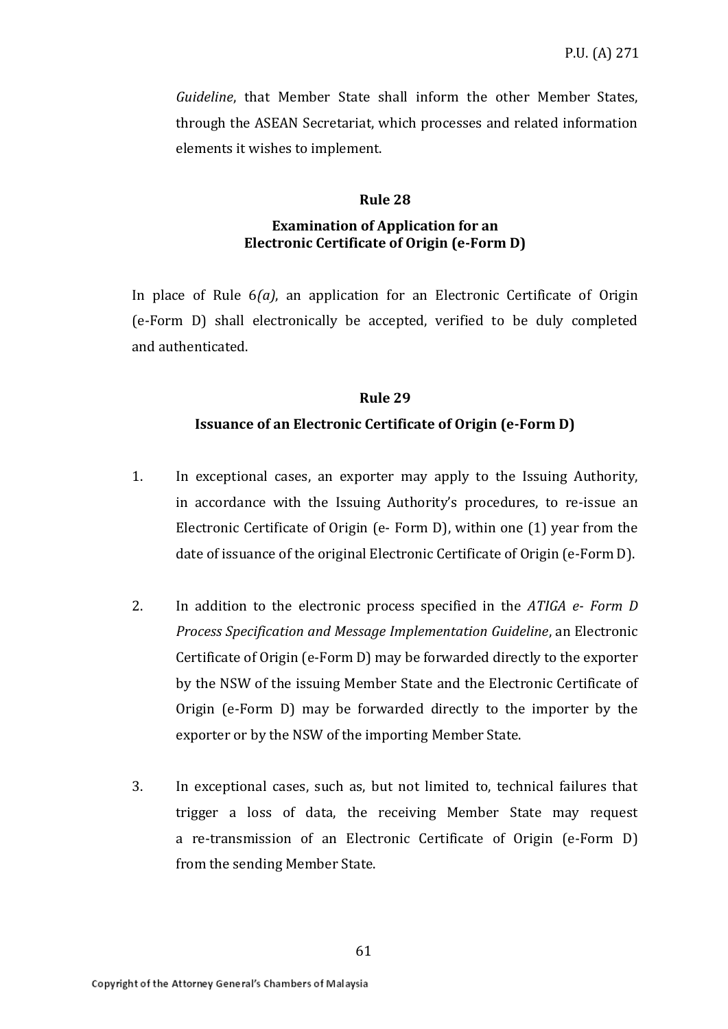*Guideline*, that Member State shall inform the other Member States, through the ASEAN Secretariat, which processes and related information elements it wishes to implement.

### Rule 28

### Examination of Application for an Electronic Certificate of Origin (e-Form D)

In place of Rule 6*(a)*, an application for an Electronic Certificate of Origin (e-Form D) shall electronically be accepted, verified to be duly completed and authenticated.

### Rule 29

### Issuance of an Electronic Certificate of Origin (e-Form D)

1. In exceptional cases, an exporter may apply to the Issuing Authority, in accordance with the Issuing Authority's procedures, to re-issue an Electronic Certificate of Origin (e- Form D), within one (1) year from the date of issuance of the original Electronic Certificate of Origin (e-Form D).

2. In addition to the electronic process specified in the *ATIGA e- Form D Process Specification and Message Implementation Guideline*, an Electronic Certificate of Origin (e-Form D) may be forwarded directly to the exporter by the NSW of the issuing Member State and the Electronic Certificate of Origin (e-Form D) may be forwarded directly to the importer by the exporter or by the NSW of the importing Member State.

3. In exceptional cases, such as, but not limited to, technical failures that trigger a loss of data, the receiving Member State may request a re-transmission of an Electronic Certificate of Origin (e-Form D) from the sending Member State.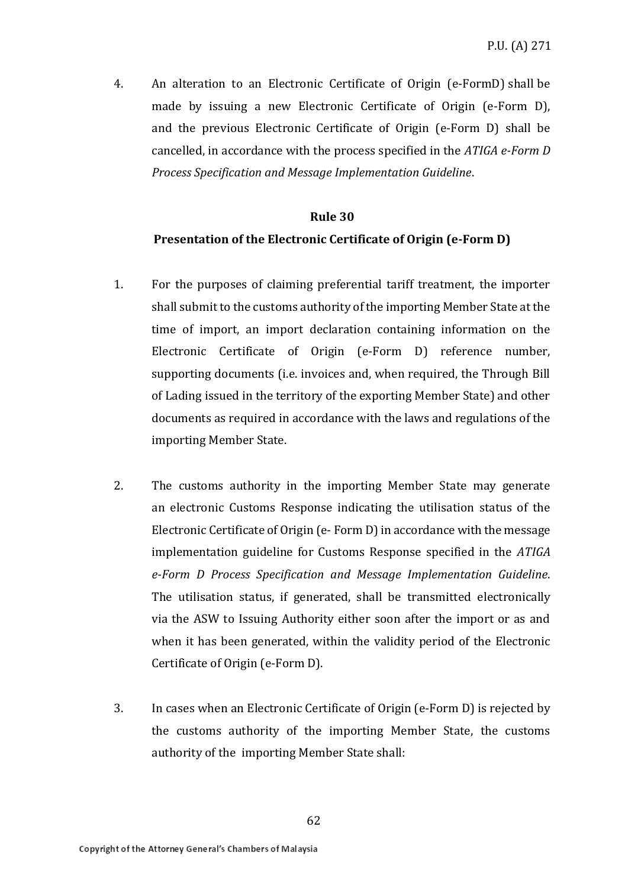4. An alteration to an Electronic Certificate of Origin (e-FormD) shall be made by issuing a new Electronic Certificate of Origin (e-Form D), and the previous Electronic Certificate of Origin (e-Form D) shall be cancelled, in accordance with the process specified in the *ATIGA e-Form D Process Specification and Message Implementation Guideline*.

**Rule 30**

**Presentation of the Electronic Certificate of Origin (e-Form D)**

1. For the purposes of claiming preferential tariff treatment, the importer shall submit to the customs authority of the importing Member State at the time of import, an import declaration containing information on the Electronic Certificate of Origin (e-Form D) reference number, supporting documents (i.e. invoices and, when required, the Through Bill of Lading issued in the territory of the exporting Member State) and other documents as required in accordance with the laws and regulations of the importing Member State.

2. The customs authority in the importing Member State may generate an electronic Customs Response indicating the utilisation status of the Electronic Certificate of Origin (e- Form D) in accordance with the message implementation guideline for Customs Response specified in the *ATIGA e-Form D Process Specification and Message Implementation Guideline*. The utilisation status, if generated, shall be transmitted electronically via the ASW to Issuing Authority either soon after the import or as and when it has been generated, within the validity period of the Electronic Certificate of Origin (e-Form D).

3. In cases when an Electronic Certificate of Origin (e-Form D) is rejected by the customs authority of the importing Member State, the customs authority of the importing Member State shall: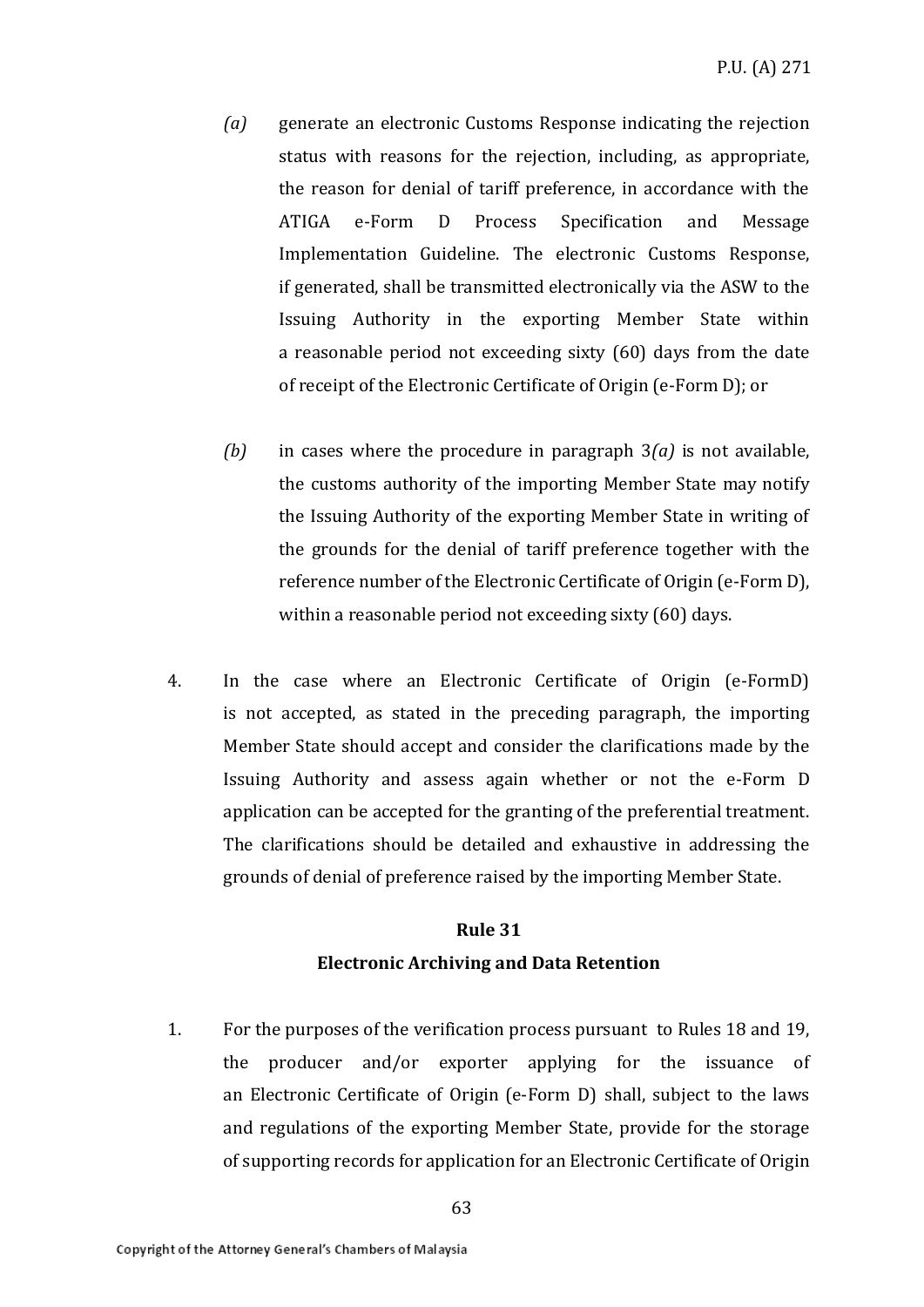*(a)* generate an electronic Customs Response indicating the rejection status with reasons for the rejection, including, as appropriate, the reason for denial of tariff preference, in accordance with the ATIGA e-Form D Process Specification and Message Implementation Guideline. The electronic Customs Response, if generated, shall be transmitted electronically via the ASW to the Issuing Authority in the exporting Member State within a reasonable period not exceeding sixty (60) days from the date of receipt of the Electronic Certificate of Origin (e-Form D); or

*(b)* in cases where the procedure in paragraph 3*(a)* is not available, the customs authority of the importing Member State may notify the Issuing Authority of the exporting Member State in writing of the grounds for the denial of tariff preference together with the reference number of the Electronic Certificate of Origin (e-Form D), within a reasonable period not exceeding sixty (60) days.

4. In the case where an Electronic Certificate of Origin (e-FormD) is not accepted, as stated in the preceding paragraph, the importing Member State should accept and consider the clarifications made by the Issuing Authority and assess again whether or not the e-Form D application can be accepted for the granting of the preferential treatment. The clarifications should be detailed and exhaustive in addressing the grounds of denial of preference raised by the importing Member State.

**Rule 31**

**Electronic Archiving and Data Retention**

1. For the purposes of the verification process pursuant to Rules 18 and 19, the producer and/or exporter applying for the issuance of an Electronic Certificate of Origin (e-Form D) shall, subject to the laws and regulations of the exporting Member State, provide for the storage of supporting records for application for an Electronic Certificate of Origin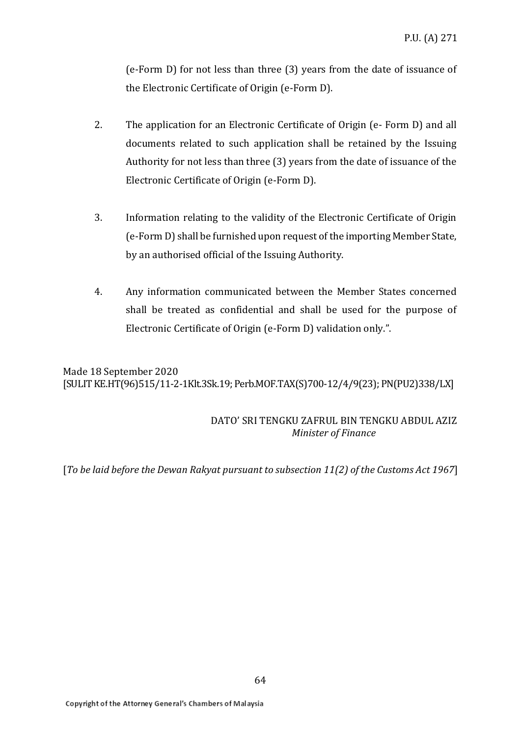(e-Form D) for not less than three (3) years from the date of issuance of the Electronic Certificate of Origin (e-Form D).

2. The application for an Electronic Certificate of Origin (e- Form D) and all documents related to such application shall be retained by the Issuing Authority for not less than three (3) years from the date of issuance of the Electronic Certificate of Origin (e-Form D).

3. Information relating to the validity of the Electronic Certificate of Origin (e-Form D) shall be furnished upon request of the importing Member State, by an authorised official of the Issuing Authority.

4. Any information communicated between the Member States concerned shall be treated as confidential and shall be used for the purpose of Electronic Certificate of Origin (e-Form D) validation only.".

Made 18 September 2020
[SULIT KE.HT(96)515/11-2-1Klt.3Sk.19; Perb.MOF.TAX(S)700-12/4/9(23); PN(PU2)338/LX]

DATO' SRI TENGKU ZAFRUL BIN TENGKU ABDUL AZIZ
*Minister of Finance*

[*To be laid before the Dewan Rakyat pursuant to subsection 11(2) of the Customs Act 1967*]